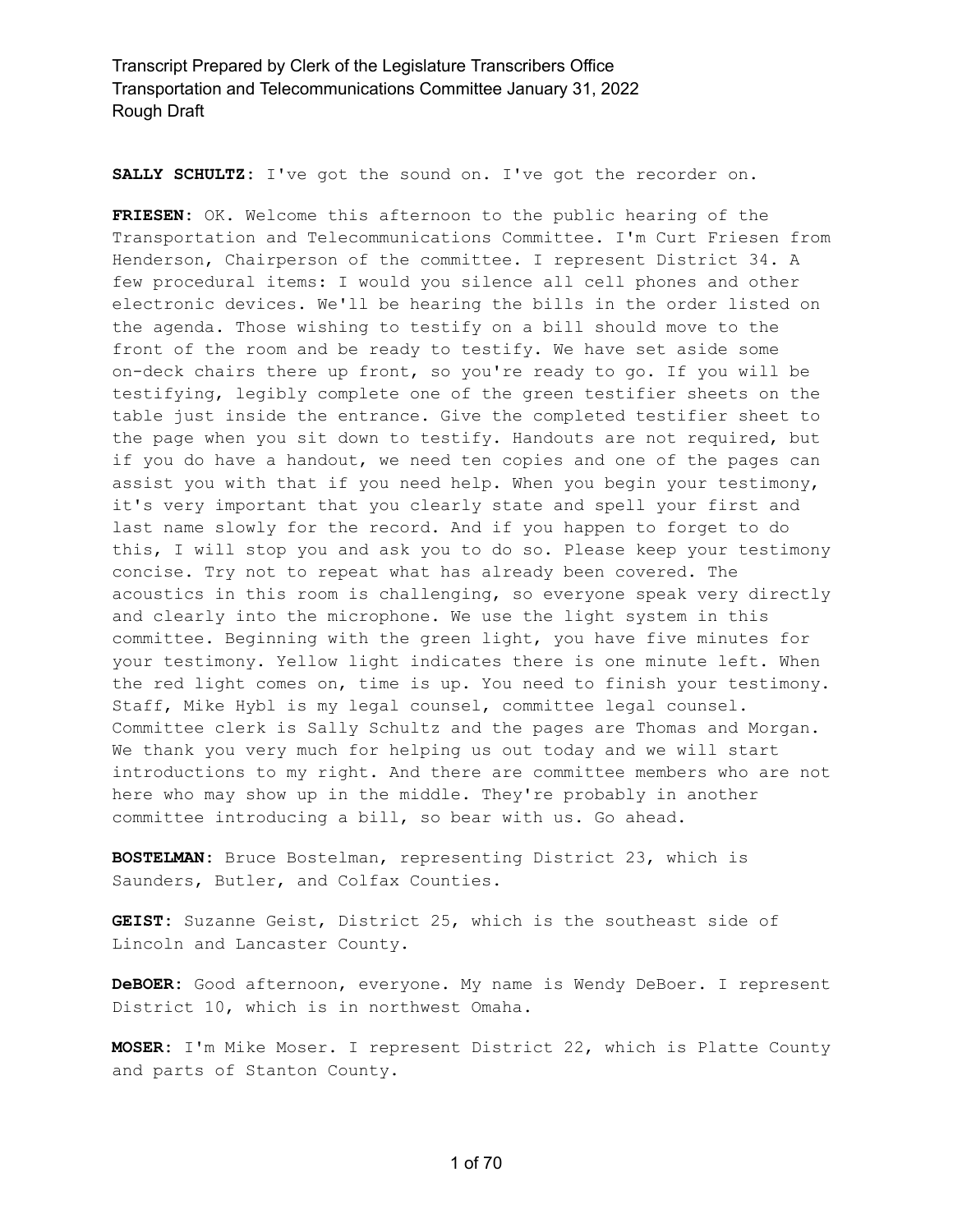**SALLY SCHULTZ:** I've got the sound on. I've got the recorder on.

**FRIESEN:** OK. Welcome this afternoon to the public hearing of the Transportation and Telecommunications Committee. I'm Curt Friesen from Henderson, Chairperson of the committee. I represent District 34. A few procedural items: I would you silence all cell phones and other electronic devices. We'll be hearing the bills in the order listed on the agenda. Those wishing to testify on a bill should move to the front of the room and be ready to testify. We have set aside some on-deck chairs there up front, so you're ready to go. If you will be testifying, legibly complete one of the green testifier sheets on the table just inside the entrance. Give the completed testifier sheet to the page when you sit down to testify. Handouts are not required, but if you do have a handout, we need ten copies and one of the pages can assist you with that if you need help. When you begin your testimony, it's very important that you clearly state and spell your first and last name slowly for the record. And if you happen to forget to do this, I will stop you and ask you to do so. Please keep your testimony concise. Try not to repeat what has already been covered. The acoustics in this room is challenging, so everyone speak very directly and clearly into the microphone. We use the light system in this committee. Beginning with the green light, you have five minutes for your testimony. Yellow light indicates there is one minute left. When the red light comes on, time is up. You need to finish your testimony. Staff, Mike Hybl is my legal counsel, committee legal counsel. Committee clerk is Sally Schultz and the pages are Thomas and Morgan. We thank you very much for helping us out today and we will start introductions to my right. And there are committee members who are not here who may show up in the middle. They're probably in another committee introducing a bill, so bear with us. Go ahead.

**BOSTELMAN:** Bruce Bostelman, representing District 23, which is Saunders, Butler, and Colfax Counties.

**GEIST:** Suzanne Geist, District 25, which is the southeast side of Lincoln and Lancaster County.

**DeBOER:** Good afternoon, everyone. My name is Wendy DeBoer. I represent District 10, which is in northwest Omaha.

**MOSER:** I'm Mike Moser. I represent District 22, which is Platte County and parts of Stanton County.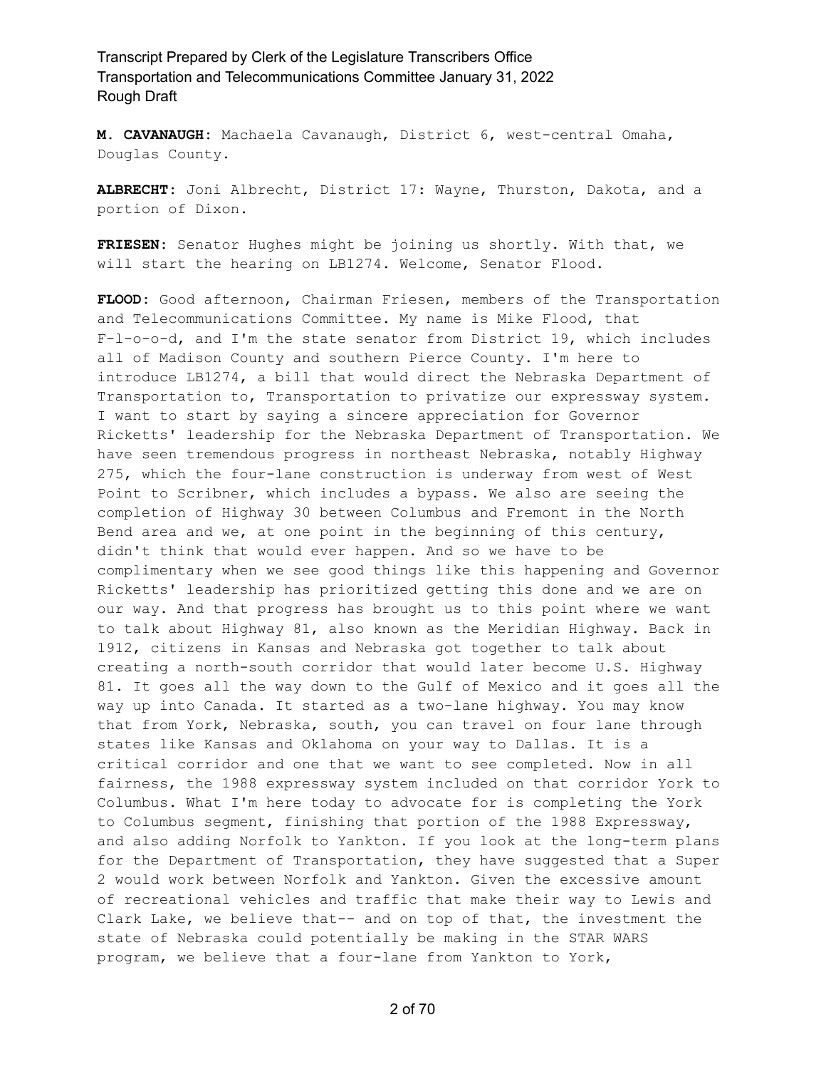**M. CAVANAUGH:** Machaela Cavanaugh, District 6, west-central Omaha, Douglas County.

**ALBRECHT:** Joni Albrecht, District 17: Wayne, Thurston, Dakota, and a portion of Dixon.

**FRIESEN:** Senator Hughes might be joining us shortly. With that, we will start the hearing on LB1274. Welcome, Senator Flood.

**FLOOD:** Good afternoon, Chairman Friesen, members of the Transportation and Telecommunications Committee. My name is Mike Flood, that F-l-o-o-d, and I'm the state senator from District 19, which includes all of Madison County and southern Pierce County. I'm here to introduce LB1274, a bill that would direct the Nebraska Department of Transportation to, Transportation to privatize our expressway system. I want to start by saying a sincere appreciation for Governor Ricketts' leadership for the Nebraska Department of Transportation. We have seen tremendous progress in northeast Nebraska, notably Highway 275, which the four-lane construction is underway from west of West Point to Scribner, which includes a bypass. We also are seeing the completion of Highway 30 between Columbus and Fremont in the North Bend area and we, at one point in the beginning of this century, didn't think that would ever happen. And so we have to be complimentary when we see good things like this happening and Governor Ricketts' leadership has prioritized getting this done and we are on our way. And that progress has brought us to this point where we want to talk about Highway 81, also known as the Meridian Highway. Back in 1912, citizens in Kansas and Nebraska got together to talk about creating a north-south corridor that would later become U.S. Highway 81. It goes all the way down to the Gulf of Mexico and it goes all the way up into Canada. It started as a two-lane highway. You may know that from York, Nebraska, south, you can travel on four lane through states like Kansas and Oklahoma on your way to Dallas. It is a critical corridor and one that we want to see completed. Now in all fairness, the 1988 expressway system included on that corridor York to Columbus. What I'm here today to advocate for is completing the York to Columbus segment, finishing that portion of the 1988 Expressway, and also adding Norfolk to Yankton. If you look at the long-term plans for the Department of Transportation, they have suggested that a Super 2 would work between Norfolk and Yankton. Given the excessive amount of recreational vehicles and traffic that make their way to Lewis and Clark Lake, we believe that-- and on top of that, the investment the state of Nebraska could potentially be making in the STAR WARS program, we believe that a four-lane from Yankton to York,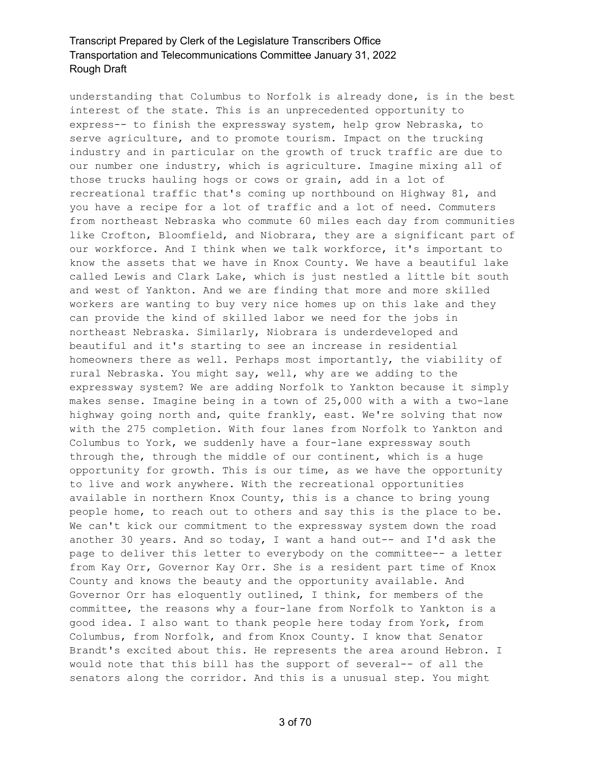understanding that Columbus to Norfolk is already done, is in the best interest of the state. This is an unprecedented opportunity to express-- to finish the expressway system, help grow Nebraska, to serve agriculture, and to promote tourism. Impact on the trucking industry and in particular on the growth of truck traffic are due to our number one industry, which is agriculture. Imagine mixing all of those trucks hauling hogs or cows or grain, add in a lot of recreational traffic that's coming up northbound on Highway 81, and you have a recipe for a lot of traffic and a lot of need. Commuters from northeast Nebraska who commute 60 miles each day from communities like Crofton, Bloomfield, and Niobrara, they are a significant part of our workforce. And I think when we talk workforce, it's important to know the assets that we have in Knox County. We have a beautiful lake called Lewis and Clark Lake, which is just nestled a little bit south and west of Yankton. And we are finding that more and more skilled workers are wanting to buy very nice homes up on this lake and they can provide the kind of skilled labor we need for the jobs in northeast Nebraska. Similarly, Niobrara is underdeveloped and beautiful and it's starting to see an increase in residential homeowners there as well. Perhaps most importantly, the viability of rural Nebraska. You might say, well, why are we adding to the expressway system? We are adding Norfolk to Yankton because it simply makes sense. Imagine being in a town of 25,000 with a with a two-lane highway going north and, quite frankly, east. We're solving that now with the 275 completion. With four lanes from Norfolk to Yankton and Columbus to York, we suddenly have a four-lane expressway south through the, through the middle of our continent, which is a huge opportunity for growth. This is our time, as we have the opportunity to live and work anywhere. With the recreational opportunities available in northern Knox County, this is a chance to bring young people home, to reach out to others and say this is the place to be. We can't kick our commitment to the expressway system down the road another 30 years. And so today, I want a hand out-- and I'd ask the page to deliver this letter to everybody on the committee-- a letter from Kay Orr, Governor Kay Orr. She is a resident part time of Knox County and knows the beauty and the opportunity available. And Governor Orr has eloquently outlined, I think, for members of the committee, the reasons why a four-lane from Norfolk to Yankton is a good idea. I also want to thank people here today from York, from Columbus, from Norfolk, and from Knox County. I know that Senator Brandt's excited about this. He represents the area around Hebron. I would note that this bill has the support of several-- of all the senators along the corridor. And this is a unusual step. You might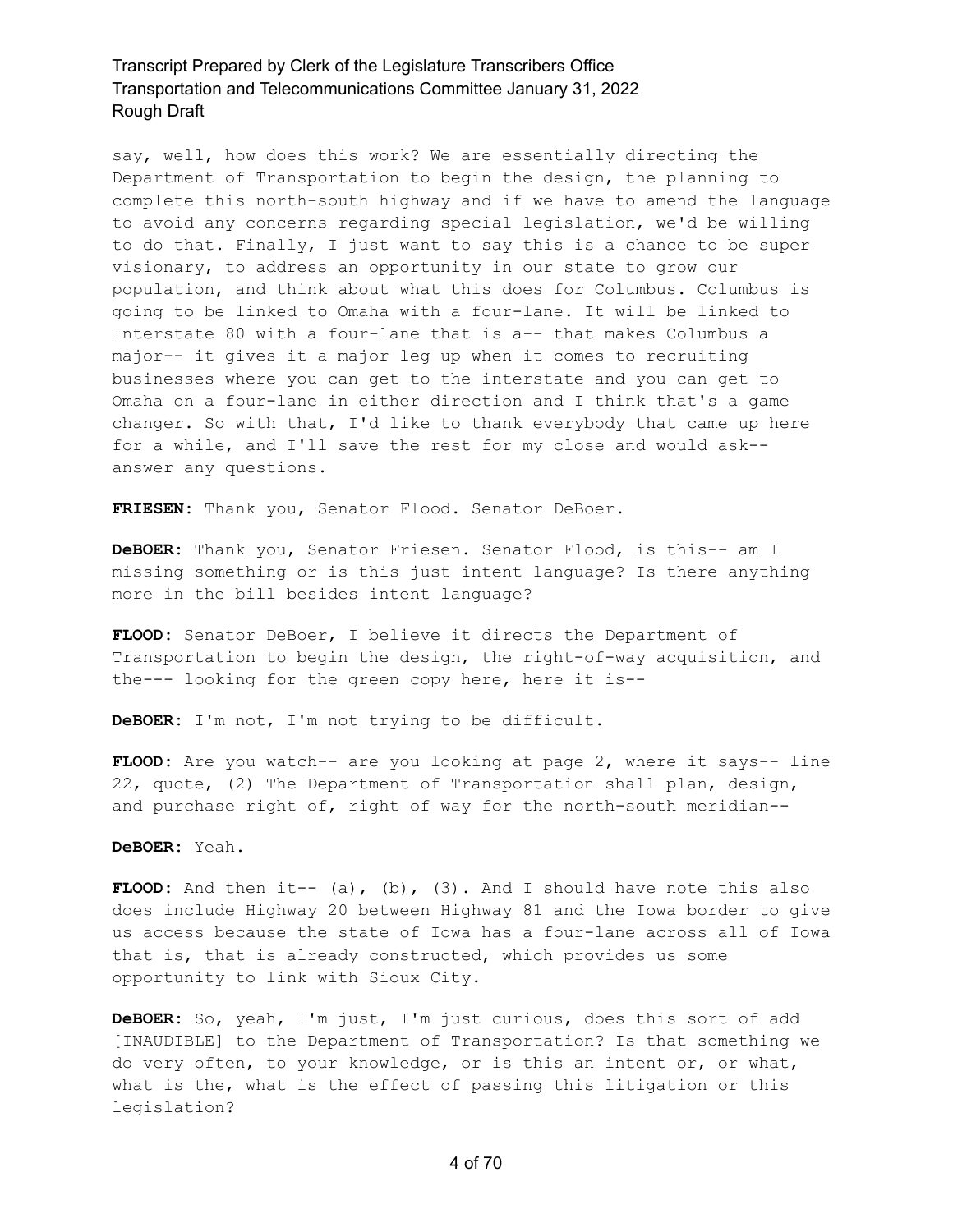say, well, how does this work? We are essentially directing the Department of Transportation to begin the design, the planning to complete this north-south highway and if we have to amend the language to avoid any concerns regarding special legislation, we'd be willing to do that. Finally, I just want to say this is a chance to be super visionary, to address an opportunity in our state to grow our population, and think about what this does for Columbus. Columbus is going to be linked to Omaha with a four-lane. It will be linked to Interstate 80 with a four-lane that is a-- that makes Columbus a major-- it gives it a major leg up when it comes to recruiting businesses where you can get to the interstate and you can get to Omaha on a four-lane in either direction and I think that's a game changer. So with that, I'd like to thank everybody that came up here for a while, and I'll save the rest for my close and would ask-- answer any questions.

**FRIESEN:** Thank you, Senator Flood. Senator DeBoer.

**DeBOER:** Thank you, Senator Friesen. Senator Flood, is this-- am I missing something or is this just intent language? Is there anything more in the bill besides intent language?

**FLOOD:** Senator DeBoer, I believe it directs the Department of Transportation to begin the design, the right-of-way acquisition, and the--- looking for the green copy here, here it is--

**DeBOER:** I'm not, I'm not trying to be difficult.

**FLOOD:** Are you watch-- are you looking at page 2, where it says-- line 22, quote, (2) The Department of Transportation shall plan, design, and purchase right of, right of way for the north-south meridian--

**DeBOER:** Yeah.

**FLOOD:** And then it-- (a), (b), (3). And I should have note this also does include Highway 20 between Highway 81 and the Iowa border to give us access because the state of Iowa has a four-lane across all of Iowa that is, that is already constructed, which provides us some opportunity to link with Sioux City.

**DeBOER:** So, yeah, I'm just, I'm just curious, does this sort of add [INAUDIBLE] to the Department of Transportation? Is that something we do very often, to your knowledge, or is this an intent or, or what, what is the, what is the effect of passing this litigation or this legislation?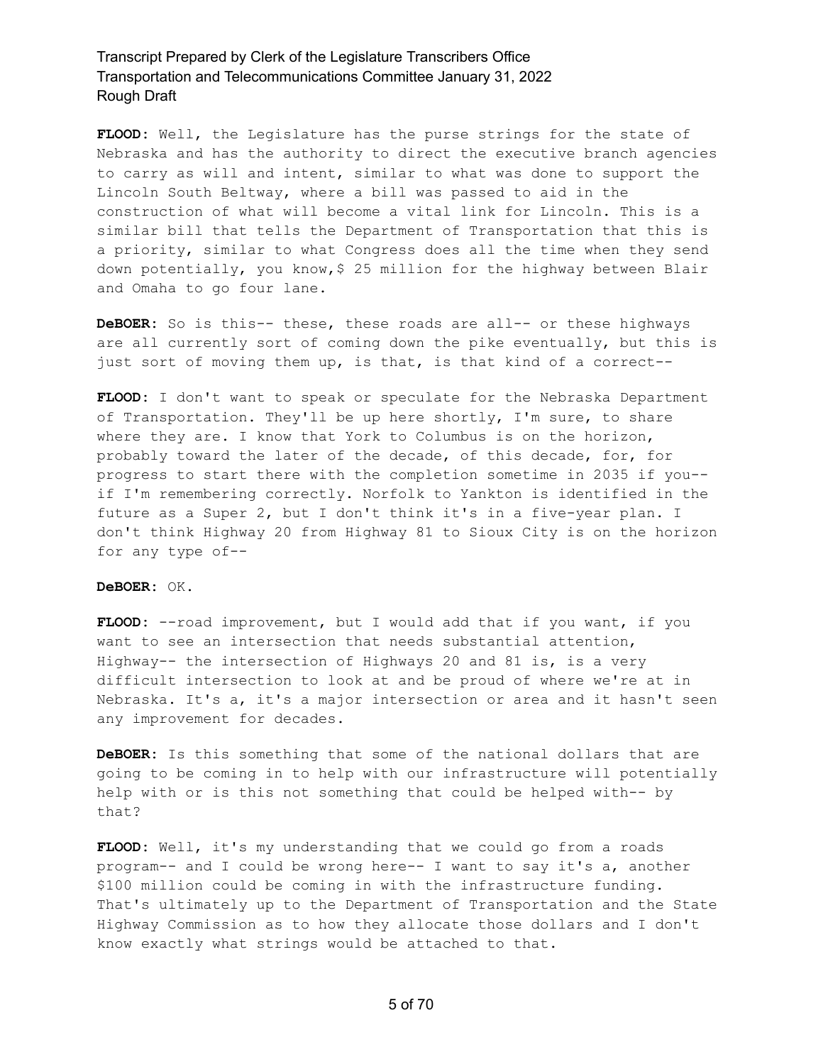**FLOOD:** Well, the Legislature has the purse strings for the state of Nebraska and has the authority to direct the executive branch agencies to carry as will and intent, similar to what was done to support the Lincoln South Beltway, where a bill was passed to aid in the construction of what will become a vital link for Lincoln. This is a similar bill that tells the Department of Transportation that this is a priority, similar to what Congress does all the time when they send down potentially, you know,$ 25 million for the highway between Blair and Omaha to go four lane.

**DeBOER:** So is this-- these, these roads are all-- or these highways are all currently sort of coming down the pike eventually, but this is just sort of moving them up, is that, is that kind of a correct--

**FLOOD:** I don't want to speak or speculate for the Nebraska Department of Transportation. They'll be up here shortly, I'm sure, to share where they are. I know that York to Columbus is on the horizon, probably toward the later of the decade, of this decade, for, for progress to start there with the completion sometime in 2035 if you-- if I'm remembering correctly. Norfolk to Yankton is identified in the future as a Super 2, but I don't think it's in a five-year plan. I don't think Highway 20 from Highway 81 to Sioux City is on the horizon for any type of--

**DeBOER:** OK.

**FLOOD:** --road improvement, but I would add that if you want, if you want to see an intersection that needs substantial attention, Highway-- the intersection of Highways 20 and 81 is, is a very difficult intersection to look at and be proud of where we're at in Nebraska. It's a, it's a major intersection or area and it hasn't seen any improvement for decades.

**DeBOER:** Is this something that some of the national dollars that are going to be coming in to help with our infrastructure will potentially help with or is this not something that could be helped with-- by that?

**FLOOD:** Well, it's my understanding that we could go from a roads program-- and I could be wrong here-- I want to say it's a, another $100 million could be coming in with the infrastructure funding. That's ultimately up to the Department of Transportation and the State Highway Commission as to how they allocate those dollars and I don't know exactly what strings would be attached to that.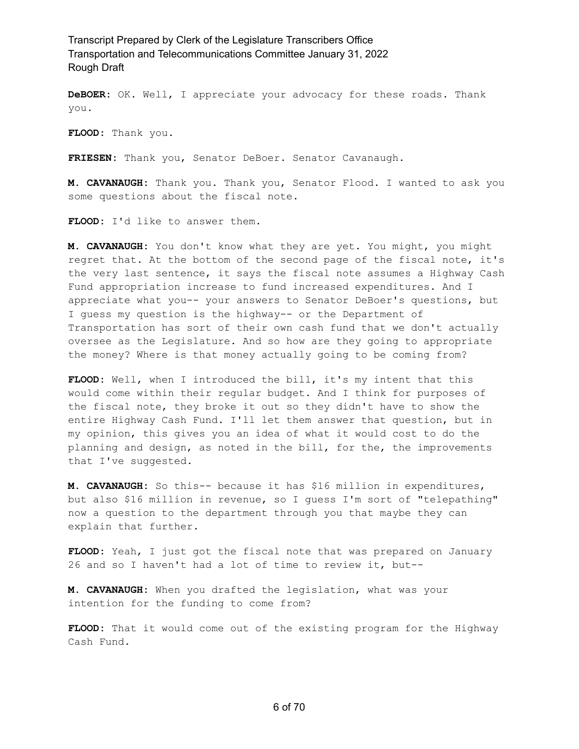**DeBOER:** OK. Well, I appreciate your advocacy for these roads. Thank you.

**FLOOD:** Thank you.

**FRIESEN:** Thank you, Senator DeBoer. Senator Cavanaugh.

**M. CAVANAUGH:** Thank you. Thank you, Senator Flood. I wanted to ask you some questions about the fiscal note.

**FLOOD:** I'd like to answer them.

**M. CAVANAUGH:** You don't know what they are yet. You might, you might regret that. At the bottom of the second page of the fiscal note, it's the very last sentence, it says the fiscal note assumes a Highway Cash Fund appropriation increase to fund increased expenditures. And I appreciate what you-- your answers to Senator DeBoer's questions, but I guess my question is the highway-- or the Department of Transportation has sort of their own cash fund that we don't actually oversee as the Legislature. And so how are they going to appropriate the money? Where is that money actually going to be coming from?

**FLOOD:** Well, when I introduced the bill, it's my intent that this would come within their regular budget. And I think for purposes of the fiscal note, they broke it out so they didn't have to show the entire Highway Cash Fund. I'll let them answer that question, but in my opinion, this gives you an idea of what it would cost to do the planning and design, as noted in the bill, for the, the improvements that I've suggested.

**M. CAVANAUGH:** So this-- because it has $16 million in expenditures, but also $16 million in revenue, so I guess I'm sort of "telepathing" now a question to the department through you that maybe they can explain that further.

**FLOOD:** Yeah, I just got the fiscal note that was prepared on January 26 and so I haven't had a lot of time to review it, but--

**M. CAVANAUGH:** When you drafted the legislation, what was your intention for the funding to come from?

**FLOOD:** That it would come out of the existing program for the Highway Cash Fund.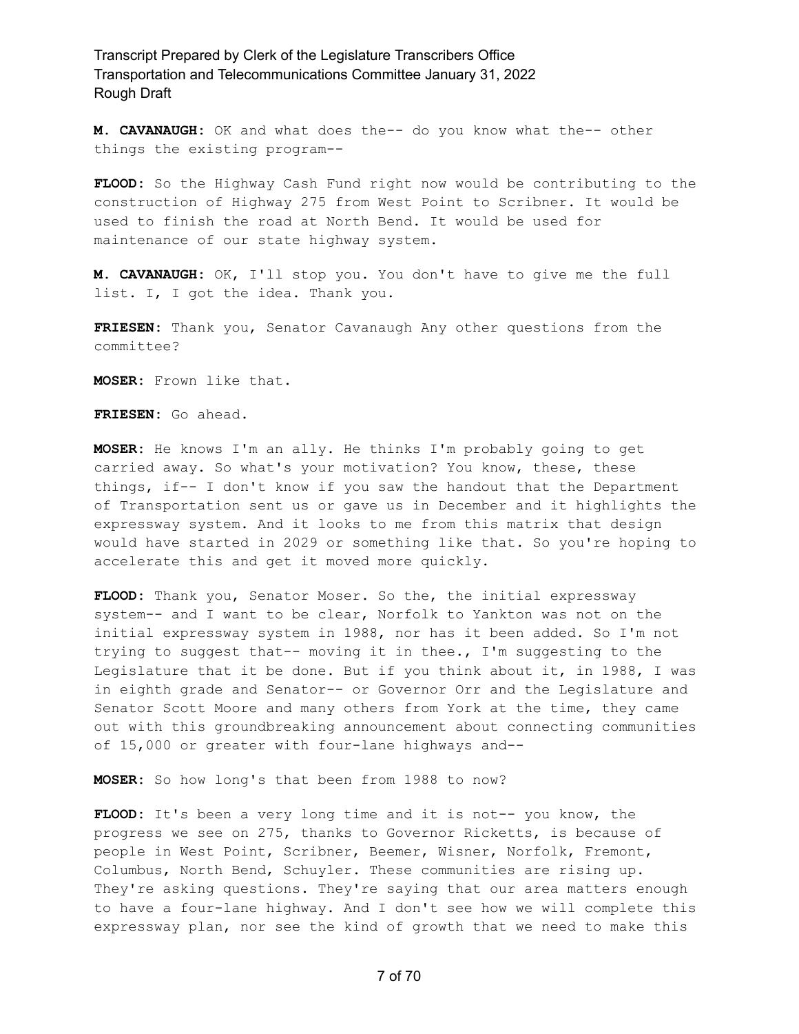**M. CAVANAUGH:** OK and what does the-- do you know what the-- other things the existing program--

**FLOOD:** So the Highway Cash Fund right now would be contributing to the construction of Highway 275 from West Point to Scribner. It would be used to finish the road at North Bend. It would be used for maintenance of our state highway system.

**M. CAVANAUGH:** OK, I'll stop you. You don't have to give me the full list. I, I got the idea. Thank you.

**FRIESEN:** Thank you, Senator Cavanaugh Any other questions from the committee?

**MOSER:** Frown like that.

**FRIESEN:** Go ahead.

**MOSER:** He knows I'm an ally. He thinks I'm probably going to get carried away. So what's your motivation? You know, these, these things, if-- I don't know if you saw the handout that the Department of Transportation sent us or gave us in December and it highlights the expressway system. And it looks to me from this matrix that design would have started in 2029 or something like that. So you're hoping to accelerate this and get it moved more quickly.

**FLOOD:** Thank you, Senator Moser. So the, the initial expressway system-- and I want to be clear, Norfolk to Yankton was not on the initial expressway system in 1988, nor has it been added. So I'm not trying to suggest that-- moving it in thee., I'm suggesting to the Legislature that it be done. But if you think about it, in 1988, I was in eighth grade and Senator-- or Governor Orr and the Legislature and Senator Scott Moore and many others from York at the time, they came out with this groundbreaking announcement about connecting communities of 15,000 or greater with four-lane highways and--

**MOSER:** So how long's that been from 1988 to now?

**FLOOD:** It's been a very long time and it is not-- you know, the progress we see on 275, thanks to Governor Ricketts, is because of people in West Point, Scribner, Beemer, Wisner, Norfolk, Fremont, Columbus, North Bend, Schuyler. These communities are rising up. They're asking questions. They're saying that our area matters enough to have a four-lane highway. And I don't see how we will complete this expressway plan, nor see the kind of growth that we need to make this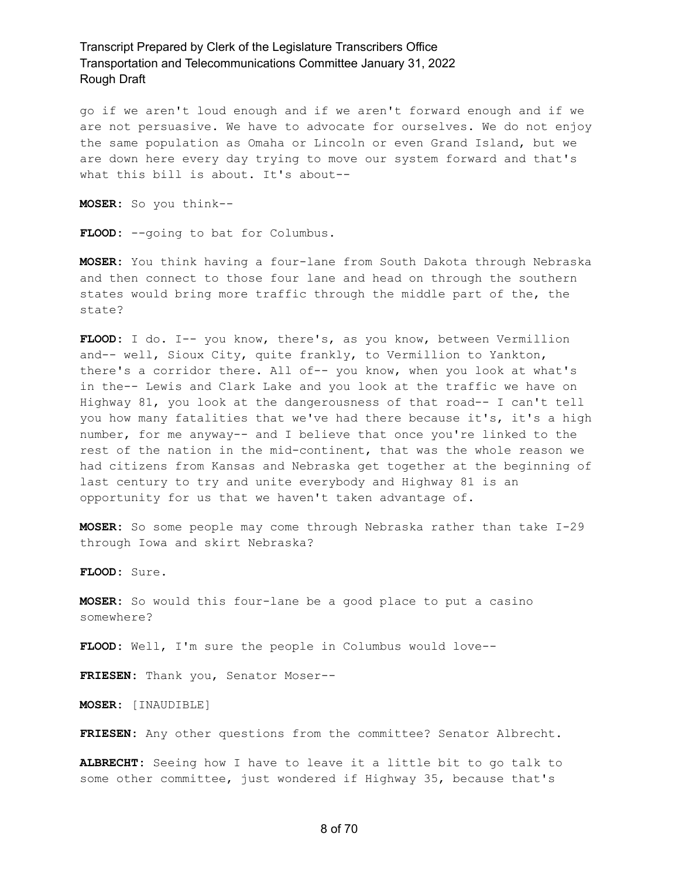go if we aren't loud enough and if we aren't forward enough and if we are not persuasive. We have to advocate for ourselves. We do not enjoy the same population as Omaha or Lincoln or even Grand Island, but we are down here every day trying to move our system forward and that's what this bill is about. It's about--

**MOSER:** So you think--

**FLOOD:** --going to bat for Columbus.

**MOSER:** You think having a four-lane from South Dakota through Nebraska and then connect to those four lane and head on through the southern states would bring more traffic through the middle part of the, the state?

**FLOOD:** I do. I-- you know, there's, as you know, between Vermillion and-- well, Sioux City, quite frankly, to Vermillion to Yankton, there's a corridor there. All of-- you know, when you look at what's in the-- Lewis and Clark Lake and you look at the traffic we have on Highway 81, you look at the dangerousness of that road-- I can't tell you how many fatalities that we've had there because it's, it's a high number, for me anyway-- and I believe that once you're linked to the rest of the nation in the mid-continent, that was the whole reason we had citizens from Kansas and Nebraska get together at the beginning of last century to try and unite everybody and Highway 81 is an opportunity for us that we haven't taken advantage of.

**MOSER:** So some people may come through Nebraska rather than take I-29 through Iowa and skirt Nebraska?

**FLOOD:** Sure.

**MOSER:** So would this four-lane be a good place to put a casino somewhere?

**FLOOD:** Well, I'm sure the people in Columbus would love--

**FRIESEN:** Thank you, Senator Moser--

**MOSER:** [INAUDIBLE]

**FRIESEN:** Any other questions from the committee? Senator Albrecht.

**ALBRECHT:** Seeing how I have to leave it a little bit to go talk to some other committee, just wondered if Highway 35, because that's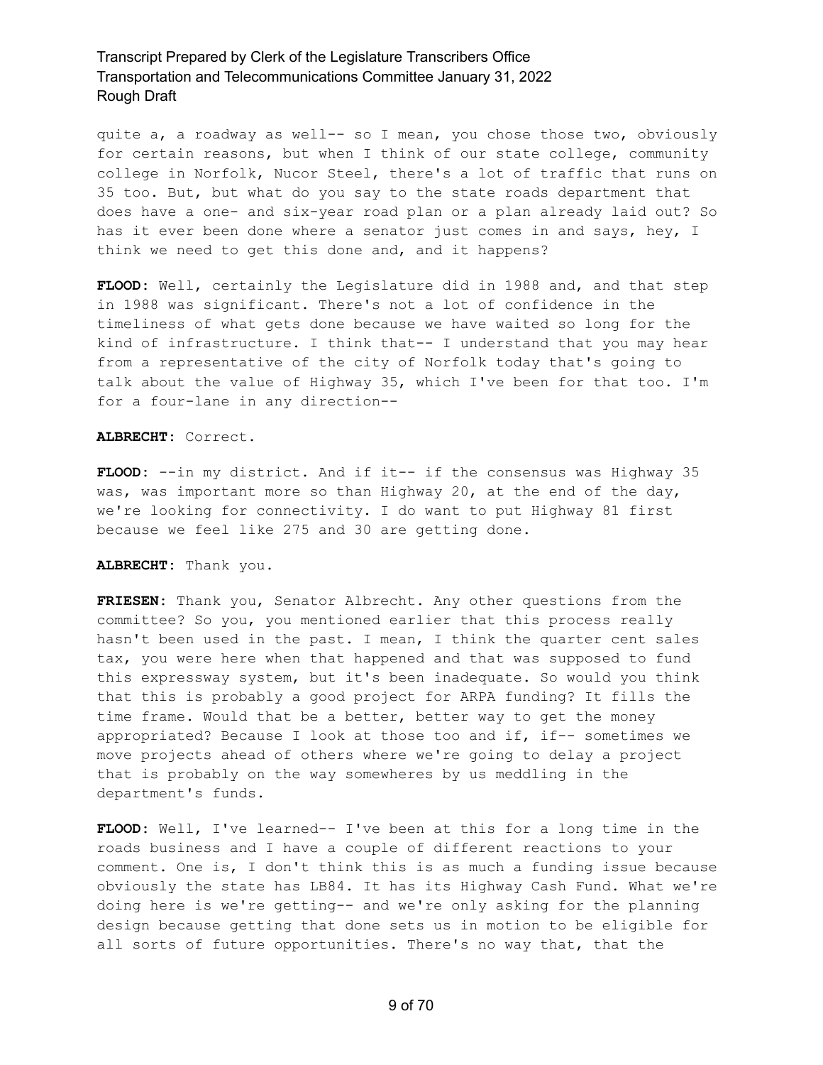quite a, a roadway as well-- so I mean, you chose those two, obviously for certain reasons, but when I think of our state college, community college in Norfolk, Nucor Steel, there's a lot of traffic that runs on 35 too. But, but what do you say to the state roads department that does have a one- and six-year road plan or a plan already laid out? So has it ever been done where a senator just comes in and says, hey, I think we need to get this done and, and it happens?

**FLOOD:** Well, certainly the Legislature did in 1988 and, and that step in 1988 was significant. There's not a lot of confidence in the timeliness of what gets done because we have waited so long for the kind of infrastructure. I think that-- I understand that you may hear from a representative of the city of Norfolk today that's going to talk about the value of Highway 35, which I've been for that too. I'm for a four-lane in any direction--

**ALBRECHT:** Correct.

**FLOOD:** --in my district. And if it-- if the consensus was Highway 35 was, was important more so than Highway 20, at the end of the day, we're looking for connectivity. I do want to put Highway 81 first because we feel like 275 and 30 are getting done.

**ALBRECHT:** Thank you.

**FRIESEN:** Thank you, Senator Albrecht. Any other questions from the committee? So you, you mentioned earlier that this process really hasn't been used in the past. I mean, I think the quarter cent sales tax, you were here when that happened and that was supposed to fund this expressway system, but it's been inadequate. So would you think that this is probably a good project for ARPA funding? It fills the time frame. Would that be a better, better way to get the money appropriated? Because I look at those too and if, if-- sometimes we move projects ahead of others where we're going to delay a project that is probably on the way somewheres by us meddling in the department's funds.

**FLOOD:** Well, I've learned-- I've been at this for a long time in the roads business and I have a couple of different reactions to your comment. One is, I don't think this is as much a funding issue because obviously the state has LB84. It has its Highway Cash Fund. What we're doing here is we're getting-- and we're only asking for the planning design because getting that done sets us in motion to be eligible for all sorts of future opportunities. There's no way that, that the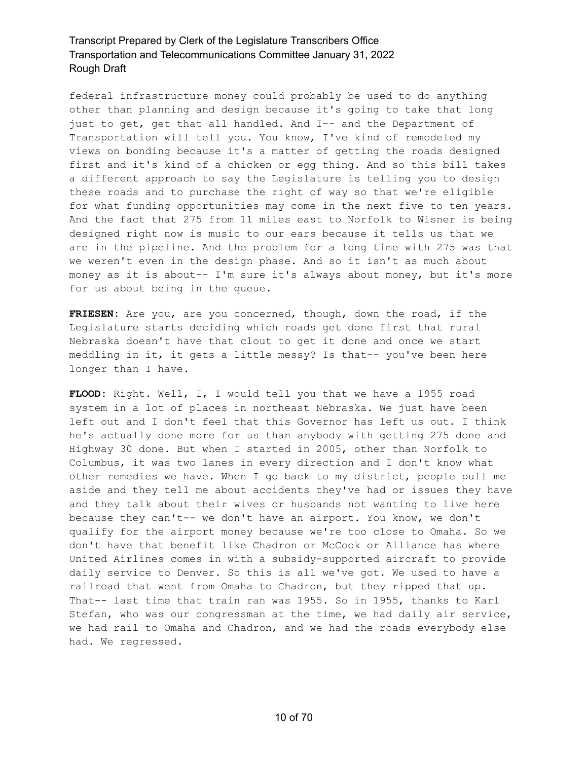federal infrastructure money could probably be used to do anything other than planning and design because it's going to take that long just to get, get that all handled. And I-- and the Department of Transportation will tell you. You know, I've kind of remodeled my views on bonding because it's a matter of getting the roads designed first and it's kind of a chicken or egg thing. And so this bill takes a different approach to say the Legislature is telling you to design these roads and to purchase the right of way so that we're eligible for what funding opportunities may come in the next five to ten years. And the fact that 275 from 11 miles east to Norfolk to Wisner is being designed right now is music to our ears because it tells us that we are in the pipeline. And the problem for a long time with 275 was that we weren't even in the design phase. And so it isn't as much about money as it is about-- I'm sure it's always about money, but it's more for us about being in the queue.

**FRIESEN:** Are you, are you concerned, though, down the road, if the Legislature starts deciding which roads get done first that rural Nebraska doesn't have that clout to get it done and once we start meddling in it, it gets a little messy? Is that-- you've been here longer than I have.

**FLOOD:** Right. Well, I, I would tell you that we have a 1955 road system in a lot of places in northeast Nebraska. We just have been left out and I don't feel that this Governor has left us out. I think he's actually done more for us than anybody with getting 275 done and Highway 30 done. But when I started in 2005, other than Norfolk to Columbus, it was two lanes in every direction and I don't know what other remedies we have. When I go back to my district, people pull me aside and they tell me about accidents they've had or issues they have and they talk about their wives or husbands not wanting to live here because they can't-- we don't have an airport. You know, we don't qualify for the airport money because we're too close to Omaha. So we don't have that benefit like Chadron or McCook or Alliance has where United Airlines comes in with a subsidy-supported aircraft to provide daily service to Denver. So this is all we've got. We used to have a railroad that went from Omaha to Chadron, but they ripped that up. That-- last time that train ran was 1955. So in 1955, thanks to Karl Stefan, who was our congressman at the time, we had daily air service, we had rail to Omaha and Chadron, and we had the roads everybody else had. We regressed.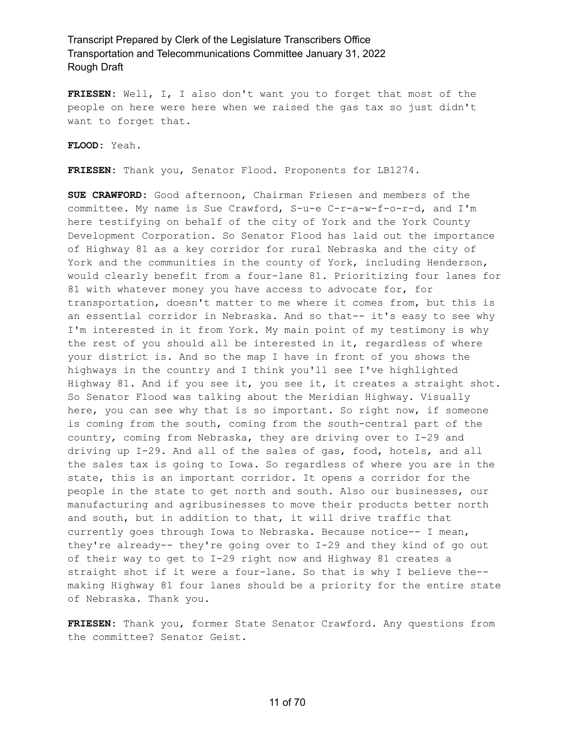**FRIESEN:** Well, I, I also don't want you to forget that most of the people on here were here when we raised the gas tax so just didn't want to forget that.

**FLOOD:** Yeah.

**FRIESEN:** Thank you, Senator Flood. Proponents for LB1274.

**SUE CRAWFORD:** Good afternoon, Chairman Friesen and members of the committee. My name is Sue Crawford, S-u-e C-r-a-w-f-o-r-d, and I'm here testifying on behalf of the city of York and the York County Development Corporation. So Senator Flood has laid out the importance of Highway 81 as a key corridor for rural Nebraska and the city of York and the communities in the county of York, including Henderson, would clearly benefit from a four-lane 81. Prioritizing four lanes for 81 with whatever money you have access to advocate for, for transportation, doesn't matter to me where it comes from, but this is an essential corridor in Nebraska. And so that-- it's easy to see why I'm interested in it from York. My main point of my testimony is why the rest of you should all be interested in it, regardless of where your district is. And so the map I have in front of you shows the highways in the country and I think you'll see I've highlighted Highway 81. And if you see it, you see it, it creates a straight shot. So Senator Flood was talking about the Meridian Highway. Visually here, you can see why that is so important. So right now, if someone is coming from the south, coming from the south-central part of the country, coming from Nebraska, they are driving over to I-29 and driving up I-29. And all of the sales of gas, food, hotels, and all the sales tax is going to Iowa. So regardless of where you are in the state, this is an important corridor. It opens a corridor for the people in the state to get north and south. Also our businesses, our manufacturing and agribusinesses to move their products better north and south, but in addition to that, it will drive traffic that currently goes through Iowa to Nebraska. Because notice-- I mean, they're already-- they're going over to I-29 and they kind of go out of their way to get to I-29 right now and Highway 81 creates a straight shot if it were a four-lane. So that is why I believe the-- making Highway 81 four lanes should be a priority for the entire state of Nebraska. Thank you.

**FRIESEN:** Thank you, former State Senator Crawford. Any questions from the committee? Senator Geist.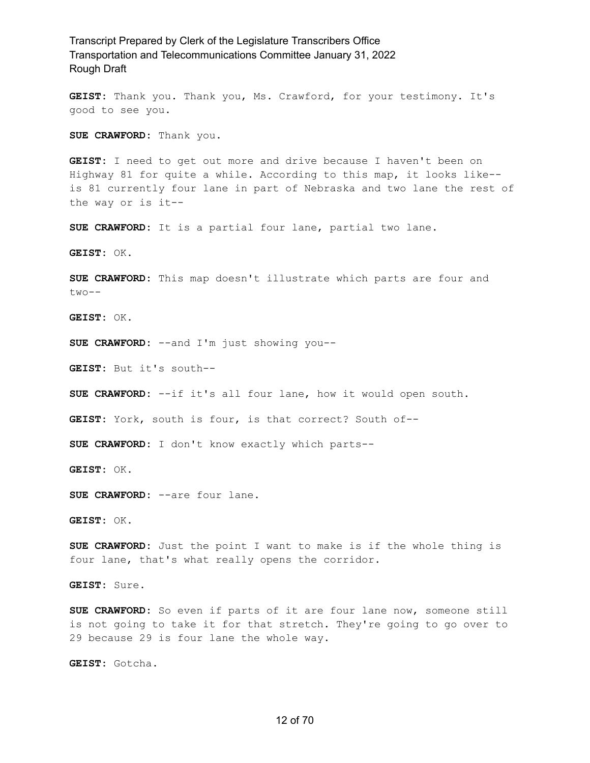**GEIST:** Thank you. Thank you, Ms. Crawford, for your testimony. It's good to see you.

**SUE CRAWFORD:** Thank you.

**GEIST:** I need to get out more and drive because I haven't been on Highway 81 for quite a while. According to this map, it looks like-- is 81 currently four lane in part of Nebraska and two lane the rest of the way or is it--

**SUE CRAWFORD:** It is a partial four lane, partial two lane.

**GEIST:** OK.

**SUE CRAWFORD:** This map doesn't illustrate which parts are four and two--

**GEIST:** OK.

**SUE CRAWFORD:** --and I'm just showing you--

**GEIST:** But it's south--

**SUE CRAWFORD:** --if it's all four lane, how it would open south.

**GEIST:** York, south is four, is that correct? South of--

**SUE CRAWFORD:** I don't know exactly which parts--

**GEIST:** OK.

**SUE CRAWFORD:** --are four lane.

**GEIST:** OK.

**SUE CRAWFORD:** Just the point I want to make is if the whole thing is four lane, that's what really opens the corridor.

**GEIST:** Sure.

**SUE CRAWFORD:** So even if parts of it are four lane now, someone still is not going to take it for that stretch. They're going to go over to 29 because 29 is four lane the whole way.

**GEIST:** Gotcha.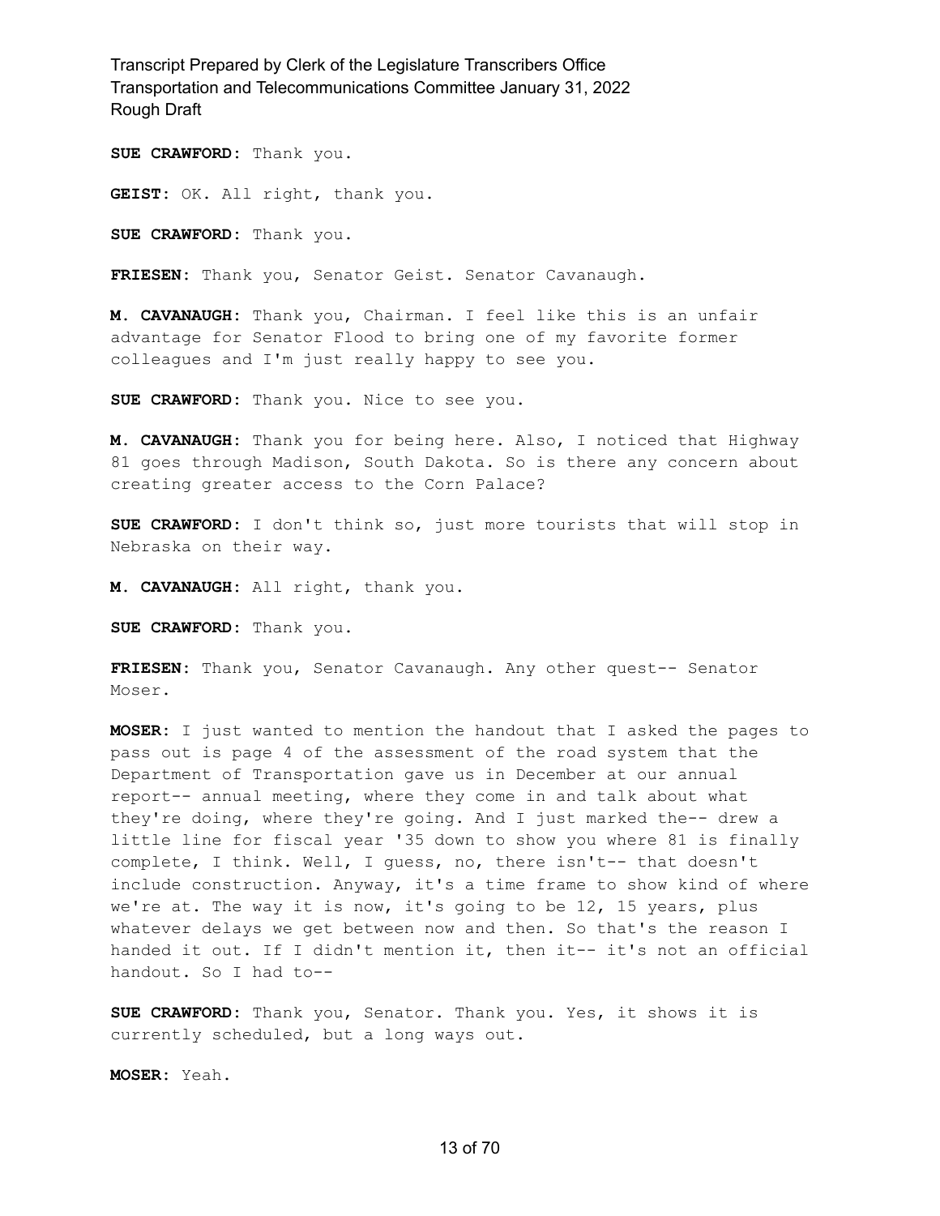**SUE CRAWFORD:** Thank you.

**GEIST:** OK. All right, thank you.

**SUE CRAWFORD:** Thank you.

**FRIESEN:** Thank you, Senator Geist. Senator Cavanaugh.

**M. CAVANAUGH:** Thank you, Chairman. I feel like this is an unfair advantage for Senator Flood to bring one of my favorite former colleagues and I'm just really happy to see you.

**SUE CRAWFORD:** Thank you. Nice to see you.

**M. CAVANAUGH:** Thank you for being here. Also, I noticed that Highway 81 goes through Madison, South Dakota. So is there any concern about creating greater access to the Corn Palace?

**SUE CRAWFORD:** I don't think so, just more tourists that will stop in Nebraska on their way.

**M. CAVANAUGH:** All right, thank you.

**SUE CRAWFORD:** Thank you.

**FRIESEN:** Thank you, Senator Cavanaugh. Any other quest-- Senator Moser.

**MOSER:** I just wanted to mention the handout that I asked the pages to pass out is page 4 of the assessment of the road system that the Department of Transportation gave us in December at our annual report-- annual meeting, where they come in and talk about what they're doing, where they're going. And I just marked the-- drew a little line for fiscal year '35 down to show you where 81 is finally complete, I think. Well, I guess, no, there isn't-- that doesn't include construction. Anyway, it's a time frame to show kind of where we're at. The way it is now, it's going to be 12, 15 years, plus whatever delays we get between now and then. So that's the reason I handed it out. If I didn't mention it, then it-- it's not an official handout. So I had to--

**SUE CRAWFORD:** Thank you, Senator. Thank you. Yes, it shows it is currently scheduled, but a long ways out.

**MOSER:** Yeah.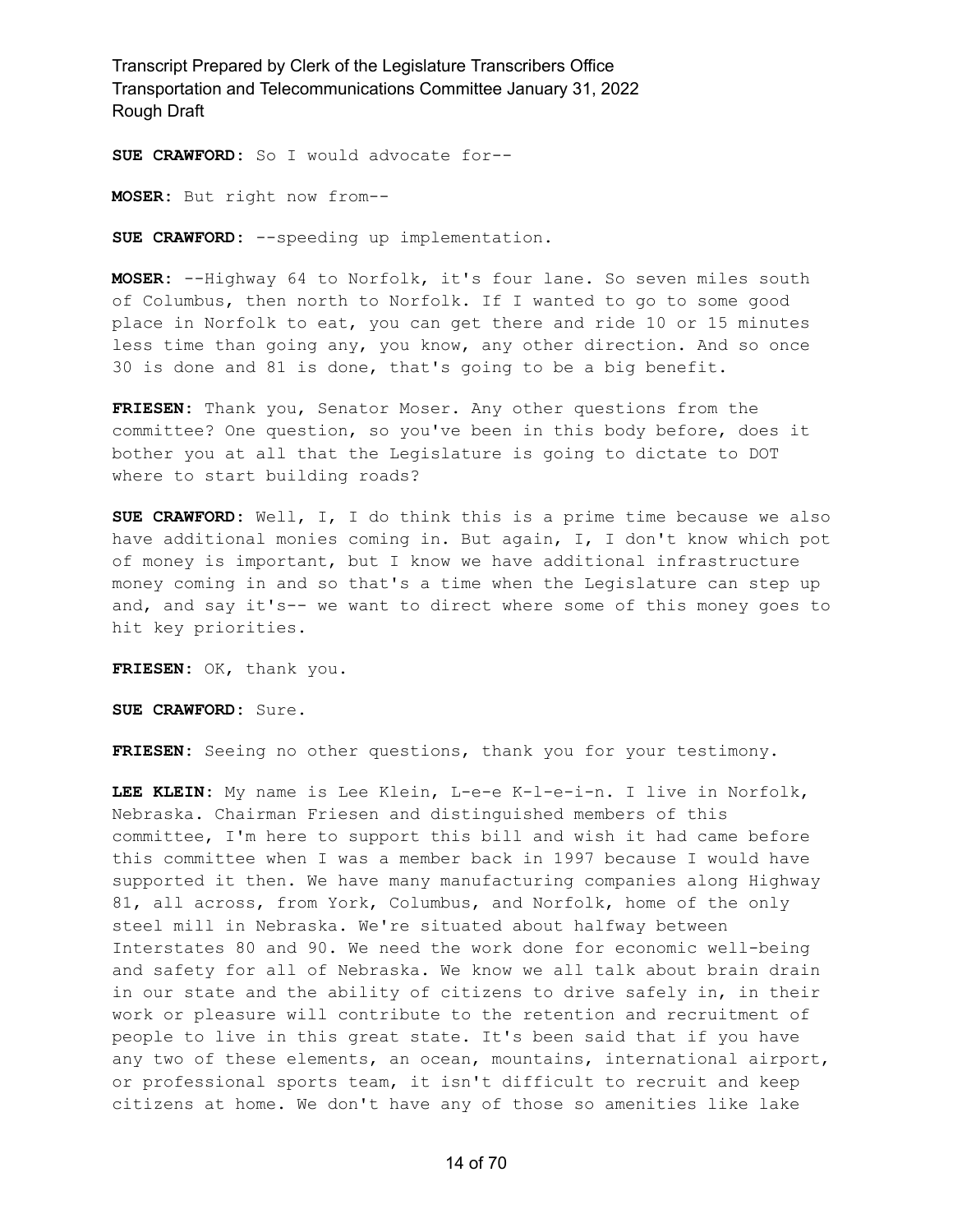**SUE CRAWFORD:** So I would advocate for--

**MOSER:** But right now from--

**SUE CRAWFORD:** --speeding up implementation.

**MOSER:** --Highway 64 to Norfolk, it's four lane. So seven miles south of Columbus, then north to Norfolk. If I wanted to go to some good place in Norfolk to eat, you can get there and ride 10 or 15 minutes less time than going any, you know, any other direction. And so once 30 is done and 81 is done, that's going to be a big benefit.

**FRIESEN:** Thank you, Senator Moser. Any other questions from the committee? One question, so you've been in this body before, does it bother you at all that the Legislature is going to dictate to DOT where to start building roads?

**SUE CRAWFORD:** Well, I, I do think this is a prime time because we also have additional monies coming in. But again, I, I don't know which pot of money is important, but I know we have additional infrastructure money coming in and so that's a time when the Legislature can step up and, and say it's-- we want to direct where some of this money goes to hit key priorities.

**FRIESEN:** OK, thank you.

**SUE CRAWFORD:** Sure.

**FRIESEN:** Seeing no other questions, thank you for your testimony.

**LEE KLEIN:** My name is Lee Klein, L-e-e K-l-e-i-n. I live in Norfolk, Nebraska. Chairman Friesen and distinguished members of this committee, I'm here to support this bill and wish it had came before this committee when I was a member back in 1997 because I would have supported it then. We have many manufacturing companies along Highway 81, all across, from York, Columbus, and Norfolk, home of the only steel mill in Nebraska. We're situated about halfway between Interstates 80 and 90. We need the work done for economic well-being and safety for all of Nebraska. We know we all talk about brain drain in our state and the ability of citizens to drive safely in, in their work or pleasure will contribute to the retention and recruitment of people to live in this great state. It's been said that if you have any two of these elements, an ocean, mountains, international airport, or professional sports team, it isn't difficult to recruit and keep citizens at home. We don't have any of those so amenities like lake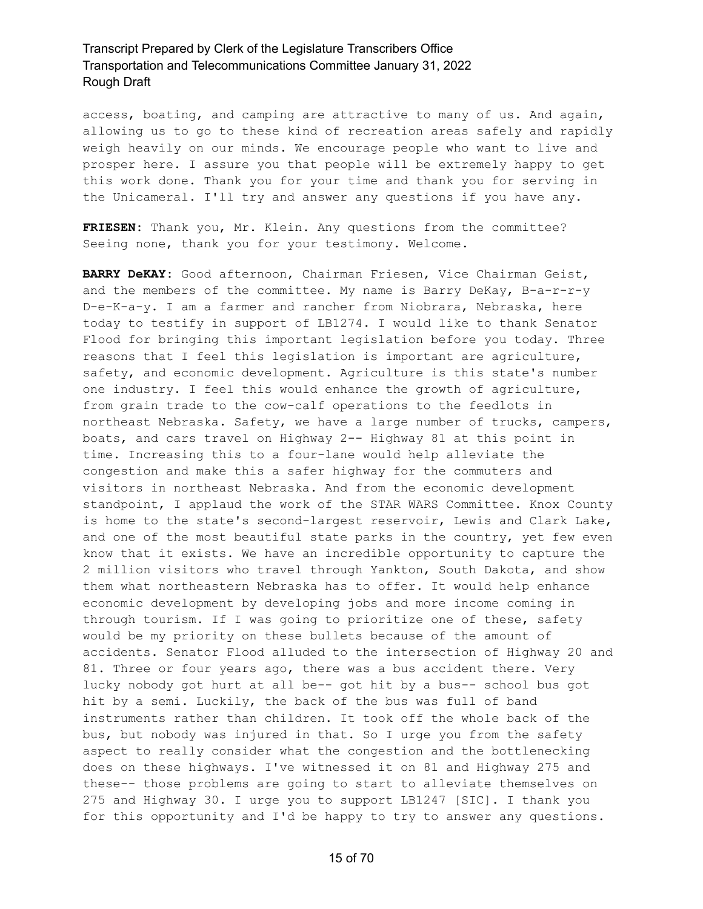access, boating, and camping are attractive to many of us. And again, allowing us to go to these kind of recreation areas safely and rapidly weigh heavily on our minds. We encourage people who want to live and prosper here. I assure you that people will be extremely happy to get this work done. Thank you for your time and thank you for serving in the Unicameral. I'll try and answer any questions if you have any.

**FRIESEN:** Thank you, Mr. Klein. Any questions from the committee? Seeing none, thank you for your testimony. Welcome.

**BARRY DeKAY:** Good afternoon, Chairman Friesen, Vice Chairman Geist, and the members of the committee. My name is Barry DeKay, B-a-r-r-y D-e-K-a-y. I am a farmer and rancher from Niobrara, Nebraska, here today to testify in support of LB1274. I would like to thank Senator Flood for bringing this important legislation before you today. Three reasons that I feel this legislation is important are agriculture, safety, and economic development. Agriculture is this state's number one industry. I feel this would enhance the growth of agriculture, from grain trade to the cow-calf operations to the feedlots in northeast Nebraska. Safety, we have a large number of trucks, campers, boats, and cars travel on Highway 2-- Highway 81 at this point in time. Increasing this to a four-lane would help alleviate the congestion and make this a safer highway for the commuters and visitors in northeast Nebraska. And from the economic development standpoint, I applaud the work of the STAR WARS Committee. Knox County is home to the state's second-largest reservoir, Lewis and Clark Lake, and one of the most beautiful state parks in the country, yet few even know that it exists. We have an incredible opportunity to capture the 2 million visitors who travel through Yankton, South Dakota, and show them what northeastern Nebraska has to offer. It would help enhance economic development by developing jobs and more income coming in through tourism. If I was going to prioritize one of these, safety would be my priority on these bullets because of the amount of accidents. Senator Flood alluded to the intersection of Highway 20 and 81. Three or four years ago, there was a bus accident there. Very lucky nobody got hurt at all be-- got hit by a bus-- school bus got hit by a semi. Luckily, the back of the bus was full of band instruments rather than children. It took off the whole back of the bus, but nobody was injured in that. So I urge you from the safety aspect to really consider what the congestion and the bottlenecking does on these highways. I've witnessed it on 81 and Highway 275 and these-- those problems are going to start to alleviate themselves on 275 and Highway 30. I urge you to support LB1247 [SIC]. I thank you for this opportunity and I'd be happy to try to answer any questions.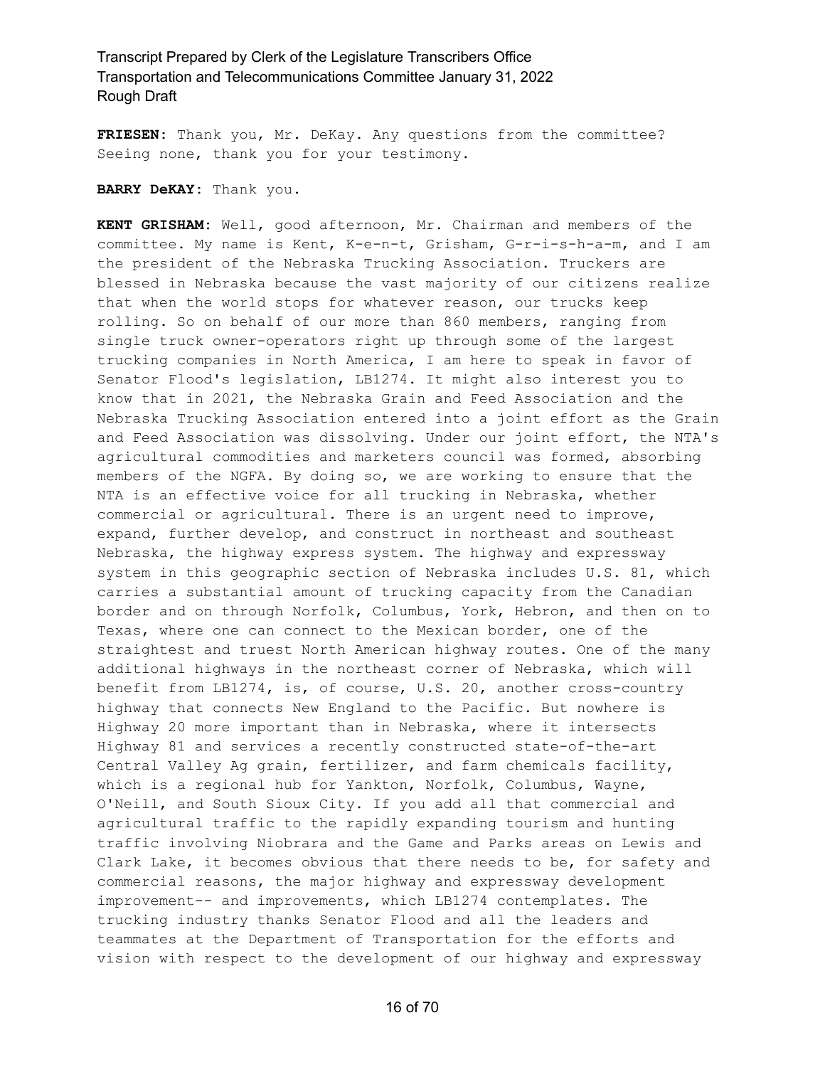**FRIESEN:** Thank you, Mr. DeKay. Any questions from the committee? Seeing none, thank you for your testimony.

**BARRY DeKAY:** Thank you.

**KENT GRISHAM:** Well, good afternoon, Mr. Chairman and members of the committee. My name is Kent, K-e-n-t, Grisham, G-r-i-s-h-a-m, and I am the president of the Nebraska Trucking Association. Truckers are blessed in Nebraska because the vast majority of our citizens realize that when the world stops for whatever reason, our trucks keep rolling. So on behalf of our more than 860 members, ranging from single truck owner-operators right up through some of the largest trucking companies in North America, I am here to speak in favor of Senator Flood's legislation, LB1274. It might also interest you to know that in 2021, the Nebraska Grain and Feed Association and the Nebraska Trucking Association entered into a joint effort as the Grain and Feed Association was dissolving. Under our joint effort, the NTA's agricultural commodities and marketers council was formed, absorbing members of the NGFA. By doing so, we are working to ensure that the NTA is an effective voice for all trucking in Nebraska, whether commercial or agricultural. There is an urgent need to improve, expand, further develop, and construct in northeast and southeast Nebraska, the highway express system. The highway and expressway system in this geographic section of Nebraska includes U.S. 81, which carries a substantial amount of trucking capacity from the Canadian border and on through Norfolk, Columbus, York, Hebron, and then on to Texas, where one can connect to the Mexican border, one of the straightest and truest North American highway routes. One of the many additional highways in the northeast corner of Nebraska, which will benefit from LB1274, is, of course, U.S. 20, another cross-country highway that connects New England to the Pacific. But nowhere is Highway 20 more important than in Nebraska, where it intersects Highway 81 and services a recently constructed state-of-the-art Central Valley Ag grain, fertilizer, and farm chemicals facility, which is a regional hub for Yankton, Norfolk, Columbus, Wayne, O'Neill, and South Sioux City. If you add all that commercial and agricultural traffic to the rapidly expanding tourism and hunting traffic involving Niobrara and the Game and Parks areas on Lewis and Clark Lake, it becomes obvious that there needs to be, for safety and commercial reasons, the major highway and expressway development improvement-- and improvements, which LB1274 contemplates. The trucking industry thanks Senator Flood and all the leaders and teammates at the Department of Transportation for the efforts and vision with respect to the development of our highway and expressway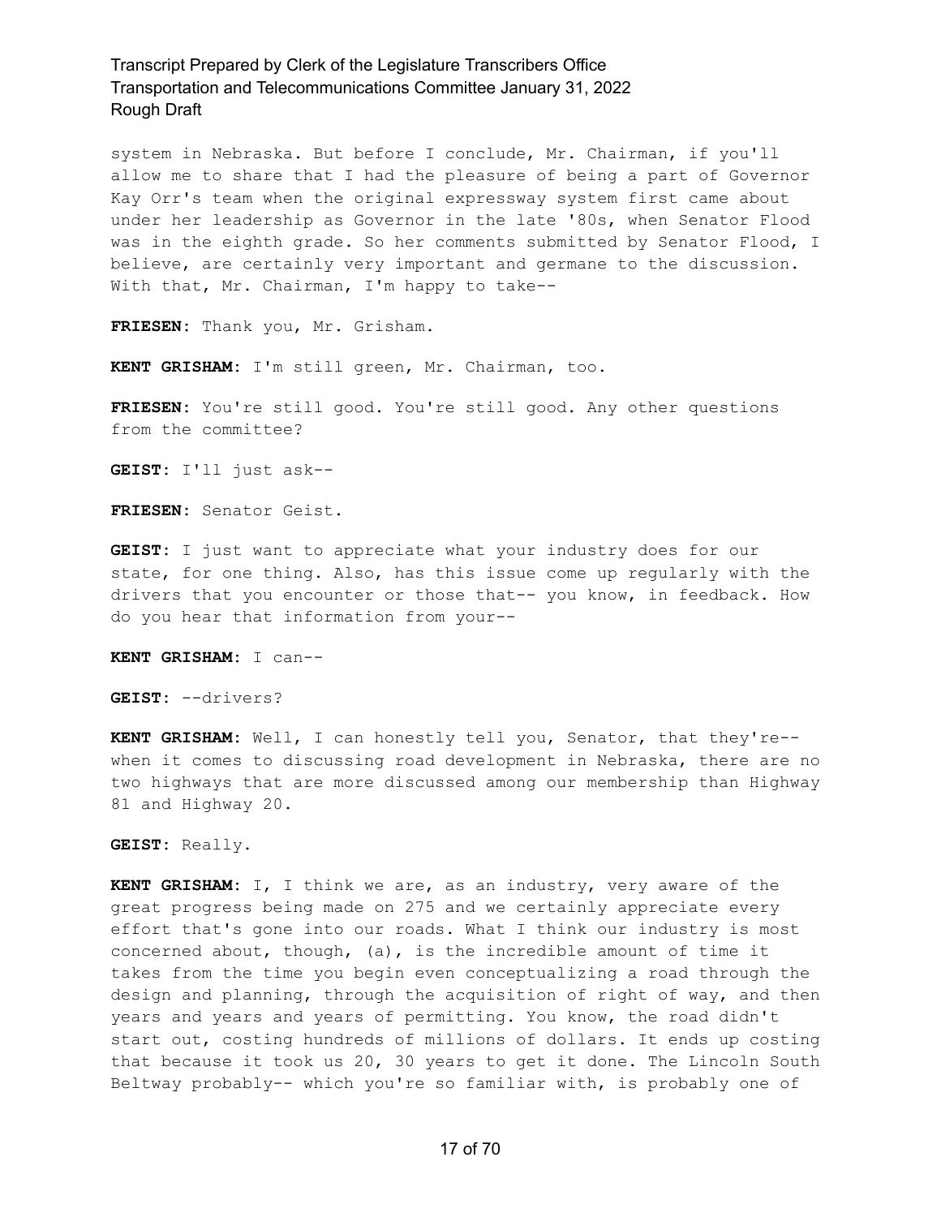system in Nebraska. But before I conclude, Mr. Chairman, if you'll allow me to share that I had the pleasure of being a part of Governor Kay Orr's team when the original expressway system first came about under her leadership as Governor in the late '80s, when Senator Flood was in the eighth grade. So her comments submitted by Senator Flood, I believe, are certainly very important and germane to the discussion. With that, Mr. Chairman, I'm happy to take--

**FRIESEN:** Thank you, Mr. Grisham.

**KENT GRISHAM:** I'm still green, Mr. Chairman, too.

**FRIESEN:** You're still good. You're still good. Any other questions from the committee?

**GEIST:** I'll just ask--

**FRIESEN:** Senator Geist.

**GEIST:** I just want to appreciate what your industry does for our state, for one thing. Also, has this issue come up regularly with the drivers that you encounter or those that-- you know, in feedback. How do you hear that information from your--

**KENT GRISHAM:** I can--

**GEIST:** --drivers?

**KENT GRISHAM:** Well, I can honestly tell you, Senator, that they're-- when it comes to discussing road development in Nebraska, there are no two highways that are more discussed among our membership than Highway 81 and Highway 20.

**GEIST:** Really.

**KENT GRISHAM:** I, I think we are, as an industry, very aware of the great progress being made on 275 and we certainly appreciate every effort that's gone into our roads. What I think our industry is most concerned about, though, (a), is the incredible amount of time it takes from the time you begin even conceptualizing a road through the design and planning, through the acquisition of right of way, and then years and years and years of permitting. You know, the road didn't start out, costing hundreds of millions of dollars. It ends up costing that because it took us 20, 30 years to get it done. The Lincoln South Beltway probably-- which you're so familiar with, is probably one of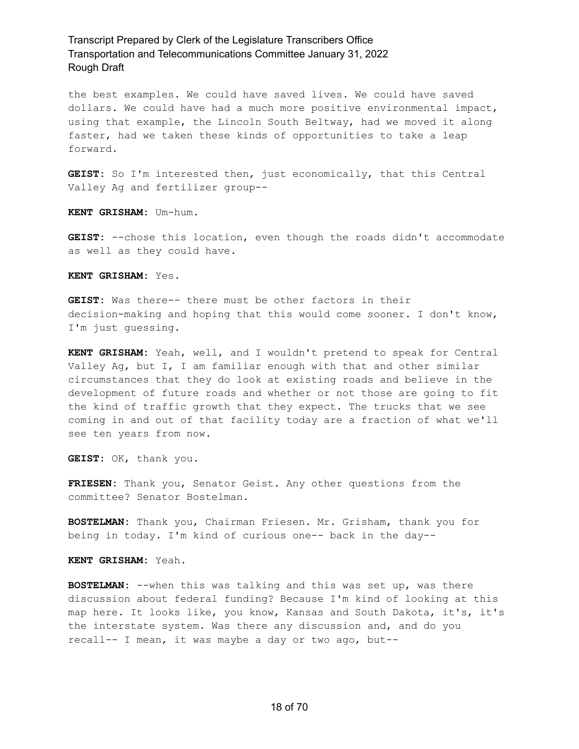the best examples. We could have saved lives. We could have saved dollars. We could have had a much more positive environmental impact, using that example, the Lincoln South Beltway, had we moved it along faster, had we taken these kinds of opportunities to take a leap forward.

**GEIST:** So I'm interested then, just economically, that this Central Valley Ag and fertilizer group--

**KENT GRISHAM:** Um-hum.

**GEIST:** --chose this location, even though the roads didn't accommodate as well as they could have.

**KENT GRISHAM:** Yes.

**GEIST:** Was there-- there must be other factors in their decision-making and hoping that this would come sooner. I don't know, I'm just guessing.

**KENT GRISHAM:** Yeah, well, and I wouldn't pretend to speak for Central Valley Ag, but I, I am familiar enough with that and other similar circumstances that they do look at existing roads and believe in the development of future roads and whether or not those are going to fit the kind of traffic growth that they expect. The trucks that we see coming in and out of that facility today are a fraction of what we'll see ten years from now.

**GEIST:** OK, thank you.

**FRIESEN:** Thank you, Senator Geist. Any other questions from the committee? Senator Bostelman.

**BOSTELMAN:** Thank you, Chairman Friesen. Mr. Grisham, thank you for being in today. I'm kind of curious one-- back in the day--

**KENT GRISHAM:** Yeah.

**BOSTELMAN:** --when this was talking and this was set up, was there discussion about federal funding? Because I'm kind of looking at this map here. It looks like, you know, Kansas and South Dakota, it's, it's the interstate system. Was there any discussion and, and do you recall-- I mean, it was maybe a day or two ago, but--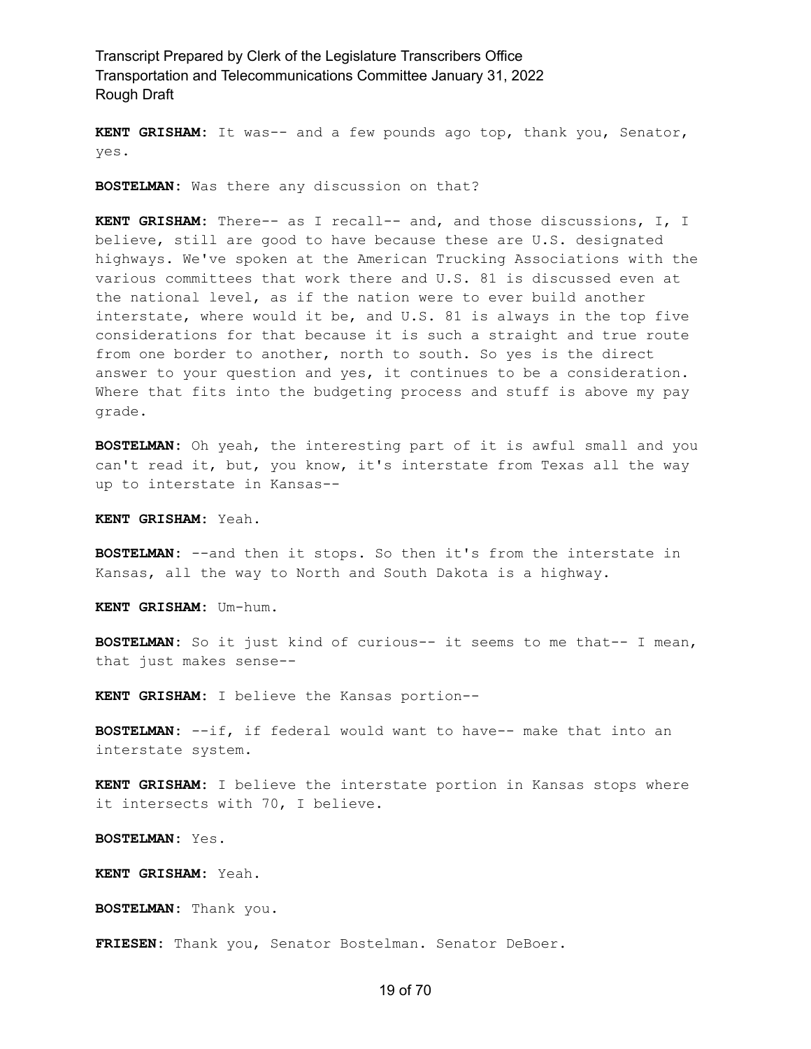**KENT GRISHAM:** It was-- and a few pounds ago top, thank you, Senator, yes.

**BOSTELMAN:** Was there any discussion on that?

**KENT GRISHAM:** There-- as I recall-- and, and those discussions, I, I believe, still are good to have because these are U.S. designated highways. We've spoken at the American Trucking Associations with the various committees that work there and U.S. 81 is discussed even at the national level, as if the nation were to ever build another interstate, where would it be, and U.S. 81 is always in the top five considerations for that because it is such a straight and true route from one border to another, north to south. So yes is the direct answer to your question and yes, it continues to be a consideration. Where that fits into the budgeting process and stuff is above my pay grade.

**BOSTELMAN:** Oh yeah, the interesting part of it is awful small and you can't read it, but, you know, it's interstate from Texas all the way up to interstate in Kansas--

**KENT GRISHAM:** Yeah.

**BOSTELMAN:** --and then it stops. So then it's from the interstate in Kansas, all the way to North and South Dakota is a highway.

**KENT GRISHAM:** Um-hum.

**BOSTELMAN:** So it just kind of curious-- it seems to me that-- I mean, that just makes sense--

**KENT GRISHAM:** I believe the Kansas portion--

**BOSTELMAN:** --if, if federal would want to have-- make that into an interstate system.

**KENT GRISHAM:** I believe the interstate portion in Kansas stops where it intersects with 70, I believe.

**BOSTELMAN:** Yes.

**KENT GRISHAM:** Yeah.

**BOSTELMAN:** Thank you.

**FRIESEN:** Thank you, Senator Bostelman. Senator DeBoer.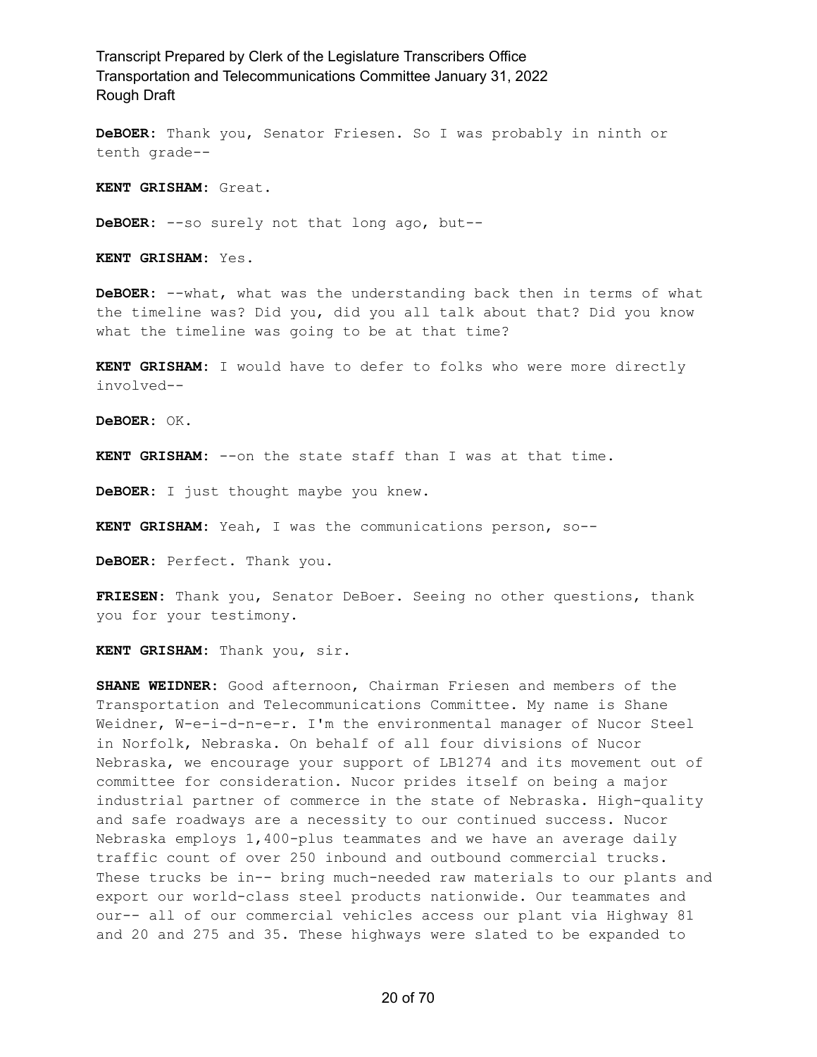**DeBOER:** Thank you, Senator Friesen. So I was probably in ninth or tenth grade--

**KENT GRISHAM:** Great.

**DeBOER:** --so surely not that long ago, but--

**KENT GRISHAM:** Yes.

**DeBOER:** --what, what was the understanding back then in terms of what the timeline was? Did you, did you all talk about that? Did you know what the timeline was going to be at that time?

**KENT GRISHAM:** I would have to defer to folks who were more directly involved--

**DeBOER:** OK.

**KENT GRISHAM:** --on the state staff than I was at that time.

**DeBOER:** I just thought maybe you knew.

**KENT GRISHAM:** Yeah, I was the communications person, so--

**DeBOER:** Perfect. Thank you.

**FRIESEN:** Thank you, Senator DeBoer. Seeing no other questions, thank you for your testimony.

**KENT GRISHAM:** Thank you, sir.

**SHANE WEIDNER:** Good afternoon, Chairman Friesen and members of the Transportation and Telecommunications Committee. My name is Shane Weidner, W-e-i-d-n-e-r. I'm the environmental manager of Nucor Steel in Norfolk, Nebraska. On behalf of all four divisions of Nucor Nebraska, we encourage your support of LB1274 and its movement out of committee for consideration. Nucor prides itself on being a major industrial partner of commerce in the state of Nebraska. High-quality and safe roadways are a necessity to our continued success. Nucor Nebraska employs 1,400-plus teammates and we have an average daily traffic count of over 250 inbound and outbound commercial trucks. These trucks be in-- bring much-needed raw materials to our plants and export our world-class steel products nationwide. Our teammates and our-- all of our commercial vehicles access our plant via Highway 81 and 20 and 275 and 35. These highways were slated to be expanded to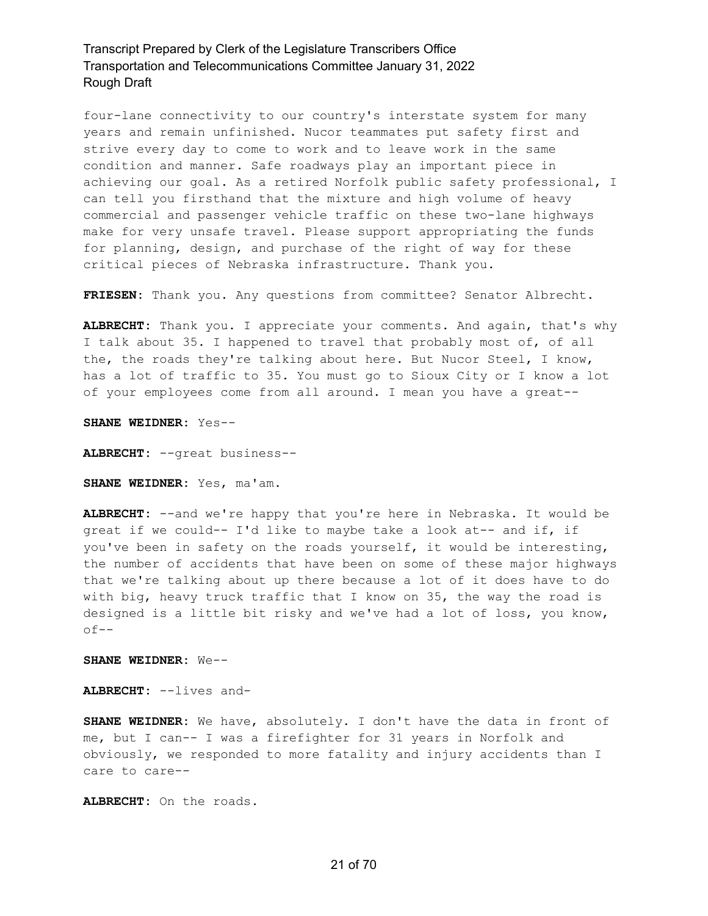four-lane connectivity to our country's interstate system for many years and remain unfinished. Nucor teammates put safety first and strive every day to come to work and to leave work in the same condition and manner. Safe roadways play an important piece in achieving our goal. As a retired Norfolk public safety professional, I can tell you firsthand that the mixture and high volume of heavy commercial and passenger vehicle traffic on these two-lane highways make for very unsafe travel. Please support appropriating the funds for planning, design, and purchase of the right of way for these critical pieces of Nebraska infrastructure. Thank you.

**FRIESEN:** Thank you. Any questions from committee? Senator Albrecht.

**ALBRECHT:** Thank you. I appreciate your comments. And again, that's why I talk about 35. I happened to travel that probably most of, of all the, the roads they're talking about here. But Nucor Steel, I know, has a lot of traffic to 35. You must go to Sioux City or I know a lot of your employees come from all around. I mean you have a great--

**SHANE WEIDNER:** Yes--

**ALBRECHT:** --great business--

**SHANE WEIDNER:** Yes, ma'am.

**ALBRECHT:** --and we're happy that you're here in Nebraska. It would be great if we could-- I'd like to maybe take a look at-- and if, if you've been in safety on the roads yourself, it would be interesting, the number of accidents that have been on some of these major highways that we're talking about up there because a lot of it does have to do with big, heavy truck traffic that I know on 35, the way the road is designed is a little bit risky and we've had a lot of loss, you know, of--

**SHANE WEIDNER:** We--

**ALBRECHT:** --lives and-

**SHANE WEIDNER:** We have, absolutely. I don't have the data in front of me, but I can-- I was a firefighter for 31 years in Norfolk and obviously, we responded to more fatality and injury accidents than I care to care--

**ALBRECHT:** On the roads.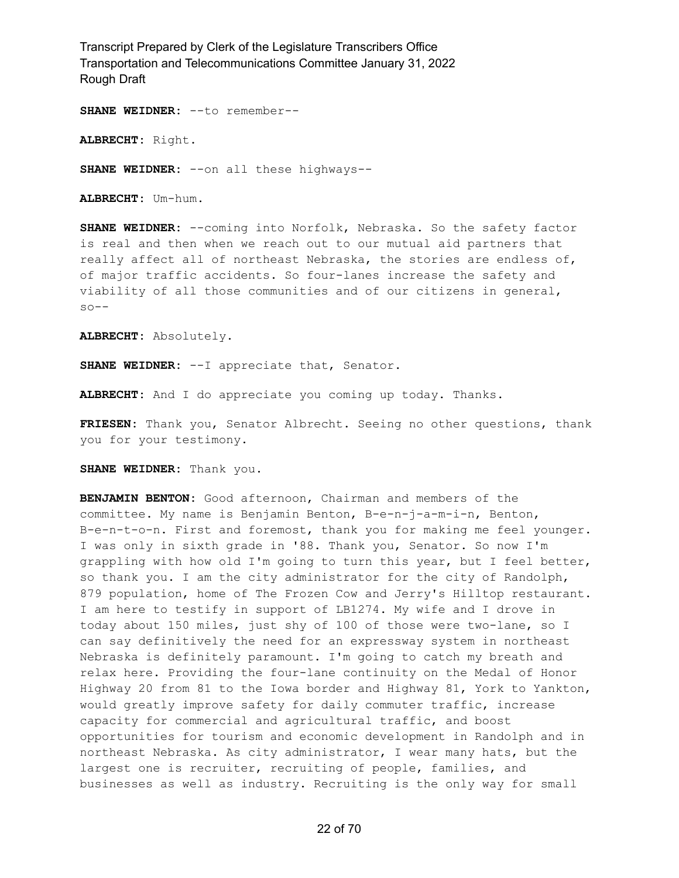**SHANE WEIDNER:** --to remember--

**ALBRECHT:** Right.

**SHANE WEIDNER:** --on all these highways--

**ALBRECHT:** Um-hum.

**SHANE WEIDNER:** --coming into Norfolk, Nebraska. So the safety factor is real and then when we reach out to our mutual aid partners that really affect all of northeast Nebraska, the stories are endless of, of major traffic accidents. So four-lanes increase the safety and viability of all those communities and of our citizens in general, so--

**ALBRECHT:** Absolutely.

**SHANE WEIDNER:** --I appreciate that, Senator.

**ALBRECHT:** And I do appreciate you coming up today. Thanks.

**FRIESEN:** Thank you, Senator Albrecht. Seeing no other questions, thank you for your testimony.

**SHANE WEIDNER:** Thank you.

**BENJAMIN BENTON:** Good afternoon, Chairman and members of the committee. My name is Benjamin Benton, B-e-n-j-a-m-i-n, Benton, B-e-n-t-o-n. First and foremost, thank you for making me feel younger. I was only in sixth grade in '88. Thank you, Senator. So now I'm grappling with how old I'm going to turn this year, but I feel better, so thank you. I am the city administrator for the city of Randolph, 879 population, home of The Frozen Cow and Jerry's Hilltop restaurant. I am here to testify in support of LB1274. My wife and I drove in today about 150 miles, just shy of 100 of those were two-lane, so I can say definitively the need for an expressway system in northeast Nebraska is definitely paramount. I'm going to catch my breath and relax here. Providing the four-lane continuity on the Medal of Honor Highway 20 from 81 to the Iowa border and Highway 81, York to Yankton, would greatly improve safety for daily commuter traffic, increase capacity for commercial and agricultural traffic, and boost opportunities for tourism and economic development in Randolph and in northeast Nebraska. As city administrator, I wear many hats, but the largest one is recruiter, recruiting of people, families, and businesses as well as industry. Recruiting is the only way for small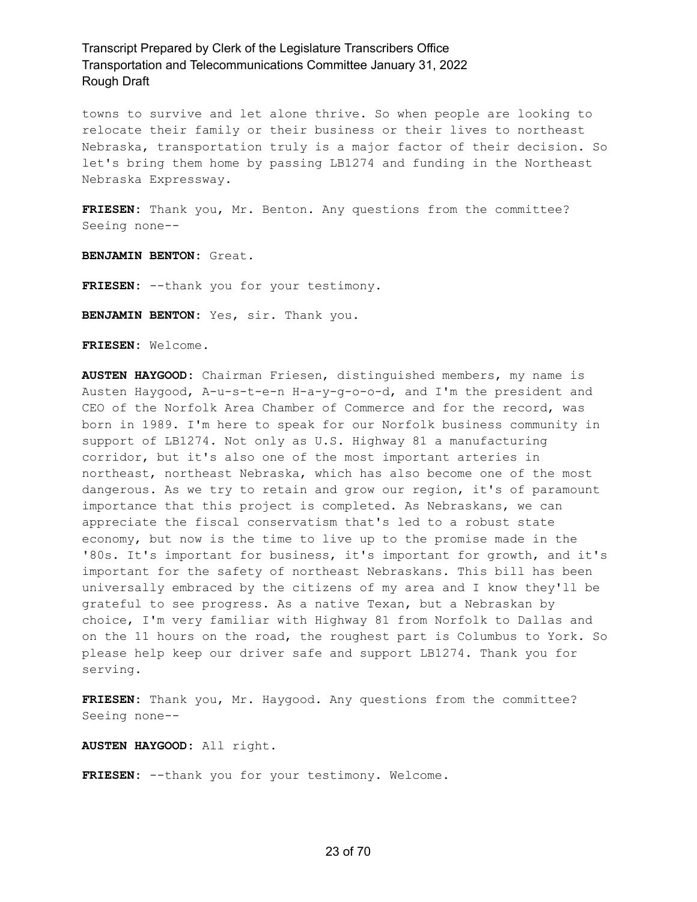towns to survive and let alone thrive. So when people are looking to relocate their family or their business or their lives to northeast Nebraska, transportation truly is a major factor of their decision. So let's bring them home by passing LB1274 and funding in the Northeast Nebraska Expressway.

**FRIESEN:** Thank you, Mr. Benton. Any questions from the committee? Seeing none--

**BENJAMIN BENTON:** Great.

**FRIESEN:** --thank you for your testimony.

**BENJAMIN BENTON:** Yes, sir. Thank you.

**FRIESEN:** Welcome.

**AUSTEN HAYGOOD:** Chairman Friesen, distinguished members, my name is Austen Haygood, A-u-s-t-e-n H-a-y-g-o-o-d, and I'm the president and CEO of the Norfolk Area Chamber of Commerce and for the record, was born in 1989. I'm here to speak for our Norfolk business community in support of LB1274. Not only as U.S. Highway 81 a manufacturing corridor, but it's also one of the most important arteries in northeast, northeast Nebraska, which has also become one of the most dangerous. As we try to retain and grow our region, it's of paramount importance that this project is completed. As Nebraskans, we can appreciate the fiscal conservatism that's led to a robust state economy, but now is the time to live up to the promise made in the '80s. It's important for business, it's important for growth, and it's important for the safety of northeast Nebraskans. This bill has been universally embraced by the citizens of my area and I know they'll be grateful to see progress. As a native Texan, but a Nebraskan by choice, I'm very familiar with Highway 81 from Norfolk to Dallas and on the 11 hours on the road, the roughest part is Columbus to York. So please help keep our driver safe and support LB1274. Thank you for serving.

**FRIESEN:** Thank you, Mr. Haygood. Any questions from the committee? Seeing none--

**AUSTEN HAYGOOD:** All right.

**FRIESEN:** --thank you for your testimony. Welcome.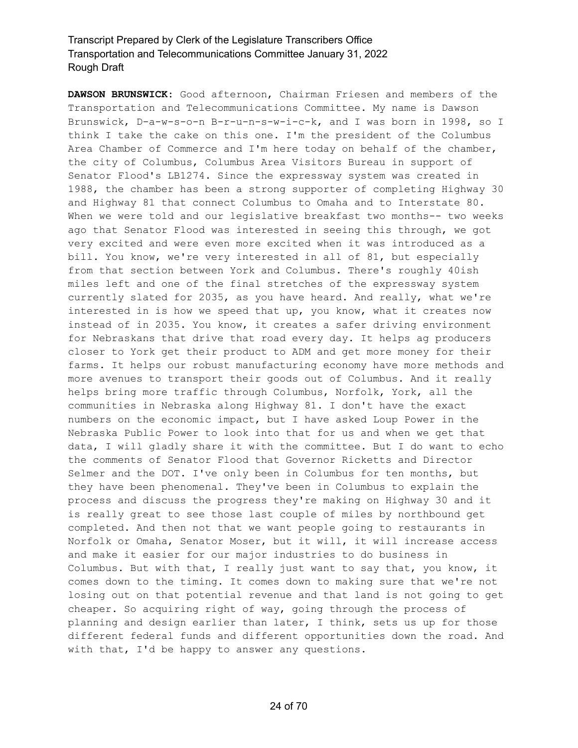**DAWSON BRUNSWICK:** Good afternoon, Chairman Friesen and members of the Transportation and Telecommunications Committee. My name is Dawson Brunswick, D-a-w-s-o-n B-r-u-n-s-w-i-c-k, and I was born in 1998, so I think I take the cake on this one. I'm the president of the Columbus Area Chamber of Commerce and I'm here today on behalf of the chamber, the city of Columbus, Columbus Area Visitors Bureau in support of Senator Flood's LB1274. Since the expressway system was created in 1988, the chamber has been a strong supporter of completing Highway 30 and Highway 81 that connect Columbus to Omaha and to Interstate 80. When we were told and our legislative breakfast two months-- two weeks ago that Senator Flood was interested in seeing this through, we got very excited and were even more excited when it was introduced as a bill. You know, we're very interested in all of 81, but especially from that section between York and Columbus. There's roughly 40ish miles left and one of the final stretches of the expressway system currently slated for 2035, as you have heard. And really, what we're interested in is how we speed that up, you know, what it creates now instead of in 2035. You know, it creates a safer driving environment for Nebraskans that drive that road every day. It helps ag producers closer to York get their product to ADM and get more money for their farms. It helps our robust manufacturing economy have more methods and more avenues to transport their goods out of Columbus. And it really helps bring more traffic through Columbus, Norfolk, York, all the communities in Nebraska along Highway 81. I don't have the exact numbers on the economic impact, but I have asked Loup Power in the Nebraska Public Power to look into that for us and when we get that data, I will gladly share it with the committee. But I do want to echo the comments of Senator Flood that Governor Ricketts and Director Selmer and the DOT. I've only been in Columbus for ten months, but they have been phenomenal. They've been in Columbus to explain the process and discuss the progress they're making on Highway 30 and it is really great to see those last couple of miles by northbound get completed. And then not that we want people going to restaurants in Norfolk or Omaha, Senator Moser, but it will, it will increase access and make it easier for our major industries to do business in Columbus. But with that, I really just want to say that, you know, it comes down to the timing. It comes down to making sure that we're not losing out on that potential revenue and that land is not going to get cheaper. So acquiring right of way, going through the process of planning and design earlier than later, I think, sets us up for those different federal funds and different opportunities down the road. And with that, I'd be happy to answer any questions.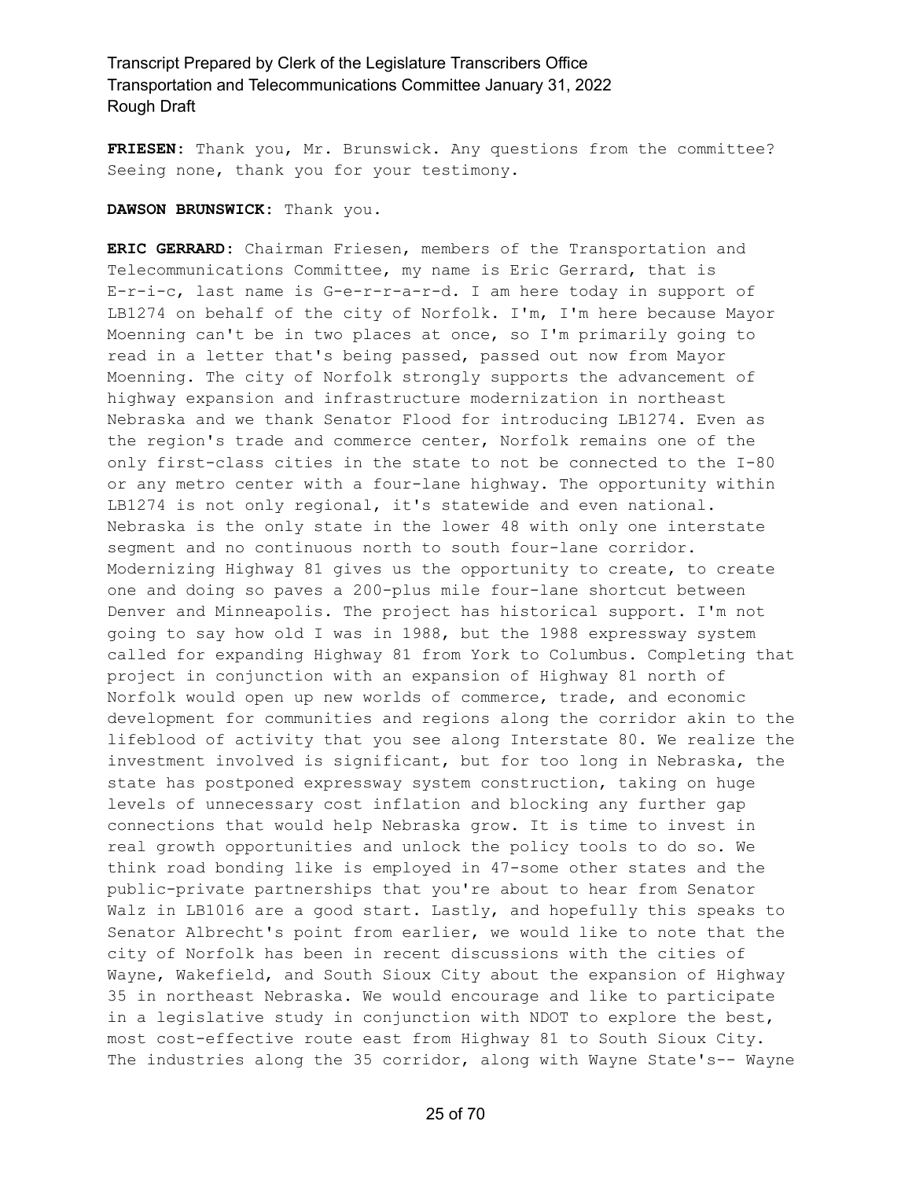**FRIESEN:** Thank you, Mr. Brunswick. Any questions from the committee? Seeing none, thank you for your testimony.

**DAWSON BRUNSWICK:** Thank you.

**ERIC GERRARD:** Chairman Friesen, members of the Transportation and Telecommunications Committee, my name is Eric Gerrard, that is E-r-i-c, last name is G-e-r-r-a-r-d. I am here today in support of LB1274 on behalf of the city of Norfolk. I'm, I'm here because Mayor Moenning can't be in two places at once, so I'm primarily going to read in a letter that's being passed, passed out now from Mayor Moenning. The city of Norfolk strongly supports the advancement of highway expansion and infrastructure modernization in northeast Nebraska and we thank Senator Flood for introducing LB1274. Even as the region's trade and commerce center, Norfolk remains one of the only first-class cities in the state to not be connected to the I-80 or any metro center with a four-lane highway. The opportunity within LB1274 is not only regional, it's statewide and even national. Nebraska is the only state in the lower 48 with only one interstate segment and no continuous north to south four-lane corridor. Modernizing Highway 81 gives us the opportunity to create, to create one and doing so paves a 200-plus mile four-lane shortcut between Denver and Minneapolis. The project has historical support. I'm not going to say how old I was in 1988, but the 1988 expressway system called for expanding Highway 81 from York to Columbus. Completing that project in conjunction with an expansion of Highway 81 north of Norfolk would open up new worlds of commerce, trade, and economic development for communities and regions along the corridor akin to the lifeblood of activity that you see along Interstate 80. We realize the investment involved is significant, but for too long in Nebraska, the state has postponed expressway system construction, taking on huge levels of unnecessary cost inflation and blocking any further gap connections that would help Nebraska grow. It is time to invest in real growth opportunities and unlock the policy tools to do so. We think road bonding like is employed in 47-some other states and the public-private partnerships that you're about to hear from Senator Walz in LB1016 are a good start. Lastly, and hopefully this speaks to Senator Albrecht's point from earlier, we would like to note that the city of Norfolk has been in recent discussions with the cities of Wayne, Wakefield, and South Sioux City about the expansion of Highway 35 in northeast Nebraska. We would encourage and like to participate in a legislative study in conjunction with NDOT to explore the best, most cost-effective route east from Highway 81 to South Sioux City. The industries along the 35 corridor, along with Wayne State's-- Wayne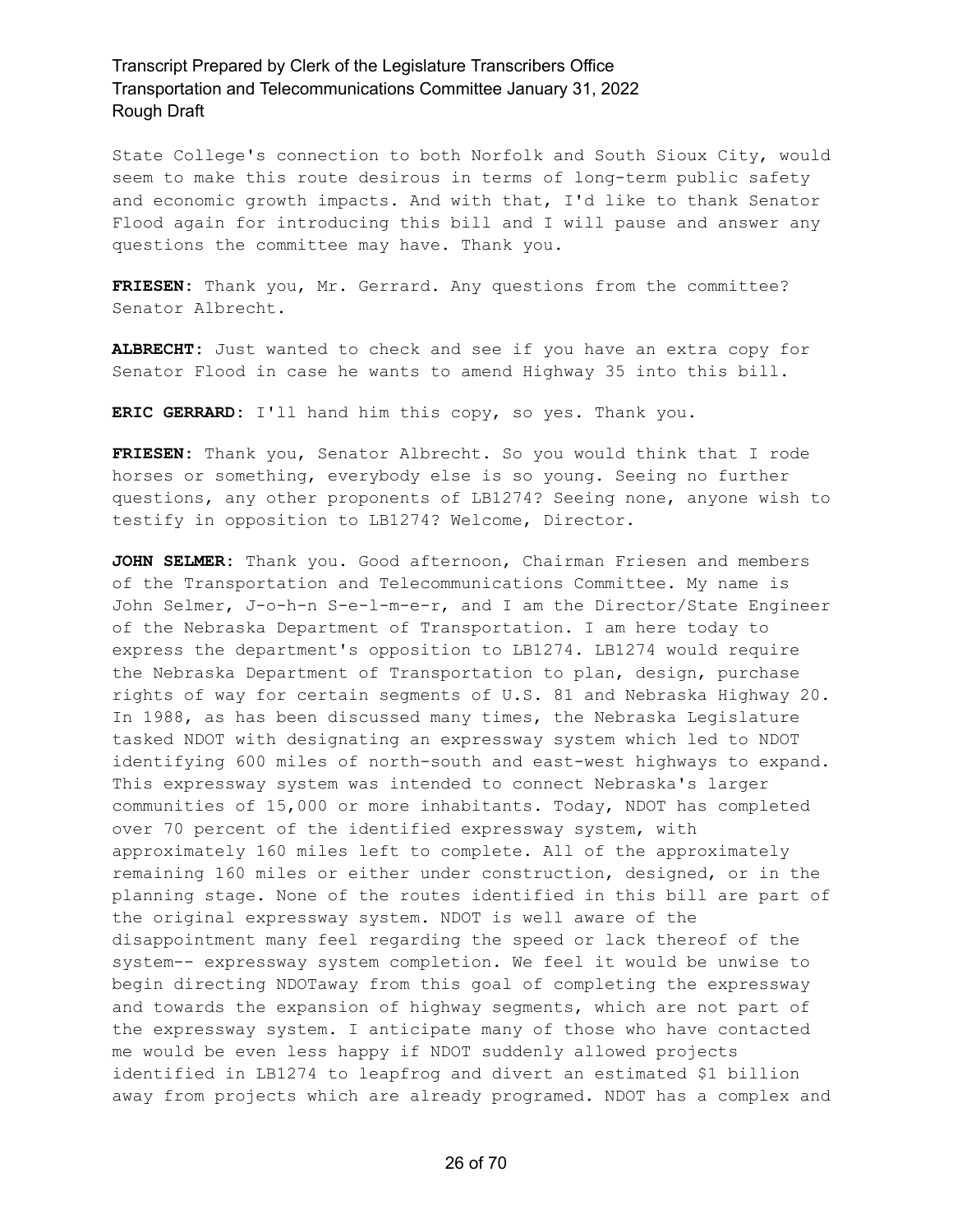State College's connection to both Norfolk and South Sioux City, would seem to make this route desirous in terms of long-term public safety and economic growth impacts. And with that, I'd like to thank Senator Flood again for introducing this bill and I will pause and answer any questions the committee may have. Thank you.

**FRIESEN:** Thank you, Mr. Gerrard. Any questions from the committee? Senator Albrecht.

**ALBRECHT:** Just wanted to check and see if you have an extra copy for Senator Flood in case he wants to amend Highway 35 into this bill.

**ERIC GERRARD:** I'll hand him this copy, so yes. Thank you.

**FRIESEN:** Thank you, Senator Albrecht. So you would think that I rode horses or something, everybody else is so young. Seeing no further questions, any other proponents of LB1274? Seeing none, anyone wish to testify in opposition to LB1274? Welcome, Director.

**JOHN SELMER:** Thank you. Good afternoon, Chairman Friesen and members of the Transportation and Telecommunications Committee. My name is John Selmer, J-o-h-n S-e-l-m-e-r, and I am the Director/State Engineer of the Nebraska Department of Transportation. I am here today to express the department's opposition to LB1274. LB1274 would require the Nebraska Department of Transportation to plan, design, purchase rights of way for certain segments of U.S. 81 and Nebraska Highway 20. In 1988, as has been discussed many times, the Nebraska Legislature tasked NDOT with designating an expressway system which led to NDOT identifying 600 miles of north-south and east-west highways to expand. This expressway system was intended to connect Nebraska's larger communities of 15,000 or more inhabitants. Today, NDOT has completed over 70 percent of the identified expressway system, with approximately 160 miles left to complete. All of the approximately remaining 160 miles or either under construction, designed, or in the planning stage. None of the routes identified in this bill are part of the original expressway system. NDOT is well aware of the disappointment many feel regarding the speed or lack thereof of the system-- expressway system completion. We feel it would be unwise to begin directing NDOTaway from this goal of completing the expressway and towards the expansion of highway segments, which are not part of the expressway system. I anticipate many of those who have contacted me would be even less happy if NDOT suddenly allowed projects identified in LB1274 to leapfrog and divert an estimated $1 billion away from projects which are already programed. NDOT has a complex and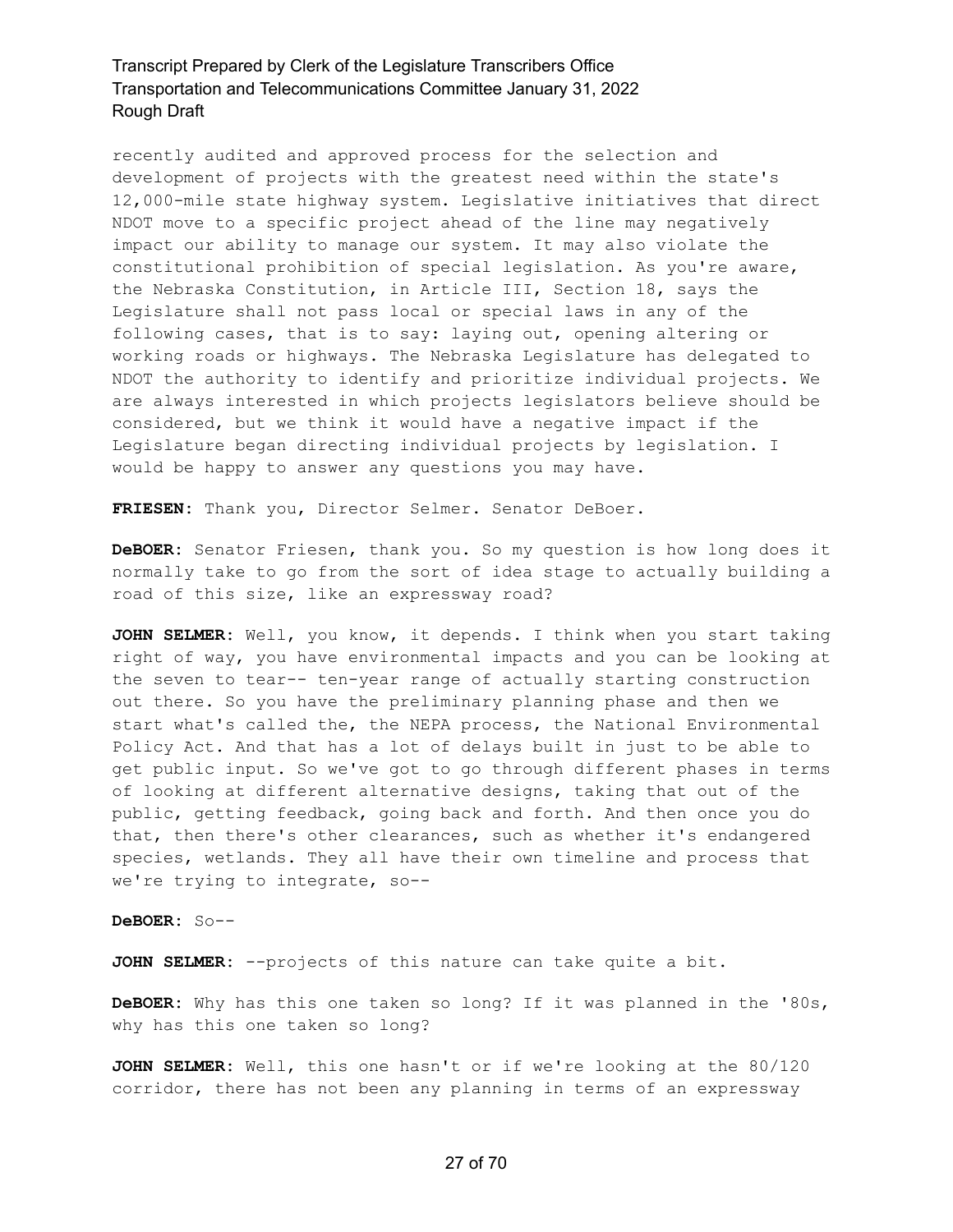recently audited and approved process for the selection and development of projects with the greatest need within the state's 12,000-mile state highway system. Legislative initiatives that direct NDOT move to a specific project ahead of the line may negatively impact our ability to manage our system. It may also violate the constitutional prohibition of special legislation. As you're aware, the Nebraska Constitution, in Article III, Section 18, says the Legislature shall not pass local or special laws in any of the following cases, that is to say: laying out, opening altering or working roads or highways. The Nebraska Legislature has delegated to NDOT the authority to identify and prioritize individual projects. We are always interested in which projects legislators believe should be considered, but we think it would have a negative impact if the Legislature began directing individual projects by legislation. I would be happy to answer any questions you may have.

**FRIESEN:** Thank you, Director Selmer. Senator DeBoer.

**DeBOER:** Senator Friesen, thank you. So my question is how long does it normally take to go from the sort of idea stage to actually building a road of this size, like an expressway road?

**JOHN SELMER:** Well, you know, it depends. I think when you start taking right of way, you have environmental impacts and you can be looking at the seven to tear-- ten-year range of actually starting construction out there. So you have the preliminary planning phase and then we start what's called the, the NEPA process, the National Environmental Policy Act. And that has a lot of delays built in just to be able to get public input. So we've got to go through different phases in terms of looking at different alternative designs, taking that out of the public, getting feedback, going back and forth. And then once you do that, then there's other clearances, such as whether it's endangered species, wetlands. They all have their own timeline and process that we're trying to integrate, so--

**DeBOER:** So--

**JOHN SELMER:** --projects of this nature can take quite a bit.

**DeBOER:** Why has this one taken so long? If it was planned in the '80s, why has this one taken so long?

**JOHN SELMER:** Well, this one hasn't or if we're looking at the 80/120 corridor, there has not been any planning in terms of an expressway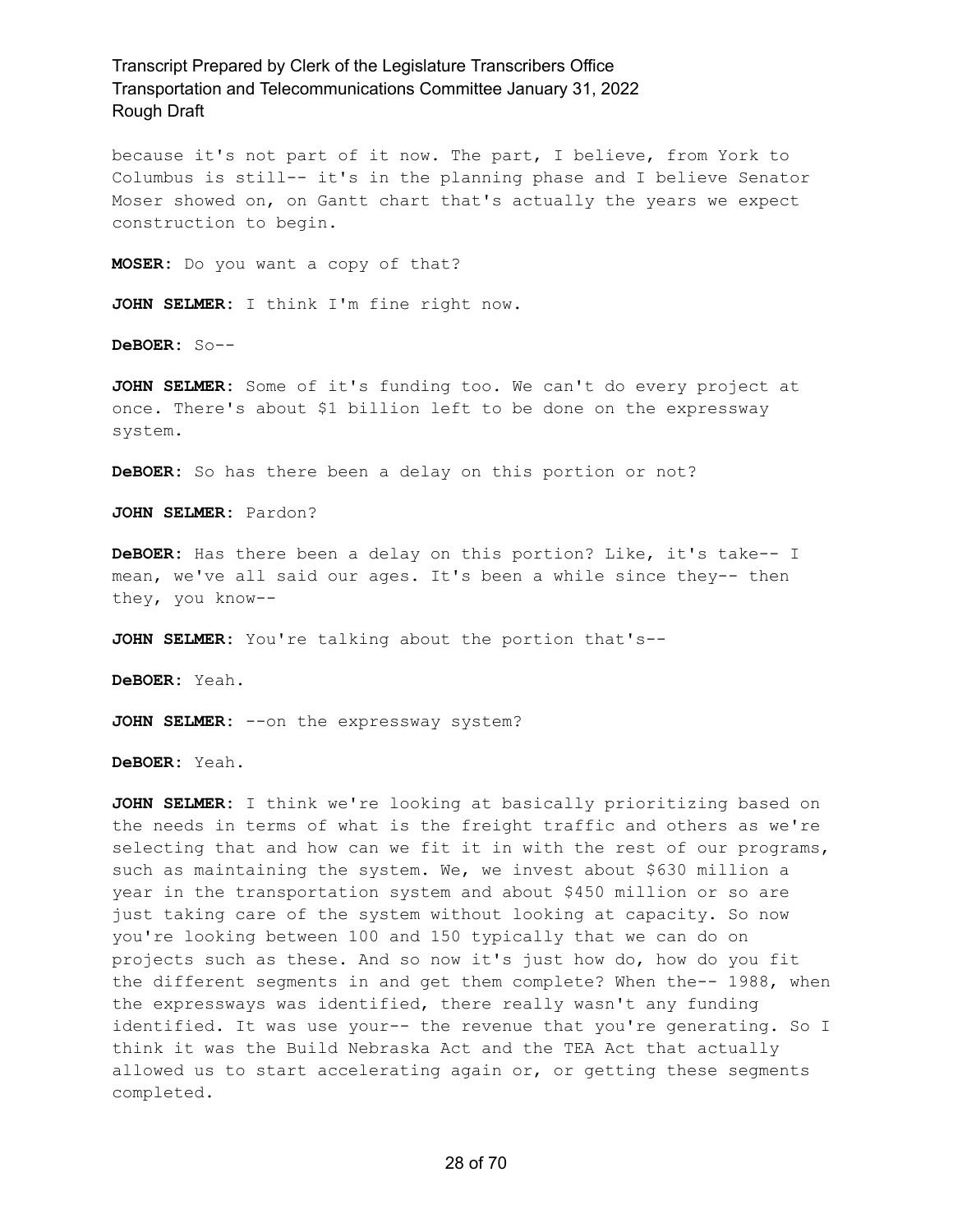because it's not part of it now. The part, I believe, from York to Columbus is still-- it's in the planning phase and I believe Senator Moser showed on, on Gantt chart that's actually the years we expect construction to begin.

**MOSER:** Do you want a copy of that?

**JOHN SELMER:** I think I'm fine right now.

**DeBOER:** So--

**JOHN SELMER:** Some of it's funding too. We can't do every project at once. There's about $1 billion left to be done on the expressway system.

**DeBOER:** So has there been a delay on this portion or not?

**JOHN SELMER:** Pardon?

**DeBOER:** Has there been a delay on this portion? Like, it's take-- I mean, we've all said our ages. It's been a while since they-- then they, you know--

**JOHN SELMER:** You're talking about the portion that's--

**DeBOER:** Yeah.

**JOHN SELMER:** --on the expressway system?

**DeBOER:** Yeah.

**JOHN SELMER:** I think we're looking at basically prioritizing based on the needs in terms of what is the freight traffic and others as we're selecting that and how can we fit it in with the rest of our programs, such as maintaining the system. We, we invest about $630 million a year in the transportation system and about $450 million or so are just taking care of the system without looking at capacity. So now you're looking between 100 and 150 typically that we can do on projects such as these. And so now it's just how do, how do you fit the different segments in and get them complete? When the-- 1988, when the expressways was identified, there really wasn't any funding identified. It was use your-- the revenue that you're generating. So I think it was the Build Nebraska Act and the TEA Act that actually allowed us to start accelerating again or, or getting these segments completed.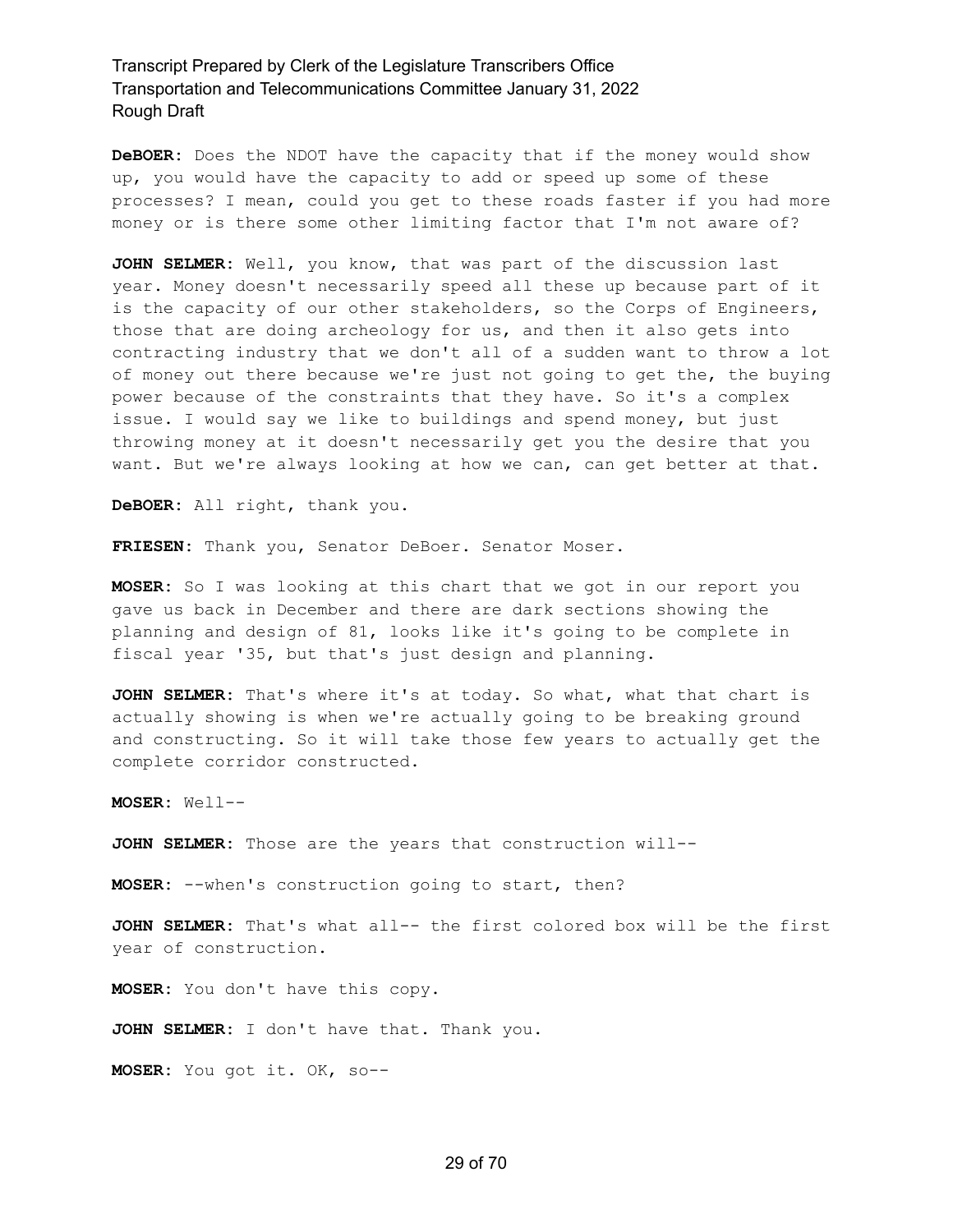**DeBOER:** Does the NDOT have the capacity that if the money would show up, you would have the capacity to add or speed up some of these processes? I mean, could you get to these roads faster if you had more money or is there some other limiting factor that I'm not aware of?

**JOHN SELMER:** Well, you know, that was part of the discussion last year. Money doesn't necessarily speed all these up because part of it is the capacity of our other stakeholders, so the Corps of Engineers, those that are doing archeology for us, and then it also gets into contracting industry that we don't all of a sudden want to throw a lot of money out there because we're just not going to get the, the buying power because of the constraints that they have. So it's a complex issue. I would say we like to buildings and spend money, but just throwing money at it doesn't necessarily get you the desire that you want. But we're always looking at how we can, can get better at that.

**DeBOER:** All right, thank you.

**FRIESEN:** Thank you, Senator DeBoer. Senator Moser.

**MOSER:** So I was looking at this chart that we got in our report you gave us back in December and there are dark sections showing the planning and design of 81, looks like it's going to be complete in fiscal year '35, but that's just design and planning.

**JOHN SELMER:** That's where it's at today. So what, what that chart is actually showing is when we're actually going to be breaking ground and constructing. So it will take those few years to actually get the complete corridor constructed.

**MOSER:** Well--

**JOHN SELMER:** Those are the years that construction will--

**MOSER:** --when's construction going to start, then?

**JOHN SELMER:** That's what all-- the first colored box will be the first year of construction.

**MOSER:** You don't have this copy.

**JOHN SELMER:** I don't have that. Thank you.

**MOSER:** You got it. OK, so--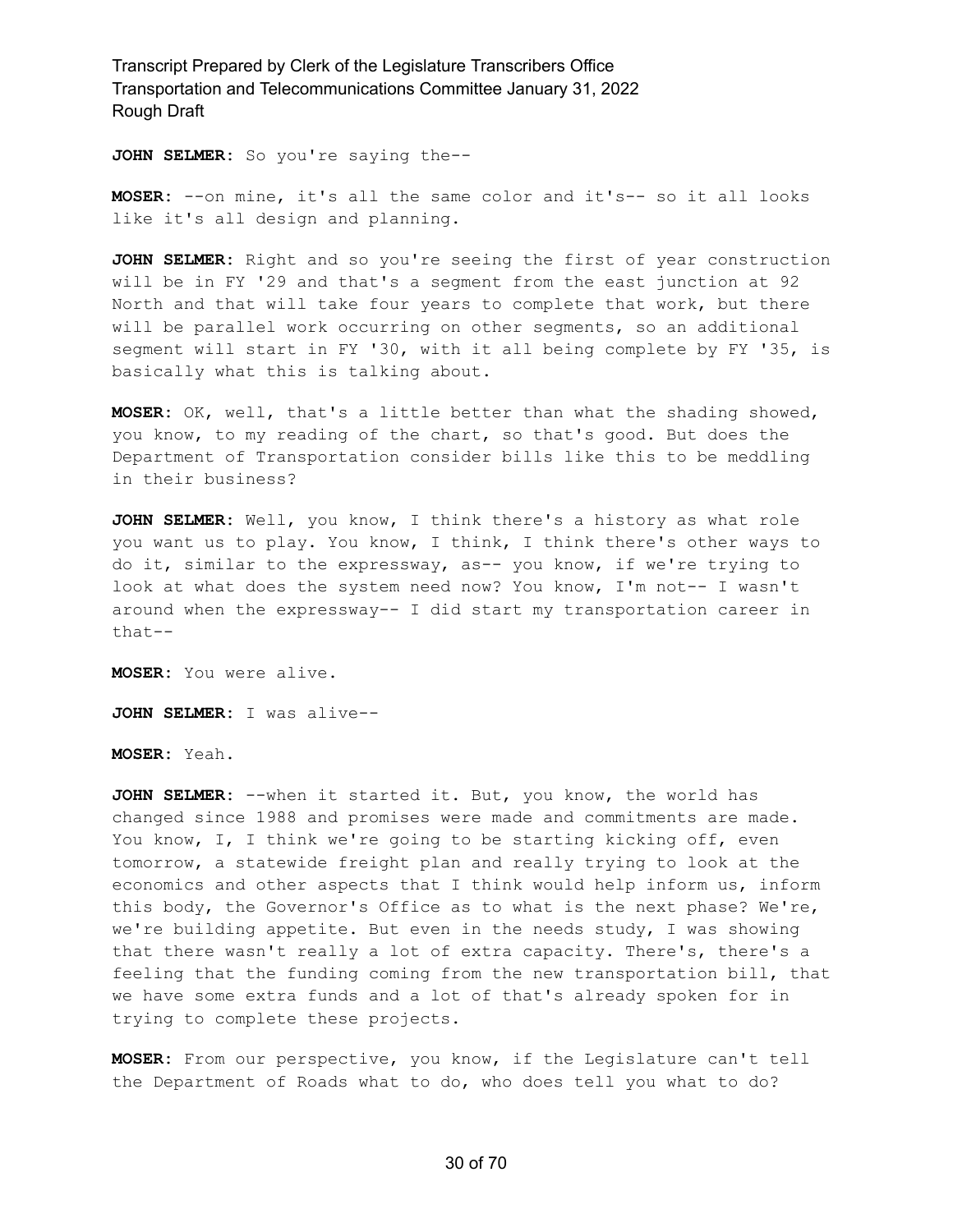**JOHN SELMER:** So you're saying the--

**MOSER:** --on mine, it's all the same color and it's-- so it all looks like it's all design and planning.

**JOHN SELMER:** Right and so you're seeing the first of year construction will be in FY '29 and that's a segment from the east junction at 92 North and that will take four years to complete that work, but there will be parallel work occurring on other segments, so an additional segment will start in FY '30, with it all being complete by FY '35, is basically what this is talking about.

**MOSER:** OK, well, that's a little better than what the shading showed, you know, to my reading of the chart, so that's good. But does the Department of Transportation consider bills like this to be meddling in their business?

**JOHN SELMER:** Well, you know, I think there's a history as what role you want us to play. You know, I think, I think there's other ways to do it, similar to the expressway, as-- you know, if we're trying to look at what does the system need now? You know, I'm not-- I wasn't around when the expressway-- I did start my transportation career in that--

**MOSER:** You were alive.

**JOHN SELMER:** I was alive--

**MOSER:** Yeah.

**JOHN SELMER:** --when it started it. But, you know, the world has changed since 1988 and promises were made and commitments are made. You know, I, I think we're going to be starting kicking off, even tomorrow, a statewide freight plan and really trying to look at the economics and other aspects that I think would help inform us, inform this body, the Governor's Office as to what is the next phase? We're, we're building appetite. But even in the needs study, I was showing that there wasn't really a lot of extra capacity. There's, there's a feeling that the funding coming from the new transportation bill, that we have some extra funds and a lot of that's already spoken for in trying to complete these projects.

**MOSER:** From our perspective, you know, if the Legislature can't tell the Department of Roads what to do, who does tell you what to do?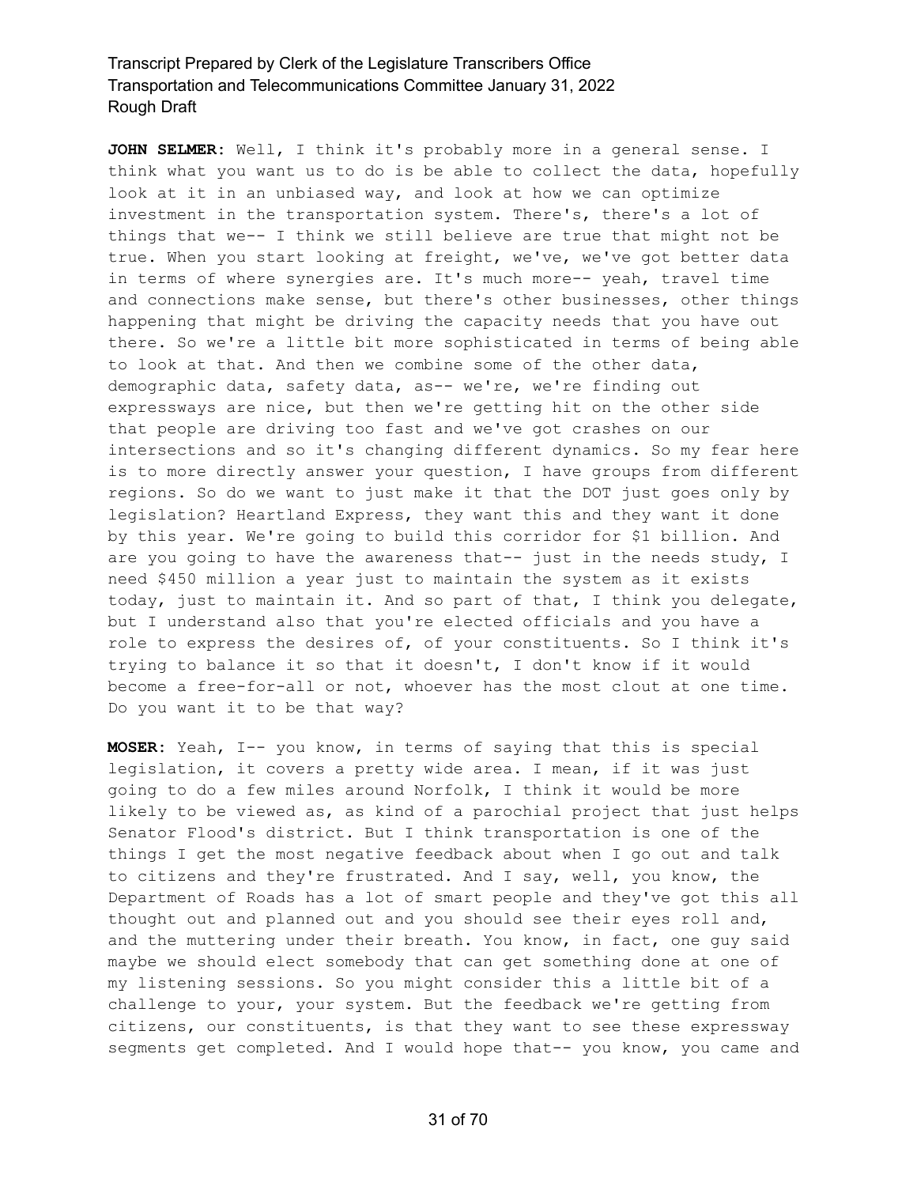**JOHN SELMER:** Well, I think it's probably more in a general sense. I think what you want us to do is be able to collect the data, hopefully look at it in an unbiased way, and look at how we can optimize investment in the transportation system. There's, there's a lot of things that we-- I think we still believe are true that might not be true. When you start looking at freight, we've, we've got better data in terms of where synergies are. It's much more-- yeah, travel time and connections make sense, but there's other businesses, other things happening that might be driving the capacity needs that you have out there. So we're a little bit more sophisticated in terms of being able to look at that. And then we combine some of the other data, demographic data, safety data, as-- we're, we're finding out expressways are nice, but then we're getting hit on the other side that people are driving too fast and we've got crashes on our intersections and so it's changing different dynamics. So my fear here is to more directly answer your question, I have groups from different regions. So do we want to just make it that the DOT just goes only by legislation? Heartland Express, they want this and they want it done by this year. We're going to build this corridor for $1 billion. And are you going to have the awareness that-- just in the needs study, I need $450 million a year just to maintain the system as it exists today, just to maintain it. And so part of that, I think you delegate, but I understand also that you're elected officials and you have a role to express the desires of, of your constituents. So I think it's trying to balance it so that it doesn't, I don't know if it would become a free-for-all or not, whoever has the most clout at one time. Do you want it to be that way?

**MOSER:** Yeah, I-- you know, in terms of saying that this is special legislation, it covers a pretty wide area. I mean, if it was just going to do a few miles around Norfolk, I think it would be more likely to be viewed as, as kind of a parochial project that just helps Senator Flood's district. But I think transportation is one of the things I get the most negative feedback about when I go out and talk to citizens and they're frustrated. And I say, well, you know, the Department of Roads has a lot of smart people and they've got this all thought out and planned out and you should see their eyes roll and, and the muttering under their breath. You know, in fact, one guy said maybe we should elect somebody that can get something done at one of my listening sessions. So you might consider this a little bit of a challenge to your, your system. But the feedback we're getting from citizens, our constituents, is that they want to see these expressway segments get completed. And I would hope that-- you know, you came and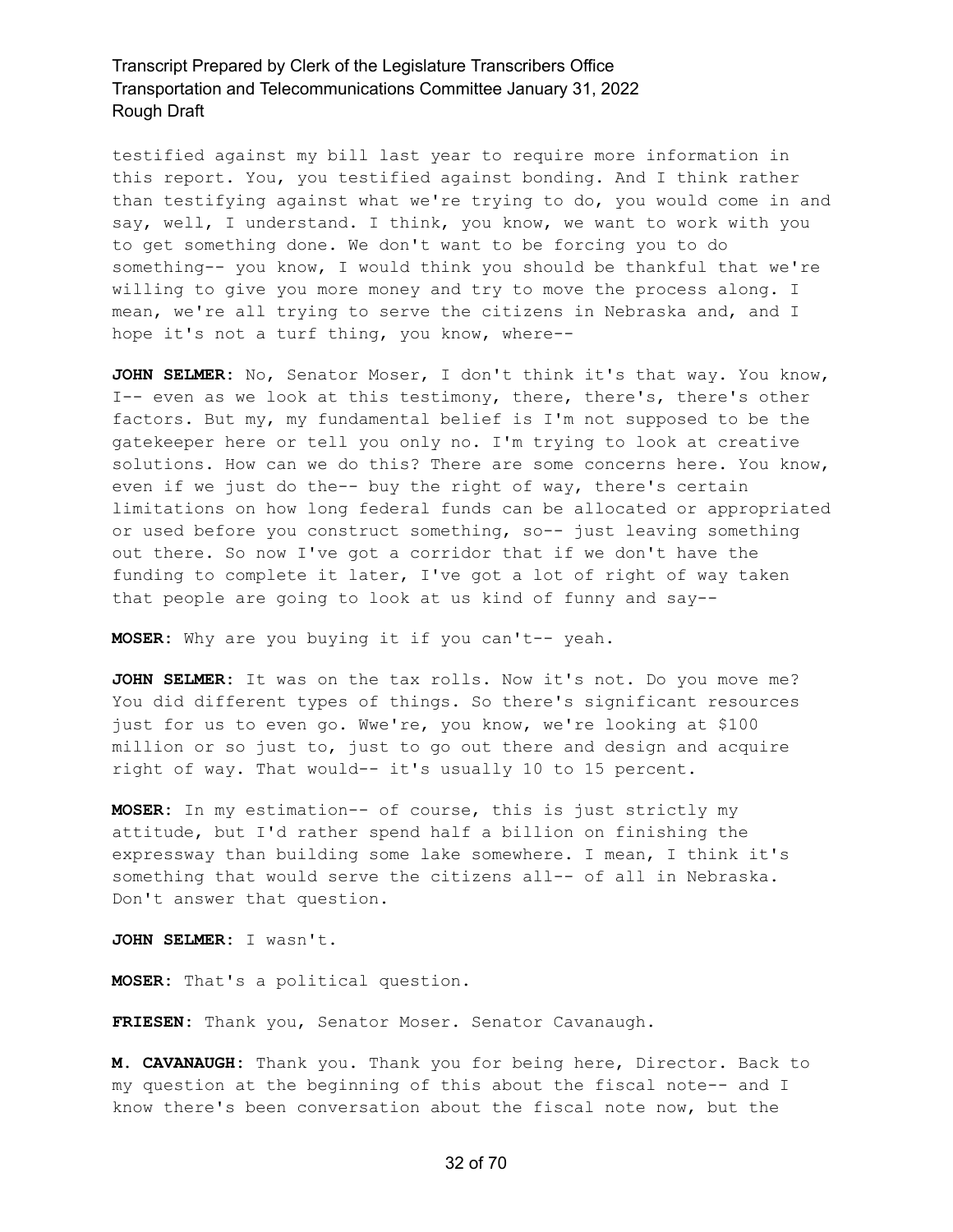testified against my bill last year to require more information in this report. You, you testified against bonding. And I think rather than testifying against what we're trying to do, you would come in and say, well, I understand. I think, you know, we want to work with you to get something done. We don't want to be forcing you to do something-- you know, I would think you should be thankful that we're willing to give you more money and try to move the process along. I mean, we're all trying to serve the citizens in Nebraska and, and I hope it's not a turf thing, you know, where--

**JOHN SELMER:** No, Senator Moser, I don't think it's that way. You know, I-- even as we look at this testimony, there, there's, there's other factors. But my, my fundamental belief is I'm not supposed to be the gatekeeper here or tell you only no. I'm trying to look at creative solutions. How can we do this? There are some concerns here. You know, even if we just do the-- buy the right of way, there's certain limitations on how long federal funds can be allocated or appropriated or used before you construct something, so-- just leaving something out there. So now I've got a corridor that if we don't have the funding to complete it later, I've got a lot of right of way taken that people are going to look at us kind of funny and say--

**MOSER:** Why are you buying it if you can't-- yeah.

**JOHN SELMER:** It was on the tax rolls. Now it's not. Do you move me? You did different types of things. So there's significant resources just for us to even go. Wwe're, you know, we're looking at $100 million or so just to, just to go out there and design and acquire right of way. That would-- it's usually 10 to 15 percent.

**MOSER:** In my estimation-- of course, this is just strictly my attitude, but I'd rather spend half a billion on finishing the expressway than building some lake somewhere. I mean, I think it's something that would serve the citizens all-- of all in Nebraska. Don't answer that question.

**JOHN SELMER:** I wasn't.

**MOSER:** That's a political question.

**FRIESEN:** Thank you, Senator Moser. Senator Cavanaugh.

**M. CAVANAUGH:** Thank you. Thank you for being here, Director. Back to my question at the beginning of this about the fiscal note-- and I know there's been conversation about the fiscal note now, but the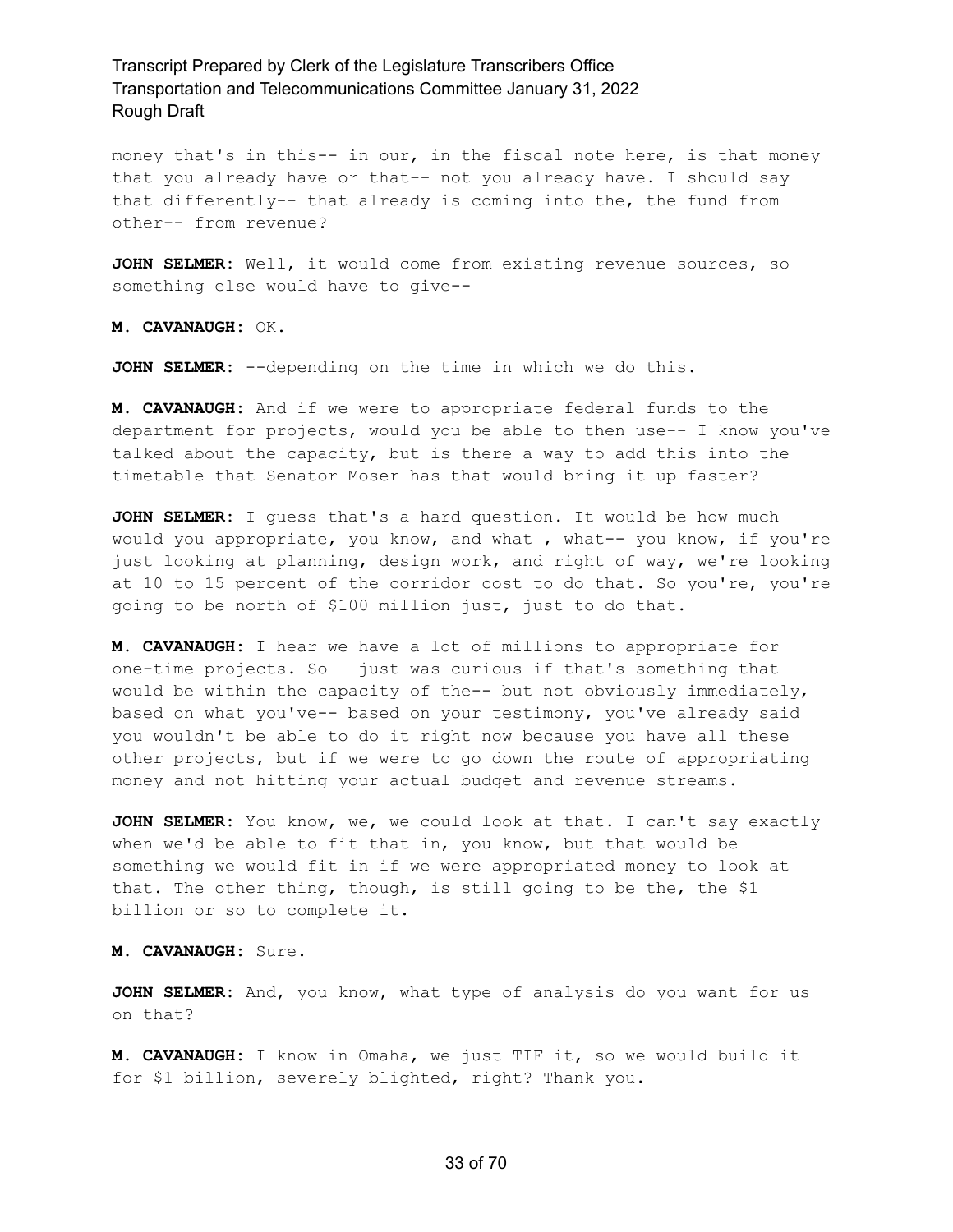money that's in this-- in our, in the fiscal note here, is that money that you already have or that-- not you already have. I should say that differently-- that already is coming into the, the fund from other-- from revenue?

**JOHN SELMER:** Well, it would come from existing revenue sources, so something else would have to give--

**M. CAVANAUGH:** OK.

**JOHN SELMER:** --depending on the time in which we do this.

**M. CAVANAUGH:** And if we were to appropriate federal funds to the department for projects, would you be able to then use-- I know you've talked about the capacity, but is there a way to add this into the timetable that Senator Moser has that would bring it up faster?

**JOHN SELMER:** I guess that's a hard question. It would be how much would you appropriate, you know, and what , what-- you know, if you're just looking at planning, design work, and right of way, we're looking at 10 to 15 percent of the corridor cost to do that. So you're, you're going to be north of $100 million just, just to do that.

**M. CAVANAUGH:** I hear we have a lot of millions to appropriate for one-time projects. So I just was curious if that's something that would be within the capacity of the-- but not obviously immediately, based on what you've-- based on your testimony, you've already said you wouldn't be able to do it right now because you have all these other projects, but if we were to go down the route of appropriating money and not hitting your actual budget and revenue streams.

**JOHN SELMER:** You know, we, we could look at that. I can't say exactly when we'd be able to fit that in, you know, but that would be something we would fit in if we were appropriated money to look at that. The other thing, though, is still going to be the, the $1 billion or so to complete it.

**M. CAVANAUGH:** Sure.

**JOHN SELMER:** And, you know, what type of analysis do you want for us on that?

**M. CAVANAUGH:** I know in Omaha, we just TIF it, so we would build it for $1 billion, severely blighted, right? Thank you.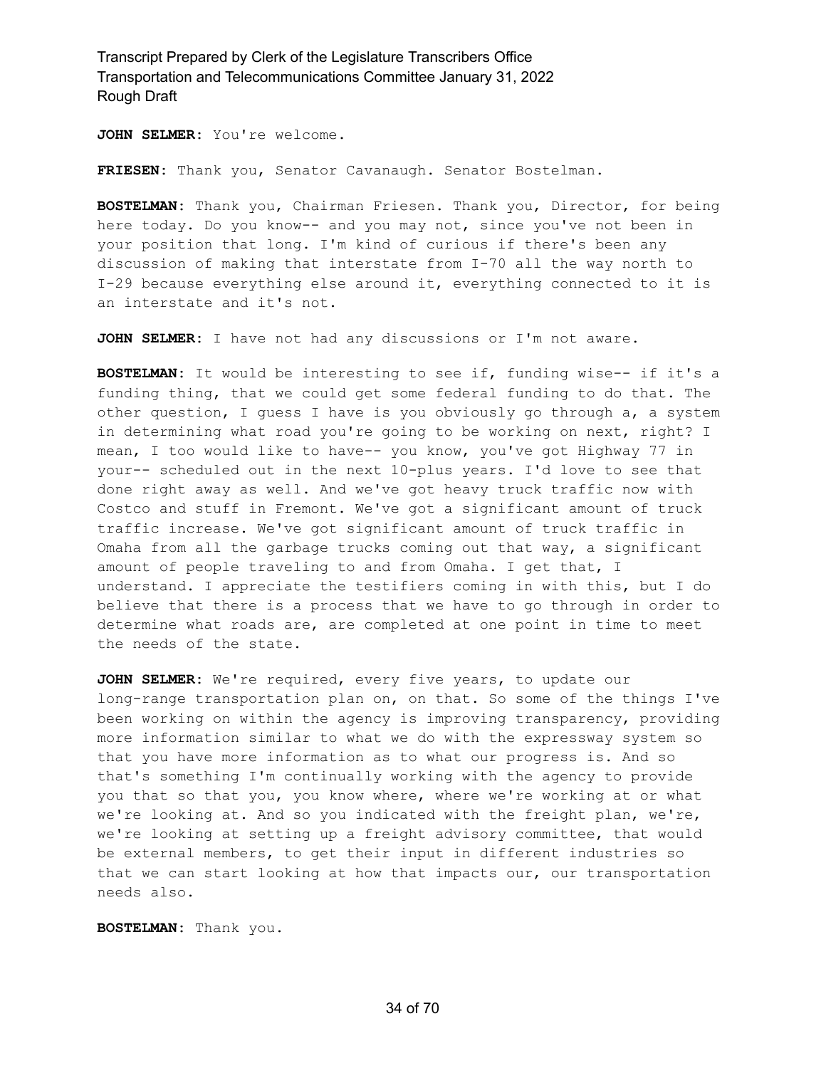**JOHN SELMER:** You're welcome.

**FRIESEN:** Thank you, Senator Cavanaugh. Senator Bostelman.

**BOSTELMAN:** Thank you, Chairman Friesen. Thank you, Director, for being here today. Do you know-- and you may not, since you've not been in your position that long. I'm kind of curious if there's been any discussion of making that interstate from I-70 all the way north to I-29 because everything else around it, everything connected to it is an interstate and it's not.

**JOHN SELMER:** I have not had any discussions or I'm not aware.

**BOSTELMAN:** It would be interesting to see if, funding wise-- if it's a funding thing, that we could get some federal funding to do that. The other question, I guess I have is you obviously go through a, a system in determining what road you're going to be working on next, right? I mean, I too would like to have-- you know, you've got Highway 77 in your-- scheduled out in the next 10-plus years. I'd love to see that done right away as well. And we've got heavy truck traffic now with Costco and stuff in Fremont. We've got a significant amount of truck traffic increase. We've got significant amount of truck traffic in Omaha from all the garbage trucks coming out that way, a significant amount of people traveling to and from Omaha. I get that, I understand. I appreciate the testifiers coming in with this, but I do believe that there is a process that we have to go through in order to determine what roads are, are completed at one point in time to meet the needs of the state.

**JOHN SELMER:** We're required, every five years, to update our long-range transportation plan on, on that. So some of the things I've been working on within the agency is improving transparency, providing more information similar to what we do with the expressway system so that you have more information as to what our progress is. And so that's something I'm continually working with the agency to provide you that so that you, you know where, where we're working at or what we're looking at. And so you indicated with the freight plan, we're, we're looking at setting up a freight advisory committee, that would be external members, to get their input in different industries so that we can start looking at how that impacts our, our transportation needs also.

**BOSTELMAN:** Thank you.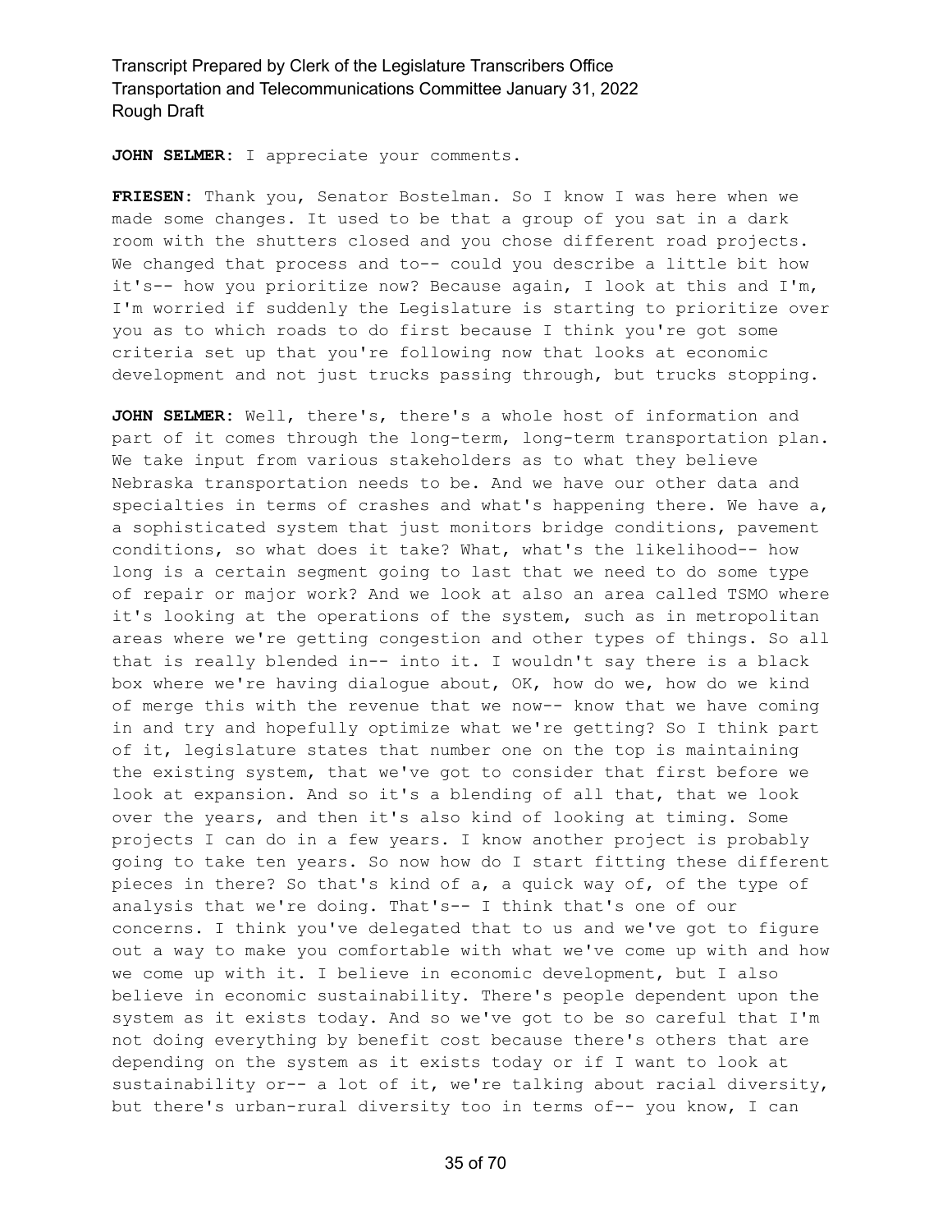**JOHN SELMER:** I appreciate your comments.

**FRIESEN:** Thank you, Senator Bostelman. So I know I was here when we made some changes. It used to be that a group of you sat in a dark room with the shutters closed and you chose different road projects. We changed that process and to-- could you describe a little bit how it's-- how you prioritize now? Because again, I look at this and I'm, I'm worried if suddenly the Legislature is starting to prioritize over you as to which roads to do first because I think you're got some criteria set up that you're following now that looks at economic development and not just trucks passing through, but trucks stopping.

**JOHN SELMER:** Well, there's, there's a whole host of information and part of it comes through the long-term, long-term transportation plan. We take input from various stakeholders as to what they believe Nebraska transportation needs to be. And we have our other data and specialties in terms of crashes and what's happening there. We have a, a sophisticated system that just monitors bridge conditions, pavement conditions, so what does it take? What, what's the likelihood-- how long is a certain segment going to last that we need to do some type of repair or major work? And we look at also an area called TSMO where it's looking at the operations of the system, such as in metropolitan areas where we're getting congestion and other types of things. So all that is really blended in-- into it. I wouldn't say there is a black box where we're having dialogue about, OK, how do we, how do we kind of merge this with the revenue that we now-- know that we have coming in and try and hopefully optimize what we're getting? So I think part of it, legislature states that number one on the top is maintaining the existing system, that we've got to consider that first before we look at expansion. And so it's a blending of all that, that we look over the years, and then it's also kind of looking at timing. Some projects I can do in a few years. I know another project is probably going to take ten years. So now how do I start fitting these different pieces in there? So that's kind of a, a quick way of, of the type of analysis that we're doing. That's-- I think that's one of our concerns. I think you've delegated that to us and we've got to figure out a way to make you comfortable with what we've come up with and how we come up with it. I believe in economic development, but I also believe in economic sustainability. There's people dependent upon the system as it exists today. And so we've got to be so careful that I'm not doing everything by benefit cost because there's others that are depending on the system as it exists today or if I want to look at sustainability or-- a lot of it, we're talking about racial diversity, but there's urban-rural diversity too in terms of-- you know, I can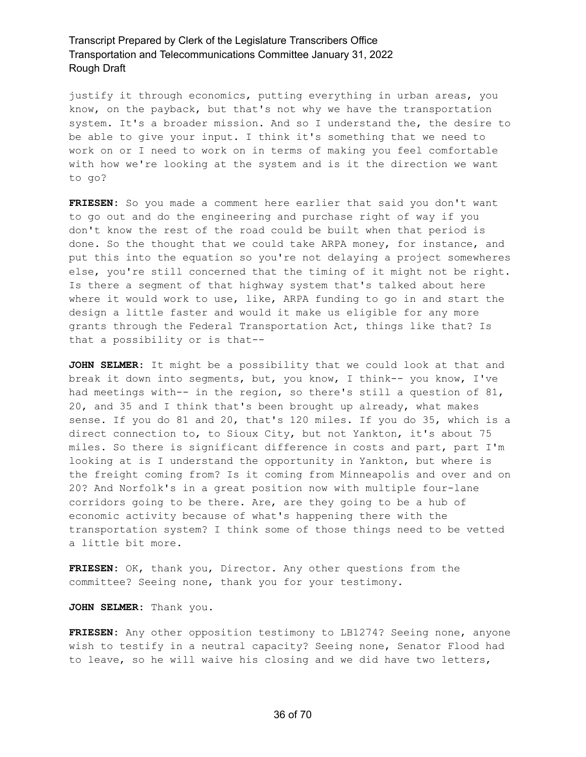justify it through economics, putting everything in urban areas, you know, on the payback, but that's not why we have the transportation system. It's a broader mission. And so I understand the, the desire to be able to give your input. I think it's something that we need to work on or I need to work on in terms of making you feel comfortable with how we're looking at the system and is it the direction we want to go?

**FRIESEN:** So you made a comment here earlier that said you don't want to go out and do the engineering and purchase right of way if you don't know the rest of the road could be built when that period is done. So the thought that we could take ARPA money, for instance, and put this into the equation so you're not delaying a project somewheres else, you're still concerned that the timing of it might not be right. Is there a segment of that highway system that's talked about here where it would work to use, like, ARPA funding to go in and start the design a little faster and would it make us eligible for any more grants through the Federal Transportation Act, things like that? Is that a possibility or is that--

**JOHN SELMER:** It might be a possibility that we could look at that and break it down into segments, but, you know, I think-- you know, I've had meetings with-- in the region, so there's still a question of 81, 20, and 35 and I think that's been brought up already, what makes sense. If you do 81 and 20, that's 120 miles. If you do 35, which is a direct connection to, to Sioux City, but not Yankton, it's about 75 miles. So there is significant difference in costs and part, part I'm looking at is I understand the opportunity in Yankton, but where is the freight coming from? Is it coming from Minneapolis and over and on 20? And Norfolk's in a great position now with multiple four-lane corridors going to be there. Are, are they going to be a hub of economic activity because of what's happening there with the transportation system? I think some of those things need to be vetted a little bit more.

**FRIESEN:** OK, thank you, Director. Any other questions from the committee? Seeing none, thank you for your testimony.

**JOHN SELMER:** Thank you.

**FRIESEN:** Any other opposition testimony to LB1274? Seeing none, anyone wish to testify in a neutral capacity? Seeing none, Senator Flood had to leave, so he will waive his closing and we did have two letters,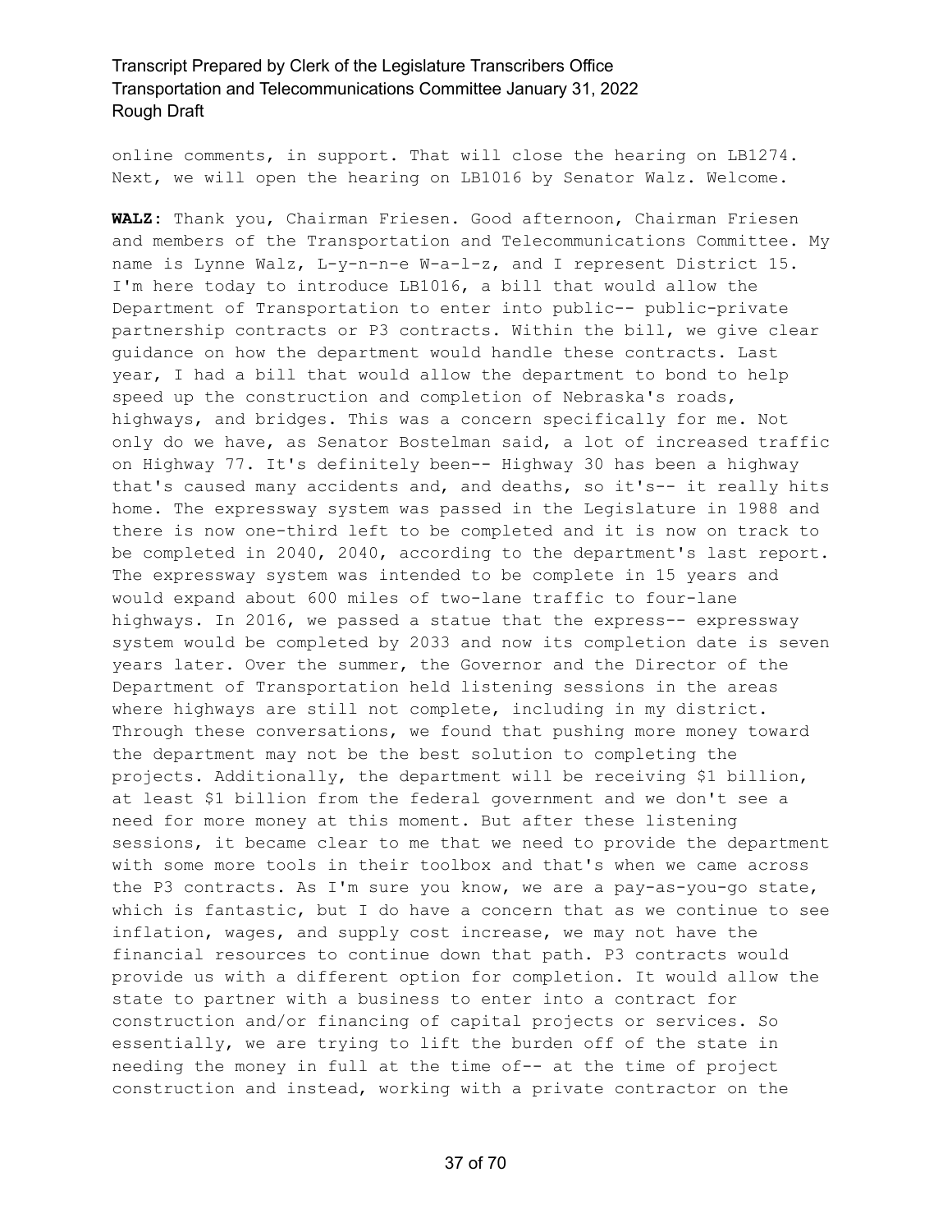online comments, in support. That will close the hearing on LB1274. Next, we will open the hearing on LB1016 by Senator Walz. Welcome.

**WALZ**: Thank you, Chairman Friesen. Good afternoon, Chairman Friesen and members of the Transportation and Telecommunications Committee. My name is Lynne Walz, L-y-n-n-e W-a-l-z, and I represent District 15. I'm here today to introduce LB1016, a bill that would allow the Department of Transportation to enter into public-- public-private partnership contracts or P3 contracts. Within the bill, we give clear guidance on how the department would handle these contracts. Last year, I had a bill that would allow the department to bond to help speed up the construction and completion of Nebraska's roads, highways, and bridges. This was a concern specifically for me. Not only do we have, as Senator Bostelman said, a lot of increased traffic on Highway 77. It's definitely been-- Highway 30 has been a highway that's caused many accidents and, and deaths, so it's-- it really hits home. The expressway system was passed in the Legislature in 1988 and there is now one-third left to be completed and it is now on track to be completed in 2040, 2040, according to the department's last report. The expressway system was intended to be complete in 15 years and would expand about 600 miles of two-lane traffic to four-lane highways. In 2016, we passed a statue that the express-- expressway system would be completed by 2033 and now its completion date is seven years later. Over the summer, the Governor and the Director of the Department of Transportation held listening sessions in the areas where highways are still not complete, including in my district. Through these conversations, we found that pushing more money toward the department may not be the best solution to completing the projects. Additionally, the department will be receiving $1 billion, at least $1 billion from the federal government and we don't see a need for more money at this moment. But after these listening sessions, it became clear to me that we need to provide the department with some more tools in their toolbox and that's when we came across the P3 contracts. As I'm sure you know, we are a pay-as-you-go state, which is fantastic, but I do have a concern that as we continue to see inflation, wages, and supply cost increase, we may not have the financial resources to continue down that path. P3 contracts would provide us with a different option for completion. It would allow the state to partner with a business to enter into a contract for construction and/or financing of capital projects or services. So essentially, we are trying to lift the burden off of the state in needing the money in full at the time of-- at the time of project construction and instead, working with a private contractor on the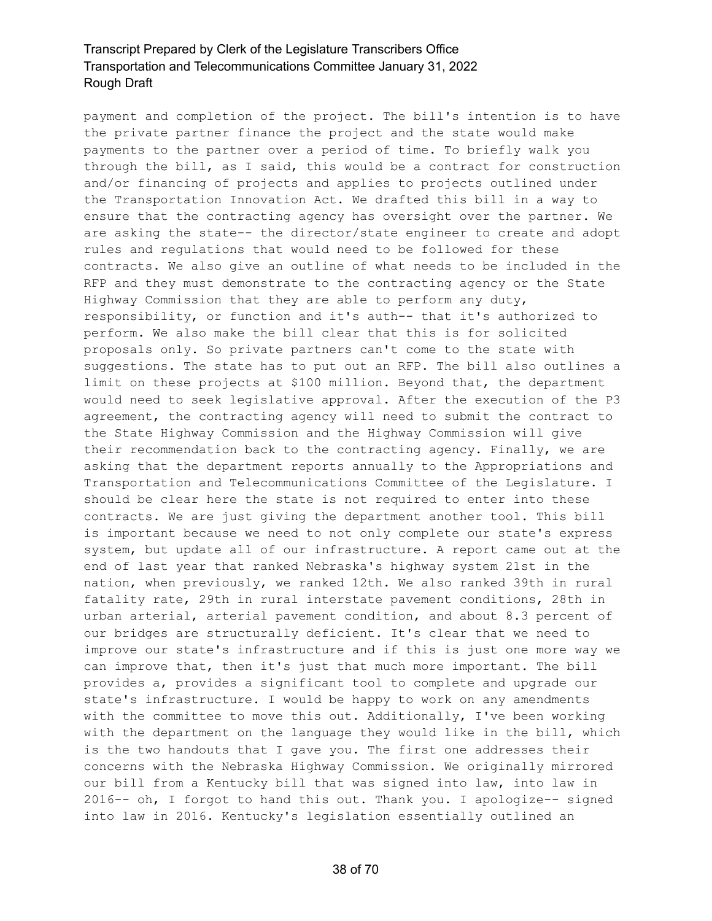payment and completion of the project. The bill's intention is to have the private partner finance the project and the state would make payments to the partner over a period of time. To briefly walk you through the bill, as I said, this would be a contract for construction and/or financing of projects and applies to projects outlined under the Transportation Innovation Act. We drafted this bill in a way to ensure that the contracting agency has oversight over the partner. We are asking the state-- the director/state engineer to create and adopt rules and regulations that would need to be followed for these contracts. We also give an outline of what needs to be included in the RFP and they must demonstrate to the contracting agency or the State Highway Commission that they are able to perform any duty, responsibility, or function and it's auth-- that it's authorized to perform. We also make the bill clear that this is for solicited proposals only. So private partners can't come to the state with suggestions. The state has to put out an RFP. The bill also outlines a limit on these projects at $100 million. Beyond that, the department would need to seek legislative approval. After the execution of the P3 agreement, the contracting agency will need to submit the contract to the State Highway Commission and the Highway Commission will give their recommendation back to the contracting agency. Finally, we are asking that the department reports annually to the Appropriations and Transportation and Telecommunications Committee of the Legislature. I should be clear here the state is not required to enter into these contracts. We are just giving the department another tool. This bill is important because we need to not only complete our state's express system, but update all of our infrastructure. A report came out at the end of last year that ranked Nebraska's highway system 21st in the nation, when previously, we ranked 12th. We also ranked 39th in rural fatality rate, 29th in rural interstate pavement conditions, 28th in urban arterial, arterial pavement condition, and about 8.3 percent of our bridges are structurally deficient. It's clear that we need to improve our state's infrastructure and if this is just one more way we can improve that, then it's just that much more important. The bill provides a, provides a significant tool to complete and upgrade our state's infrastructure. I would be happy to work on any amendments with the committee to move this out. Additionally, I've been working with the department on the language they would like in the bill, which is the two handouts that I gave you. The first one addresses their concerns with the Nebraska Highway Commission. We originally mirrored our bill from a Kentucky bill that was signed into law, into law in 2016-- oh, I forgot to hand this out. Thank you. I apologize-- signed into law in 2016. Kentucky's legislation essentially outlined an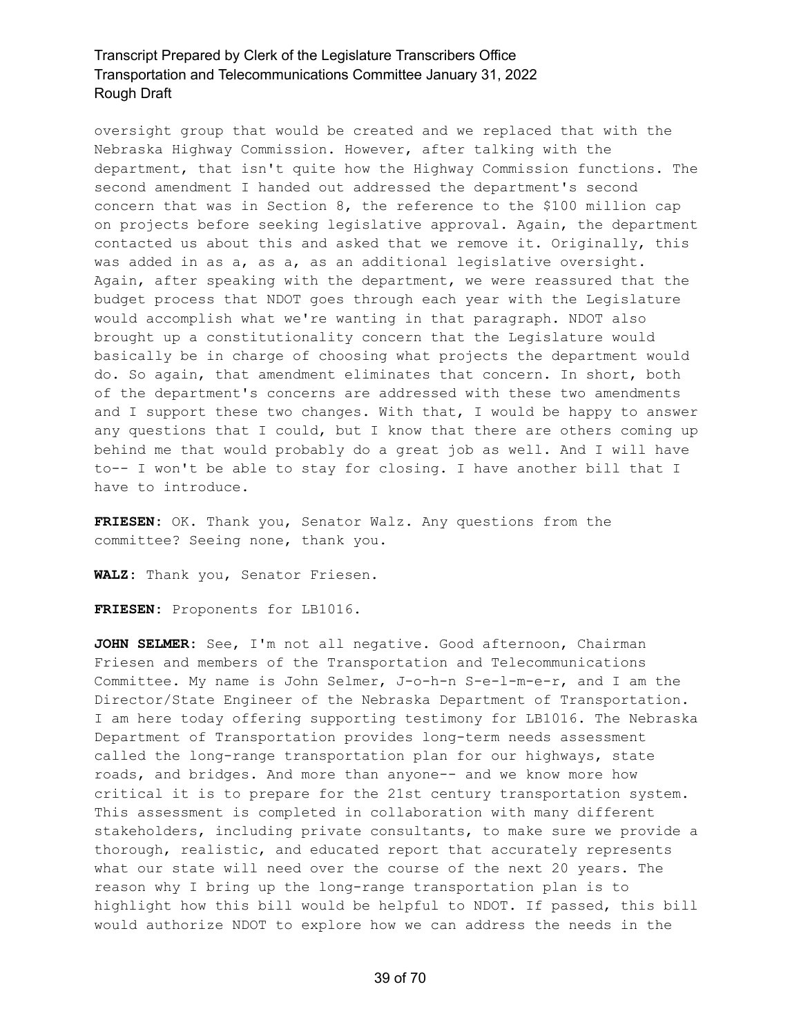oversight group that would be created and we replaced that with the Nebraska Highway Commission. However, after talking with the department, that isn't quite how the Highway Commission functions. The second amendment I handed out addressed the department's second concern that was in Section 8, the reference to the $100 million cap on projects before seeking legislative approval. Again, the department contacted us about this and asked that we remove it. Originally, this was added in as a, as a, as an additional legislative oversight. Again, after speaking with the department, we were reassured that the budget process that NDOT goes through each year with the Legislature would accomplish what we're wanting in that paragraph. NDOT also brought up a constitutionality concern that the Legislature would basically be in charge of choosing what projects the department would do. So again, that amendment eliminates that concern. In short, both of the department's concerns are addressed with these two amendments and I support these two changes. With that, I would be happy to answer any questions that I could, but I know that there are others coming up behind me that would probably do a great job as well. And I will have to-- I won't be able to stay for closing. I have another bill that I have to introduce.

**FRIESEN:** OK. Thank you, Senator Walz. Any questions from the committee? Seeing none, thank you.

**WALZ:** Thank you, Senator Friesen.

**FRIESEN:** Proponents for LB1016.

**JOHN SELMER:** See, I'm not all negative. Good afternoon, Chairman Friesen and members of the Transportation and Telecommunications Committee. My name is John Selmer, J-o-h-n S-e-l-m-e-r, and I am the Director/State Engineer of the Nebraska Department of Transportation. I am here today offering supporting testimony for LB1016. The Nebraska Department of Transportation provides long-term needs assessment called the long-range transportation plan for our highways, state roads, and bridges. And more than anyone-- and we know more how critical it is to prepare for the 21st century transportation system. This assessment is completed in collaboration with many different stakeholders, including private consultants, to make sure we provide a thorough, realistic, and educated report that accurately represents what our state will need over the course of the next 20 years. The reason why I bring up the long-range transportation plan is to highlight how this bill would be helpful to NDOT. If passed, this bill would authorize NDOT to explore how we can address the needs in the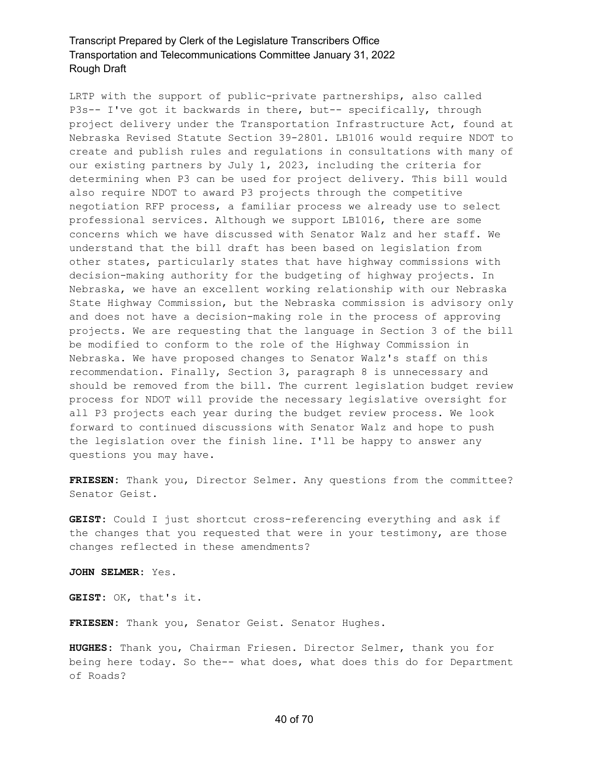LRTP with the support of public-private partnerships, also called P3s-- I've got it backwards in there, but-- specifically, through project delivery under the Transportation Infrastructure Act, found at Nebraska Revised Statute Section 39-2801. LB1016 would require NDOT to create and publish rules and regulations in consultations with many of our existing partners by July 1, 2023, including the criteria for determining when P3 can be used for project delivery. This bill would also require NDOT to award P3 projects through the competitive negotiation RFP process, a familiar process we already use to select professional services. Although we support LB1016, there are some concerns which we have discussed with Senator Walz and her staff. We understand that the bill draft has been based on legislation from other states, particularly states that have highway commissions with decision-making authority for the budgeting of highway projects. In Nebraska, we have an excellent working relationship with our Nebraska State Highway Commission, but the Nebraska commission is advisory only and does not have a decision-making role in the process of approving projects. We are requesting that the language in Section 3 of the bill be modified to conform to the role of the Highway Commission in Nebraska. We have proposed changes to Senator Walz's staff on this recommendation. Finally, Section 3, paragraph 8 is unnecessary and should be removed from the bill. The current legislation budget review process for NDOT will provide the necessary legislative oversight for all P3 projects each year during the budget review process. We look forward to continued discussions with Senator Walz and hope to push the legislation over the finish line. I'll be happy to answer any questions you may have.

**FRIESEN:** Thank you, Director Selmer. Any questions from the committee? Senator Geist.

**GEIST:** Could I just shortcut cross-referencing everything and ask if the changes that you requested that were in your testimony, are those changes reflected in these amendments?

**JOHN SELMER:** Yes.

**GEIST:** OK, that's it.

**FRIESEN:** Thank you, Senator Geist. Senator Hughes.

**HUGHES:** Thank you, Chairman Friesen. Director Selmer, thank you for being here today. So the-- what does, what does this do for Department of Roads?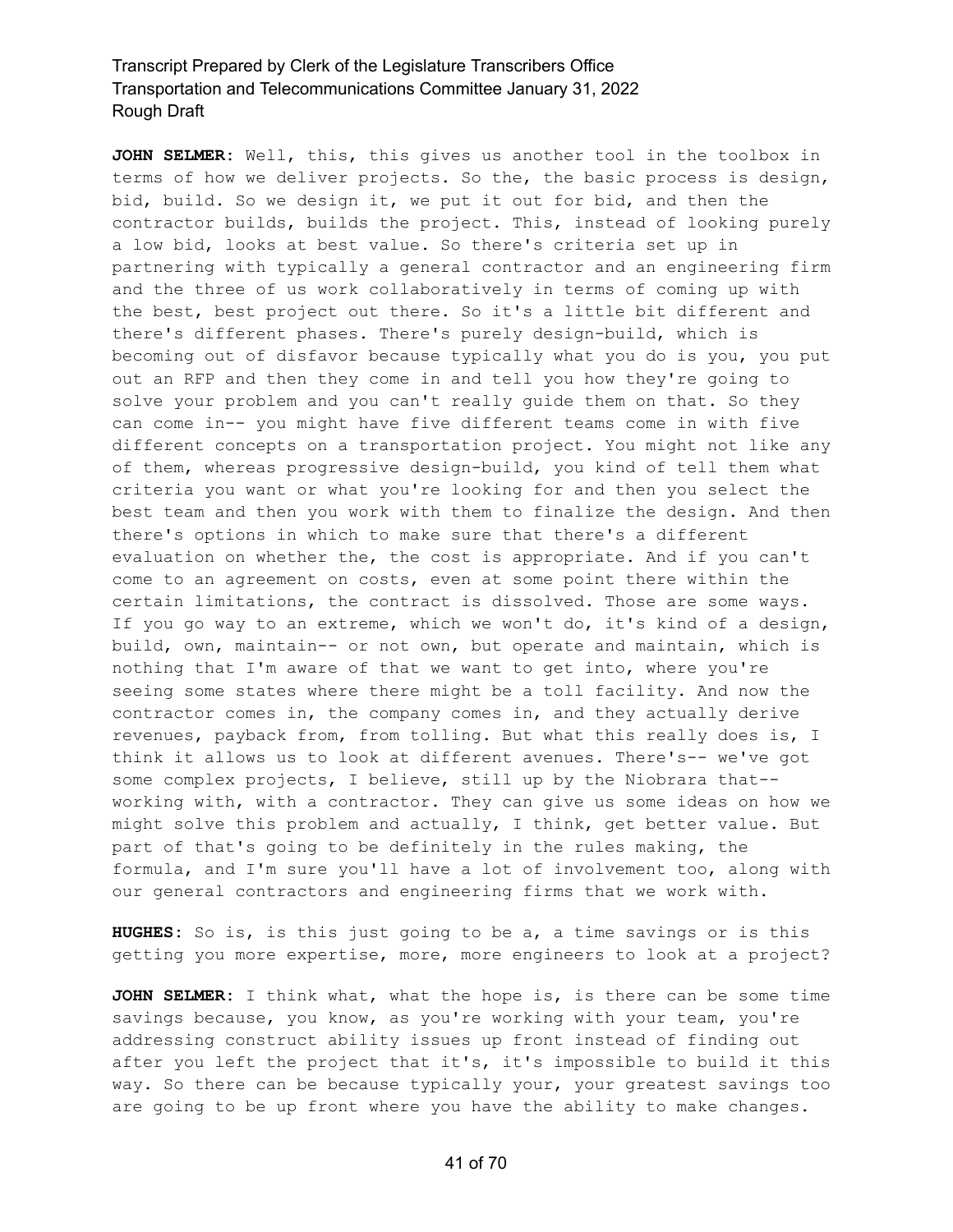**JOHN SELMER:** Well, this, this gives us another tool in the toolbox in terms of how we deliver projects. So the, the basic process is design, bid, build. So we design it, we put it out for bid, and then the contractor builds, builds the project. This, instead of looking purely a low bid, looks at best value. So there's criteria set up in partnering with typically a general contractor and an engineering firm and the three of us work collaboratively in terms of coming up with the best, best project out there. So it's a little bit different and there's different phases. There's purely design-build, which is becoming out of disfavor because typically what you do is you, you put out an RFP and then they come in and tell you how they're going to solve your problem and you can't really guide them on that. So they can come in-- you might have five different teams come in with five different concepts on a transportation project. You might not like any of them, whereas progressive design-build, you kind of tell them what criteria you want or what you're looking for and then you select the best team and then you work with them to finalize the design. And then there's options in which to make sure that there's a different evaluation on whether the, the cost is appropriate. And if you can't come to an agreement on costs, even at some point there within the certain limitations, the contract is dissolved. Those are some ways. If you go way to an extreme, which we won't do, it's kind of a design, build, own, maintain-- or not own, but operate and maintain, which is nothing that I'm aware of that we want to get into, where you're seeing some states where there might be a toll facility. And now the contractor comes in, the company comes in, and they actually derive revenues, payback from, from tolling. But what this really does is, I think it allows us to look at different avenues. There's-- we've got some complex projects, I believe, still up by the Niobrara that-- working with, with a contractor. They can give us some ideas on how we might solve this problem and actually, I think, get better value. But part of that's going to be definitely in the rules making, the formula, and I'm sure you'll have a lot of involvement too, along with our general contractors and engineering firms that we work with.

**HUGHES:** So is, is this just going to be a, a time savings or is this getting you more expertise, more, more engineers to look at a project?

**JOHN SELMER:** I think what, what the hope is, is there can be some time savings because, you know, as you're working with your team, you're addressing construct ability issues up front instead of finding out after you left the project that it's, it's impossible to build it this way. So there can be because typically your, your greatest savings too are going to be up front where you have the ability to make changes.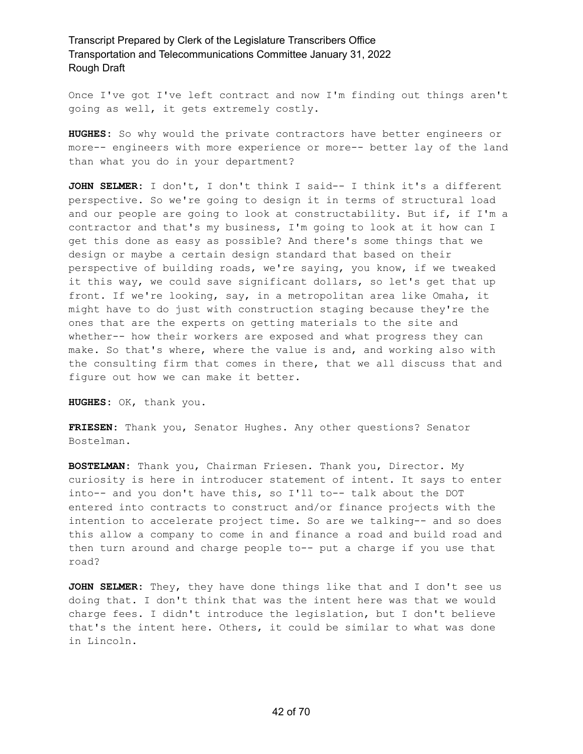Once I've got I've left contract and now I'm finding out things aren't going as well, it gets extremely costly.

**HUGHES:** So why would the private contractors have better engineers or more-- engineers with more experience or more-- better lay of the land than what you do in your department?

**JOHN SELMER:** I don't, I don't think I said-- I think it's a different perspective. So we're going to design it in terms of structural load and our people are going to look at constructability. But if, if I'm a contractor and that's my business, I'm going to look at it how can I get this done as easy as possible? And there's some things that we design or maybe a certain design standard that based on their perspective of building roads, we're saying, you know, if we tweaked it this way, we could save significant dollars, so let's get that up front. If we're looking, say, in a metropolitan area like Omaha, it might have to do just with construction staging because they're the ones that are the experts on getting materials to the site and whether-- how their workers are exposed and what progress they can make. So that's where, where the value is and, and working also with the consulting firm that comes in there, that we all discuss that and figure out how we can make it better.

**HUGHES:** OK, thank you.

**FRIESEN:** Thank you, Senator Hughes. Any other questions? Senator Bostelman.

**BOSTELMAN:** Thank you, Chairman Friesen. Thank you, Director. My curiosity is here in introducer statement of intent. It says to enter into-- and you don't have this, so I'll to-- talk about the DOT entered into contracts to construct and/or finance projects with the intention to accelerate project time. So are we talking-- and so does this allow a company to come in and finance a road and build road and then turn around and charge people to-- put a charge if you use that road?

**JOHN SELMER:** They, they have done things like that and I don't see us doing that. I don't think that was the intent here was that we would charge fees. I didn't introduce the legislation, but I don't believe that's the intent here. Others, it could be similar to what was done in Lincoln.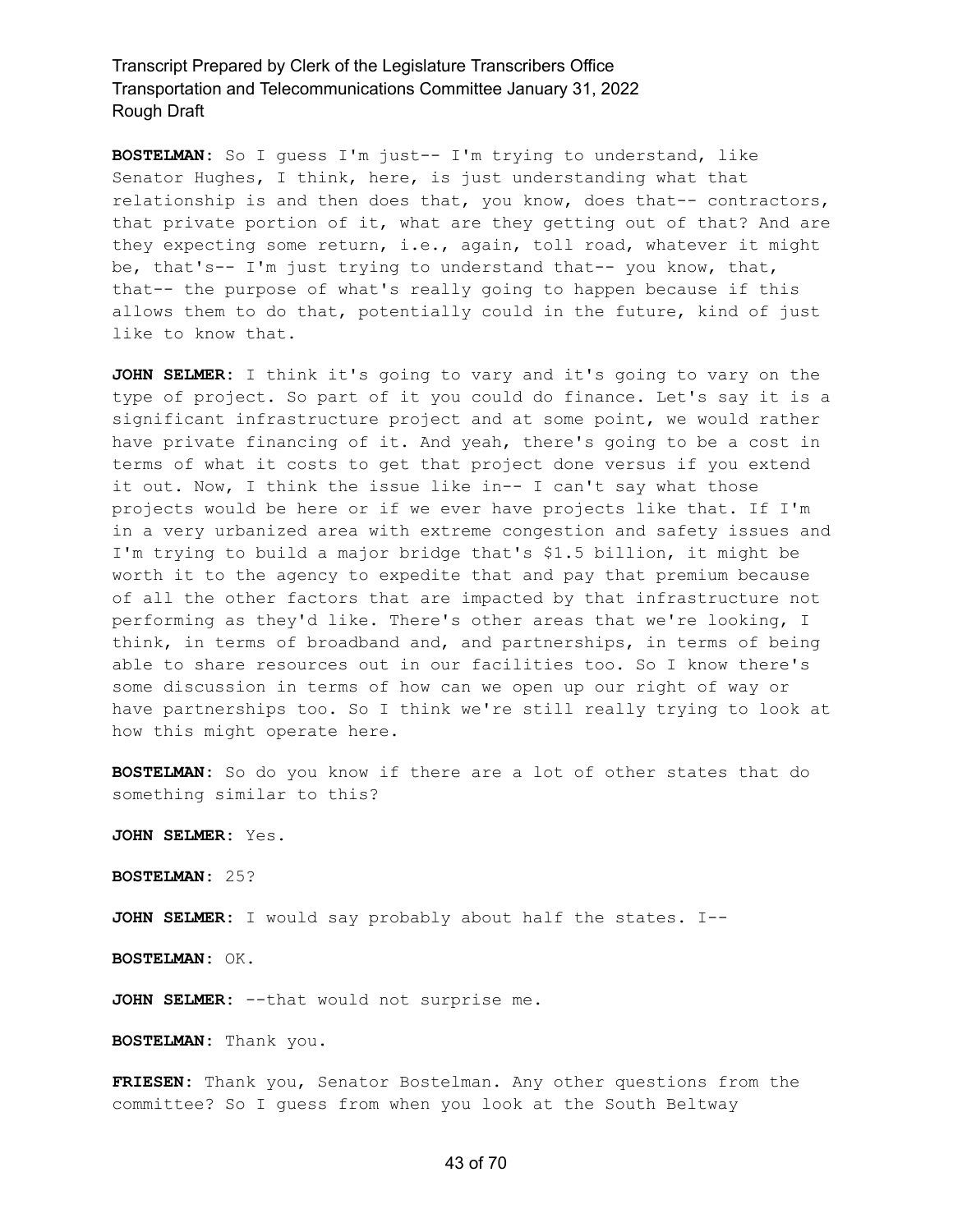**BOSTELMAN:** So I guess I'm just-- I'm trying to understand, like Senator Hughes, I think, here, is just understanding what that relationship is and then does that, you know, does that-- contractors, that private portion of it, what are they getting out of that? And are they expecting some return, i.e., again, toll road, whatever it might be, that's-- I'm just trying to understand that-- you know, that, that-- the purpose of what's really going to happen because if this allows them to do that, potentially could in the future, kind of just like to know that.

**JOHN SELMER:** I think it's going to vary and it's going to vary on the type of project. So part of it you could do finance. Let's say it is a significant infrastructure project and at some point, we would rather have private financing of it. And yeah, there's going to be a cost in terms of what it costs to get that project done versus if you extend it out. Now, I think the issue like in-- I can't say what those projects would be here or if we ever have projects like that. If I'm in a very urbanized area with extreme congestion and safety issues and I'm trying to build a major bridge that's $1.5 billion, it might be worth it to the agency to expedite that and pay that premium because of all the other factors that are impacted by that infrastructure not performing as they'd like. There's other areas that we're looking, I think, in terms of broadband and, and partnerships, in terms of being able to share resources out in our facilities too. So I know there's some discussion in terms of how can we open up our right of way or have partnerships too. So I think we're still really trying to look at how this might operate here.

**BOSTELMAN:** So do you know if there are a lot of other states that do something similar to this?

**JOHN SELMER:** Yes.

**BOSTELMAN:** 25?

**JOHN SELMER:** I would say probably about half the states. I--

**BOSTELMAN:** OK.

**JOHN SELMER:** --that would not surprise me.

**BOSTELMAN:** Thank you.

**FRIESEN:** Thank you, Senator Bostelman. Any other questions from the committee? So I guess from when you look at the South Beltway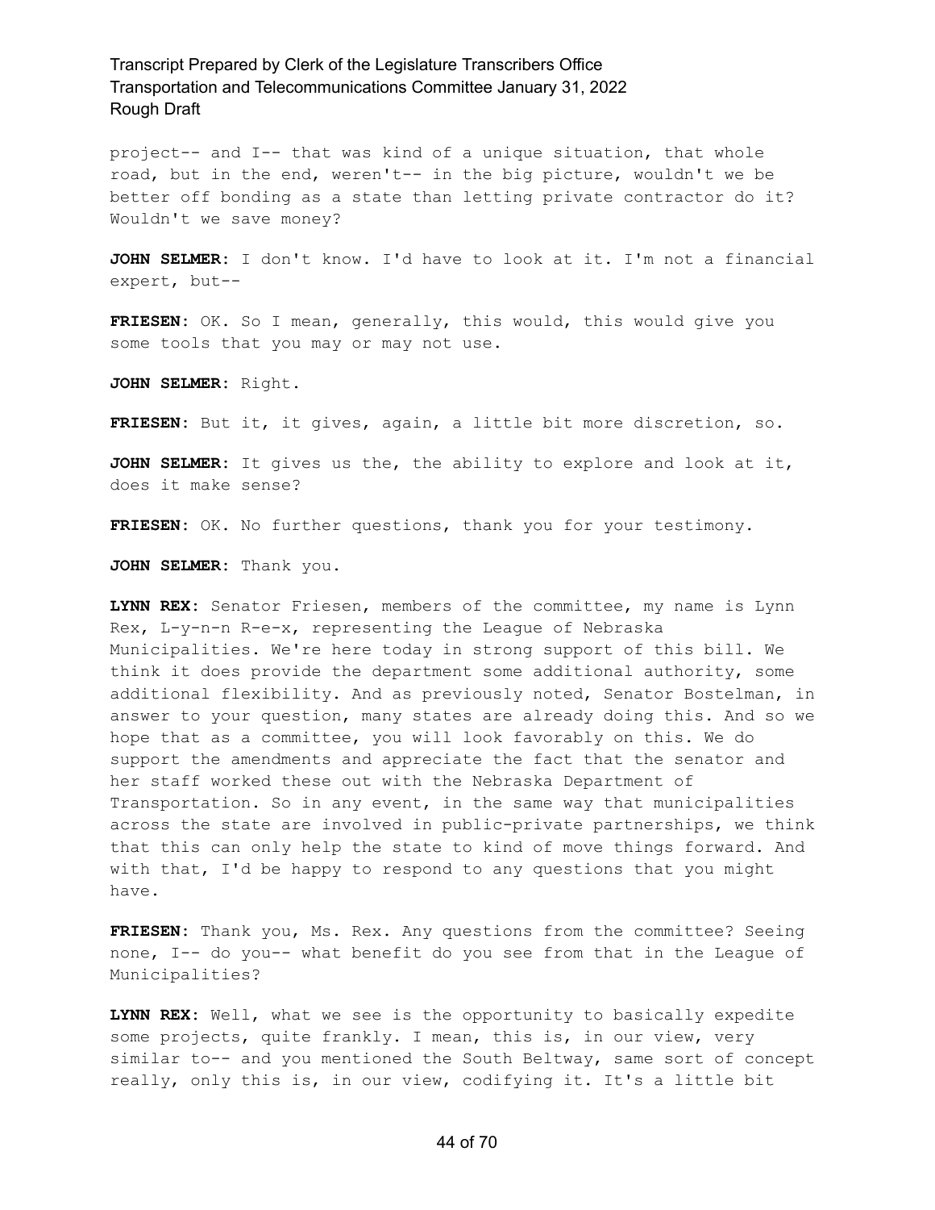project-- and I-- that was kind of a unique situation, that whole road, but in the end, weren't-- in the big picture, wouldn't we be better off bonding as a state than letting private contractor do it? Wouldn't we save money?

**JOHN SELMER:** I don't know. I'd have to look at it. I'm not a financial expert, but--

**FRIESEN:** OK. So I mean, generally, this would, this would give you some tools that you may or may not use.

**JOHN SELMER:** Right.

**FRIESEN:** But it, it gives, again, a little bit more discretion, so.

**JOHN SELMER:** It gives us the, the ability to explore and look at it, does it make sense?

**FRIESEN:** OK. No further questions, thank you for your testimony.

**JOHN SELMER:** Thank you.

**LYNN REX:** Senator Friesen, members of the committee, my name is Lynn Rex, L-y-n-n R-e-x, representing the League of Nebraska Municipalities. We're here today in strong support of this bill. We think it does provide the department some additional authority, some additional flexibility. And as previously noted, Senator Bostelman, in answer to your question, many states are already doing this. And so we hope that as a committee, you will look favorably on this. We do support the amendments and appreciate the fact that the senator and her staff worked these out with the Nebraska Department of Transportation. So in any event, in the same way that municipalities across the state are involved in public-private partnerships, we think that this can only help the state to kind of move things forward. And with that, I'd be happy to respond to any questions that you might have.

**FRIESEN:** Thank you, Ms. Rex. Any questions from the committee? Seeing none, I-- do you-- what benefit do you see from that in the League of Municipalities?

**LYNN REX:** Well, what we see is the opportunity to basically expedite some projects, quite frankly. I mean, this is, in our view, very similar to-- and you mentioned the South Beltway, same sort of concept really, only this is, in our view, codifying it. It's a little bit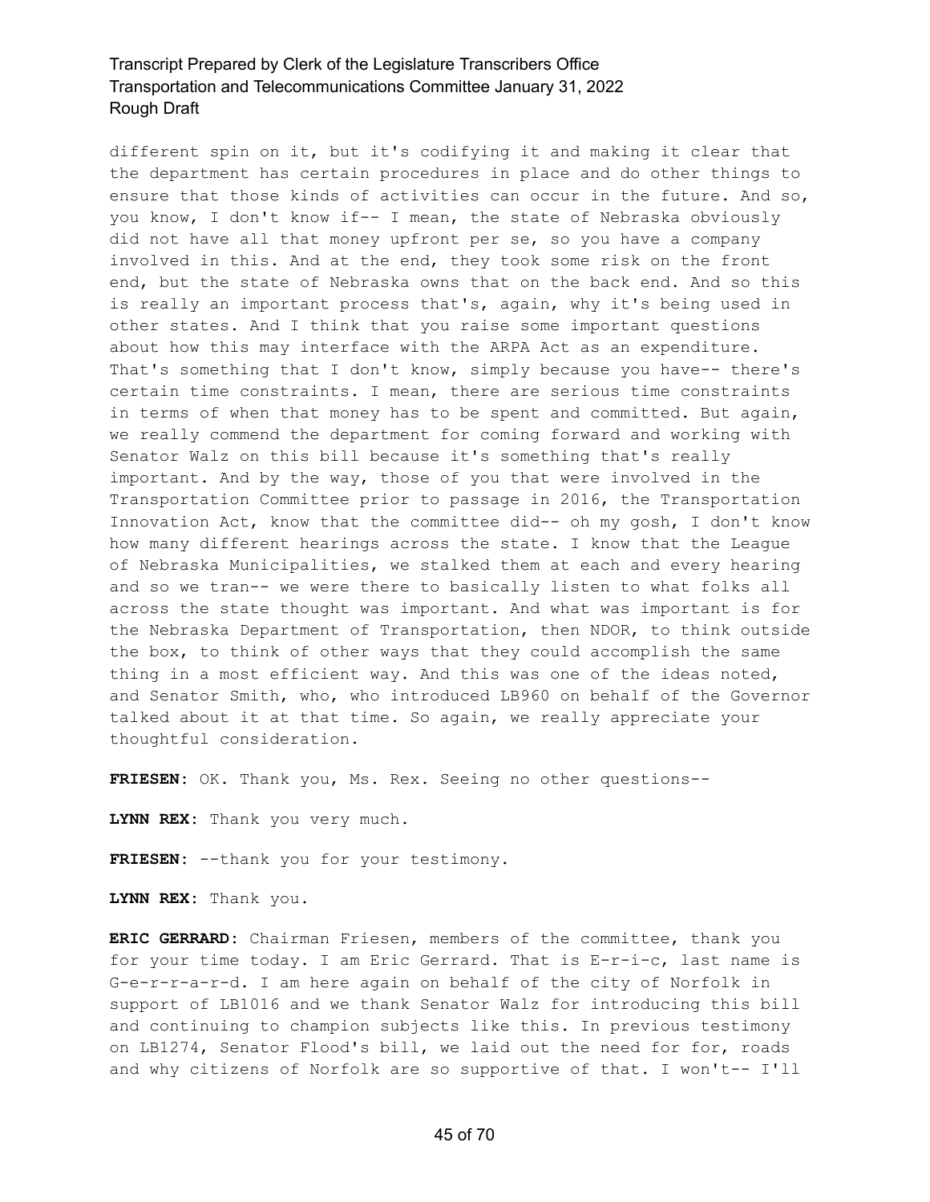different spin on it, but it's codifying it and making it clear that the department has certain procedures in place and do other things to ensure that those kinds of activities can occur in the future. And so, you know, I don't know if-- I mean, the state of Nebraska obviously did not have all that money upfront per se, so you have a company involved in this. And at the end, they took some risk on the front end, but the state of Nebraska owns that on the back end. And so this is really an important process that's, again, why it's being used in other states. And I think that you raise some important questions about how this may interface with the ARPA Act as an expenditure. That's something that I don't know, simply because you have-- there's certain time constraints. I mean, there are serious time constraints in terms of when that money has to be spent and committed. But again, we really commend the department for coming forward and working with Senator Walz on this bill because it's something that's really important. And by the way, those of you that were involved in the Transportation Committee prior to passage in 2016, the Transportation Innovation Act, know that the committee did-- oh my gosh, I don't know how many different hearings across the state. I know that the League of Nebraska Municipalities, we stalked them at each and every hearing and so we tran-- we were there to basically listen to what folks all across the state thought was important. And what was important is for the Nebraska Department of Transportation, then NDOR, to think outside the box, to think of other ways that they could accomplish the same thing in a most efficient way. And this was one of the ideas noted, and Senator Smith, who, who introduced LB960 on behalf of the Governor talked about it at that time. So again, we really appreciate your thoughtful consideration.

**FRIESEN:** OK. Thank you, Ms. Rex. Seeing no other questions--

**LYNN REX:** Thank you very much.

**FRIESEN:** --thank you for your testimony.

**LYNN REX:** Thank you.

**ERIC GERRARD:** Chairman Friesen, members of the committee, thank you for your time today. I am Eric Gerrard. That is E-r-i-c, last name is G-e-r-r-a-r-d. I am here again on behalf of the city of Norfolk in support of LB1016 and we thank Senator Walz for introducing this bill and continuing to champion subjects like this. In previous testimony on LB1274, Senator Flood's bill, we laid out the need for for, roads and why citizens of Norfolk are so supportive of that. I won't-- I'll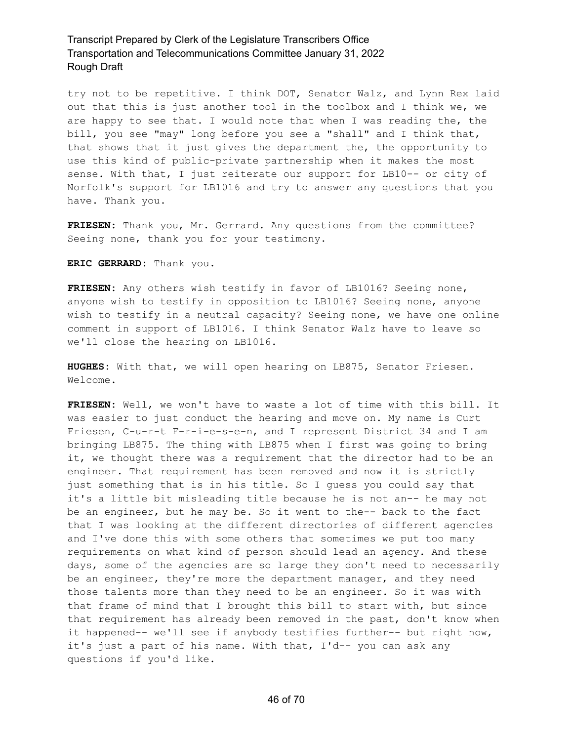try not to be repetitive. I think DOT, Senator Walz, and Lynn Rex laid out that this is just another tool in the toolbox and I think we, we are happy to see that. I would note that when I was reading the, the bill, you see "may" long before you see a "shall" and I think that, that shows that it just gives the department the, the opportunity to use this kind of public-private partnership when it makes the most sense. With that, I just reiterate our support for LB10-- or city of Norfolk's support for LB1016 and try to answer any questions that you have. Thank you.

**FRIESEN:** Thank you, Mr. Gerrard. Any questions from the committee? Seeing none, thank you for your testimony.

**ERIC GERRARD:** Thank you.

**FRIESEN:** Any others wish testify in favor of LB1016? Seeing none, anyone wish to testify in opposition to LB1016? Seeing none, anyone wish to testify in a neutral capacity? Seeing none, we have one online comment in support of LB1016. I think Senator Walz have to leave so we'll close the hearing on LB1016.

**HUGHES:** With that, we will open hearing on LB875, Senator Friesen. Welcome.

**FRIESEN:** Well, we won't have to waste a lot of time with this bill. It was easier to just conduct the hearing and move on. My name is Curt Friesen, C-u-r-t F-r-i-e-s-e-n, and I represent District 34 and I am bringing LB875. The thing with LB875 when I first was going to bring it, we thought there was a requirement that the director had to be an engineer. That requirement has been removed and now it is strictly just something that is in his title. So I guess you could say that it's a little bit misleading title because he is not an-- he may not be an engineer, but he may be. So it went to the-- back to the fact that I was looking at the different directories of different agencies and I've done this with some others that sometimes we put too many requirements on what kind of person should lead an agency. And these days, some of the agencies are so large they don't need to necessarily be an engineer, they're more the department manager, and they need those talents more than they need to be an engineer. So it was with that frame of mind that I brought this bill to start with, but since that requirement has already been removed in the past, don't know when it happened-- we'll see if anybody testifies further-- but right now, it's just a part of his name. With that, I'd-- you can ask any questions if you'd like.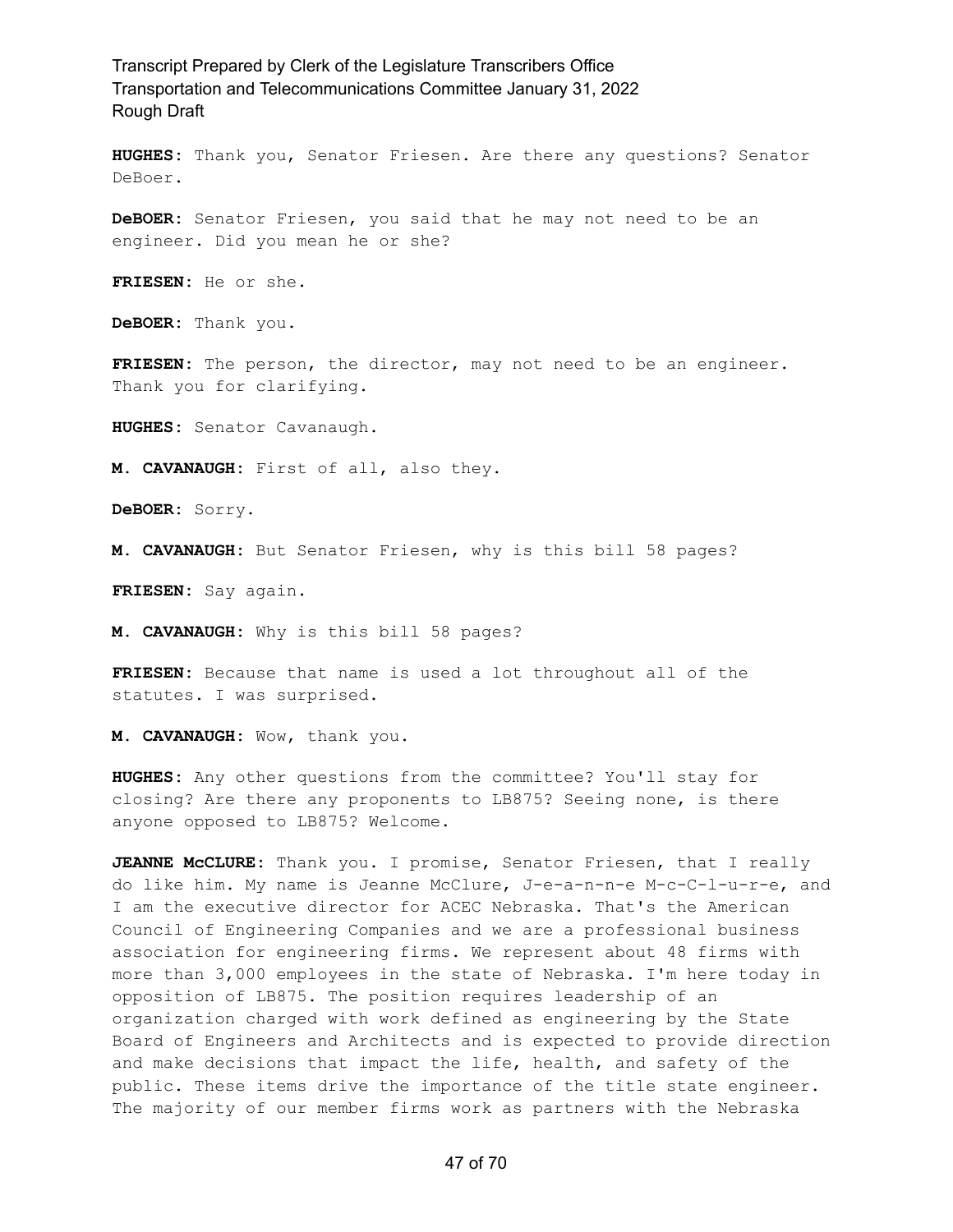**HUGHES:** Thank you, Senator Friesen. Are there any questions? Senator DeBoer.

**DeBOER:** Senator Friesen, you said that he may not need to be an engineer. Did you mean he or she?

**FRIESEN:** He or she.

**DeBOER:** Thank you.

**FRIESEN:** The person, the director, may not need to be an engineer. Thank you for clarifying.

**HUGHES:** Senator Cavanaugh.

**M. CAVANAUGH:** First of all, also they.

**DeBOER:** Sorry.

**M. CAVANAUGH:** But Senator Friesen, why is this bill 58 pages?

**FRIESEN:** Say again.

**M. CAVANAUGH:** Why is this bill 58 pages?

**FRIESEN:** Because that name is used a lot throughout all of the statutes. I was surprised.

**M. CAVANAUGH:** Wow, thank you.

**HUGHES:** Any other questions from the committee? You'll stay for closing? Are there any proponents to LB875? Seeing none, is there anyone opposed to LB875? Welcome.

**JEANNE McCLURE:** Thank you. I promise, Senator Friesen, that I really do like him. My name is Jeanne McClure, J-e-a-n-n-e M-c-C-l-u-r-e, and I am the executive director for ACEC Nebraska. That's the American Council of Engineering Companies and we are a professional business association for engineering firms. We represent about 48 firms with more than 3,000 employees in the state of Nebraska. I'm here today in opposition of LB875. The position requires leadership of an organization charged with work defined as engineering by the State Board of Engineers and Architects and is expected to provide direction and make decisions that impact the life, health, and safety of the public. These items drive the importance of the title state engineer. The majority of our member firms work as partners with the Nebraska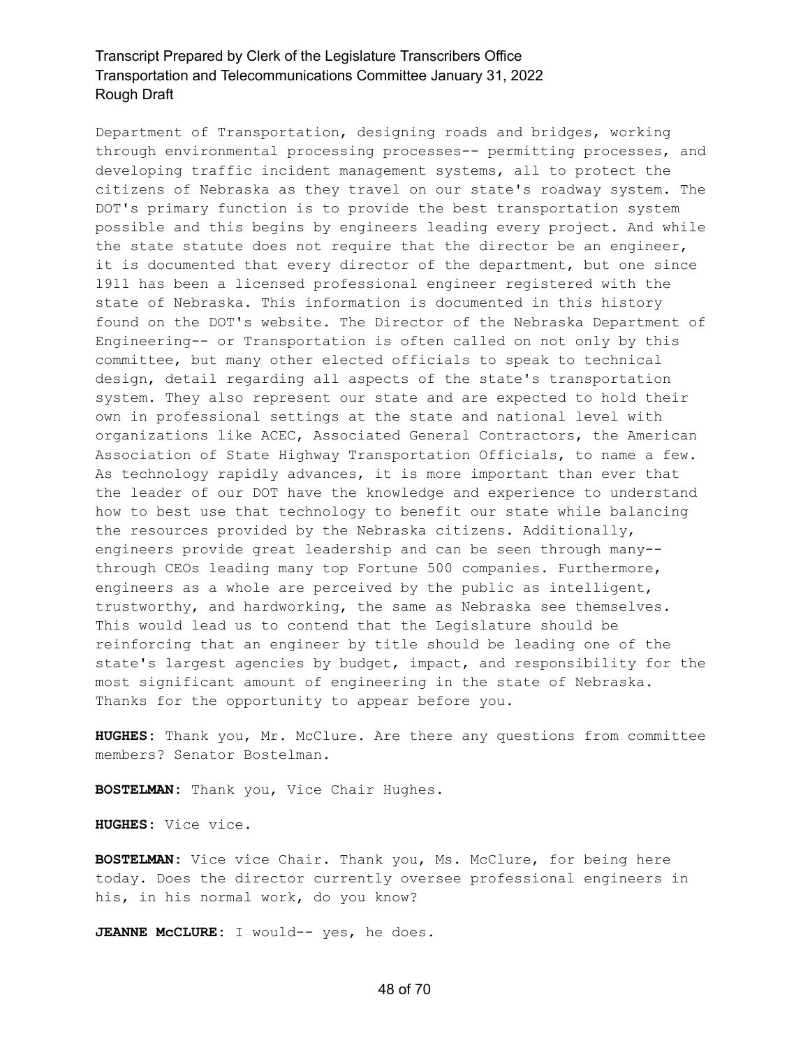Department of Transportation, designing roads and bridges, working through environmental processing processes-- permitting processes, and developing traffic incident management systems, all to protect the citizens of Nebraska as they travel on our state's roadway system. The DOT's primary function is to provide the best transportation system possible and this begins by engineers leading every project. And while the state statute does not require that the director be an engineer, it is documented that every director of the department, but one since 1911 has been a licensed professional engineer registered with the state of Nebraska. This information is documented in this history found on the DOT's website. The Director of the Nebraska Department of Engineering-- or Transportation is often called on not only by this committee, but many other elected officials to speak to technical design, detail regarding all aspects of the state's transportation system. They also represent our state and are expected to hold their own in professional settings at the state and national level with organizations like ACEC, Associated General Contractors, the American Association of State Highway Transportation Officials, to name a few. As technology rapidly advances, it is more important than ever that the leader of our DOT have the knowledge and experience to understand how to best use that technology to benefit our state while balancing the resources provided by the Nebraska citizens. Additionally, engineers provide great leadership and can be seen through many-- through CEOs leading many top Fortune 500 companies. Furthermore, engineers as a whole are perceived by the public as intelligent, trustworthy, and hardworking, the same as Nebraska see themselves. This would lead us to contend that the Legislature should be reinforcing that an engineer by title should be leading one of the state's largest agencies by budget, impact, and responsibility for the most significant amount of engineering in the state of Nebraska. Thanks for the opportunity to appear before you.

**HUGHES:** Thank you, Mr. McClure. Are there any questions from committee members? Senator Bostelman.

**BOSTELMAN:** Thank you, Vice Chair Hughes.

**HUGHES:** Vice vice.

**BOSTELMAN:** Vice vice Chair. Thank you, Ms. McClure, for being here today. Does the director currently oversee professional engineers in his, in his normal work, do you know?

**JEANNE McCLURE:** I would-- yes, he does.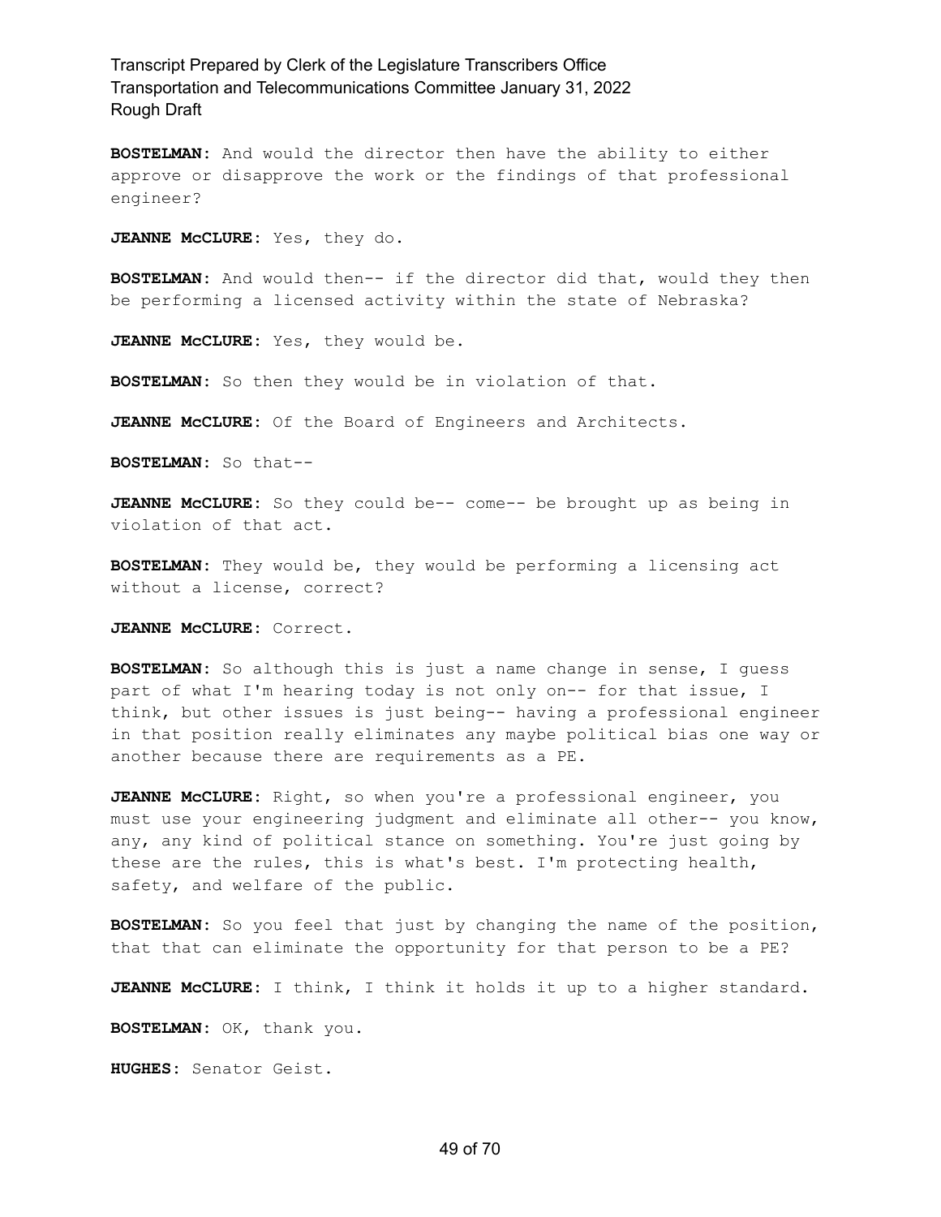**BOSTELMAN:** And would the director then have the ability to either approve or disapprove the work or the findings of that professional engineer?

**JEANNE McCLURE:** Yes, they do.

**BOSTELMAN:** And would then-- if the director did that, would they then be performing a licensed activity within the state of Nebraska?

**JEANNE McCLURE:** Yes, they would be.

**BOSTELMAN:** So then they would be in violation of that.

**JEANNE McCLURE:** Of the Board of Engineers and Architects.

**BOSTELMAN:** So that--

**JEANNE McCLURE:** So they could be-- come-- be brought up as being in violation of that act.

**BOSTELMAN:** They would be, they would be performing a licensing act without a license, correct?

**JEANNE McCLURE:** Correct.

**BOSTELMAN:** So although this is just a name change in sense, I guess part of what I'm hearing today is not only on-- for that issue, I think, but other issues is just being-- having a professional engineer in that position really eliminates any maybe political bias one way or another because there are requirements as a PE.

**JEANNE McCLURE:** Right, so when you're a professional engineer, you must use your engineering judgment and eliminate all other-- you know, any, any kind of political stance on something. You're just going by these are the rules, this is what's best. I'm protecting health, safety, and welfare of the public.

**BOSTELMAN:** So you feel that just by changing the name of the position, that that can eliminate the opportunity for that person to be a PE?

**JEANNE McCLURE:** I think, I think it holds it up to a higher standard.

**BOSTELMAN:** OK, thank you.

**HUGHES:** Senator Geist.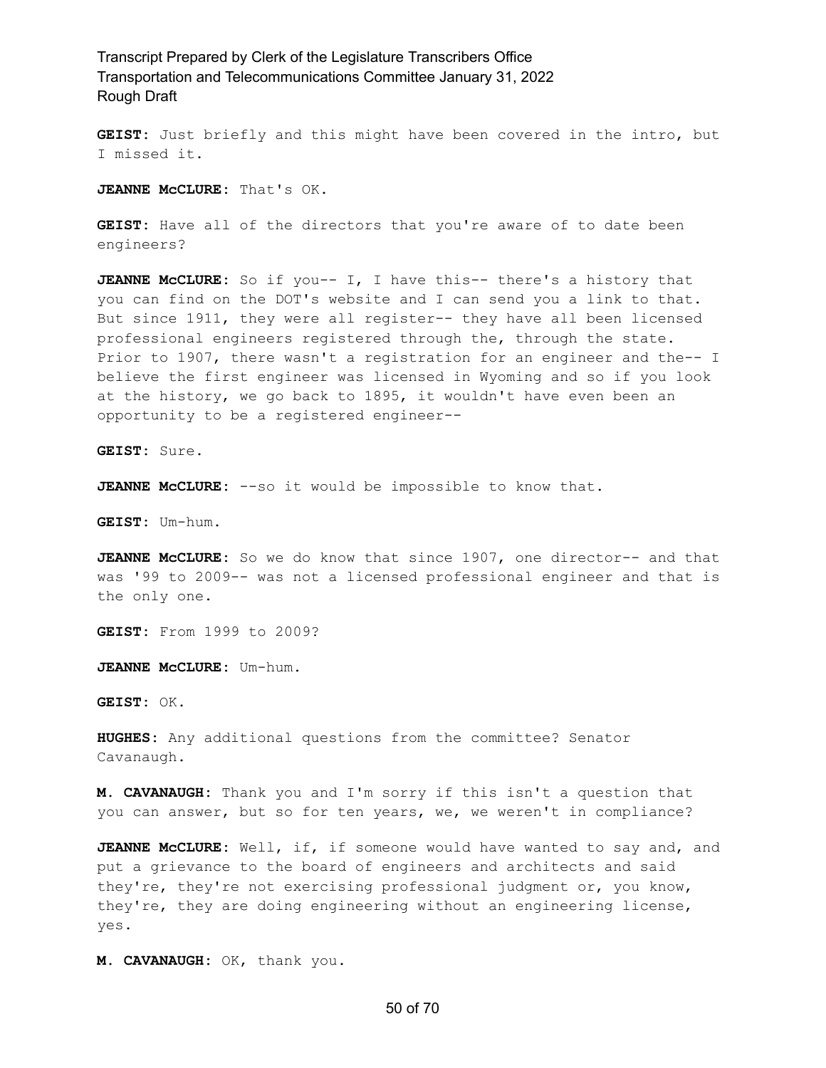**GEIST:** Just briefly and this might have been covered in the intro, but I missed it.

**JEANNE McCLURE:** That's OK.

**GEIST:** Have all of the directors that you're aware of to date been engineers?

**JEANNE McCLURE:** So if you-- I, I have this-- there's a history that you can find on the DOT's website and I can send you a link to that. But since 1911, they were all register-- they have all been licensed professional engineers registered through the, through the state. Prior to 1907, there wasn't a registration for an engineer and the-- I believe the first engineer was licensed in Wyoming and so if you look at the history, we go back to 1895, it wouldn't have even been an opportunity to be a registered engineer--

**GEIST:** Sure.

**JEANNE McCLURE:** --so it would be impossible to know that.

**GEIST:** Um-hum.

**JEANNE McCLURE:** So we do know that since 1907, one director-- and that was '99 to 2009-- was not a licensed professional engineer and that is the only one.

**GEIST:** From 1999 to 2009?

**JEANNE McCLURE:** Um-hum.

**GEIST:** OK.

**HUGHES:** Any additional questions from the committee? Senator Cavanaugh.

**M. CAVANAUGH:** Thank you and I'm sorry if this isn't a question that you can answer, but so for ten years, we, we weren't in compliance?

**JEANNE McCLURE:** Well, if, if someone would have wanted to say and, and put a grievance to the board of engineers and architects and said they're, they're not exercising professional judgment or, you know, they're, they are doing engineering without an engineering license, yes.

**M. CAVANAUGH:** OK, thank you.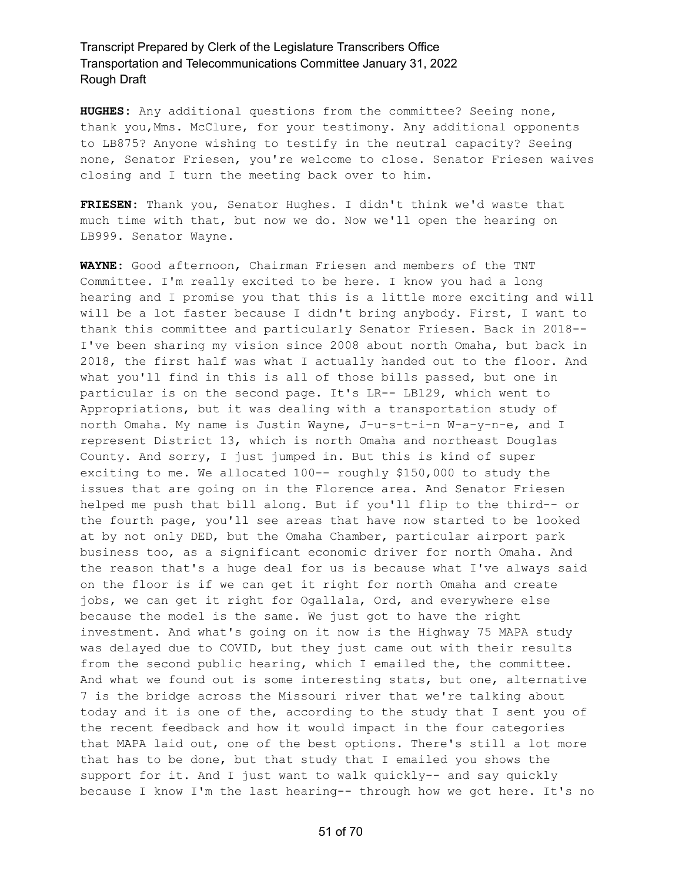**HUGHES**: Any additional questions from the committee? Seeing none, thank you,Mms. McClure, for your testimony. Any additional opponents to LB875? Anyone wishing to testify in the neutral capacity? Seeing none, Senator Friesen, you're welcome to close. Senator Friesen waives closing and I turn the meeting back over to him.

**FRIESEN**: Thank you, Senator Hughes. I didn't think we'd waste that much time with that, but now we do. Now we'll open the hearing on LB999. Senator Wayne.

**WAYNE**: Good afternoon, Chairman Friesen and members of the TNT Committee. I'm really excited to be here. I know you had a long hearing and I promise you that this is a little more exciting and will will be a lot faster because I didn't bring anybody. First, I want to thank this committee and particularly Senator Friesen. Back in 2018-- I've been sharing my vision since 2008 about north Omaha, but back in 2018, the first half was what I actually handed out to the floor. And what you'll find in this is all of those bills passed, but one in particular is on the second page. It's LR-- LB129, which went to Appropriations, but it was dealing with a transportation study of north Omaha. My name is Justin Wayne, J-u-s-t-i-n W-a-y-n-e, and I represent District 13, which is north Omaha and northeast Douglas County. And sorry, I just jumped in. But this is kind of super exciting to me. We allocated 100-- roughly $150,000 to study the issues that are going on in the Florence area. And Senator Friesen helped me push that bill along. But if you'll flip to the third-- or the fourth page, you'll see areas that have now started to be looked at by not only DED, but the Omaha Chamber, particular airport park business too, as a significant economic driver for north Omaha. And the reason that's a huge deal for us is because what I've always said on the floor is if we can get it right for north Omaha and create jobs, we can get it right for Ogallala, Ord, and everywhere else because the model is the same. We just got to have the right investment. And what's going on it now is the Highway 75 MAPA study was delayed due to COVID, but they just came out with their results from the second public hearing, which I emailed the, the committee. And what we found out is some interesting stats, but one, alternative 7 is the bridge across the Missouri river that we're talking about today and it is one of the, according to the study that I sent you of the recent feedback and how it would impact in the four categories that MAPA laid out, one of the best options. There's still a lot more that has to be done, but that study that I emailed you shows the support for it. And I just want to walk quickly-- and say quickly because I know I'm the last hearing-- through how we got here. It's no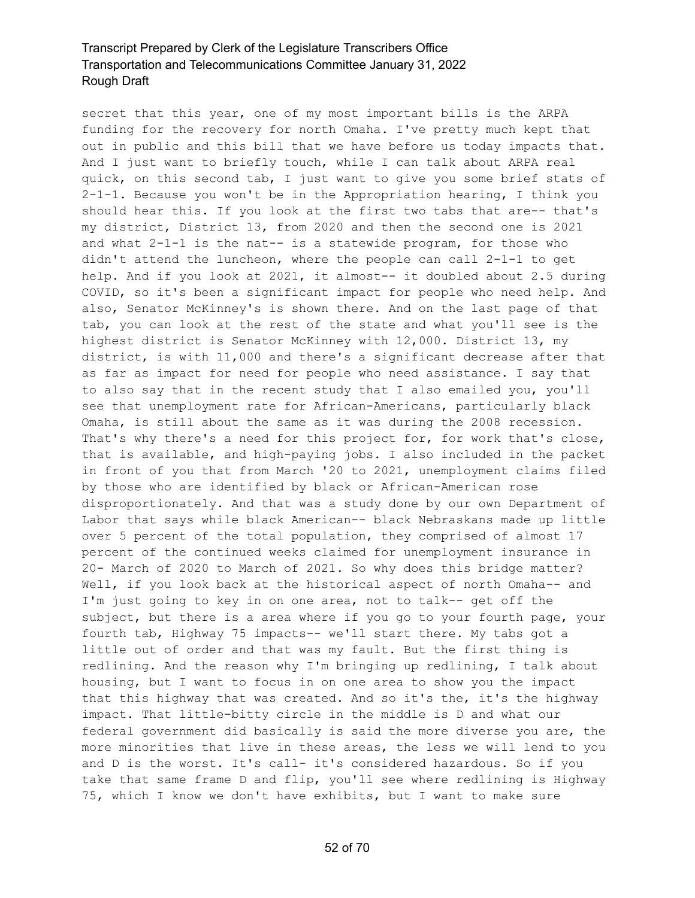secret that this year, one of my most important bills is the ARPA funding for the recovery for north Omaha. I've pretty much kept that out in public and this bill that we have before us today impacts that. And I just want to briefly touch, while I can talk about ARPA real quick, on this second tab, I just want to give you some brief stats of 2-1-1. Because you won't be in the Appropriation hearing, I think you should hear this. If you look at the first two tabs that are-- that's my district, District 13, from 2020 and then the second one is 2021 and what 2-1-1 is the nat-- is a statewide program, for those who didn't attend the luncheon, where the people can call 2-1-1 to get help. And if you look at 2021, it almost-- it doubled about 2.5 during COVID, so it's been a significant impact for people who need help. And also, Senator McKinney's is shown there. And on the last page of that tab, you can look at the rest of the state and what you'll see is the highest district is Senator McKinney with 12,000. District 13, my district, is with 11,000 and there's a significant decrease after that as far as impact for need for people who need assistance. I say that to also say that in the recent study that I also emailed you, you'll see that unemployment rate for African-Americans, particularly black Omaha, is still about the same as it was during the 2008 recession. That's why there's a need for this project for, for work that's close, that is available, and high-paying jobs. I also included in the packet in front of you that from March '20 to 2021, unemployment claims filed by those who are identified by black or African-American rose disproportionately. And that was a study done by our own Department of Labor that says while black American-- black Nebraskans made up little over 5 percent of the total population, they comprised of almost 17 percent of the continued weeks claimed for unemployment insurance in 20- March of 2020 to March of 2021. So why does this bridge matter? Well, if you look back at the historical aspect of north Omaha-- and I'm just going to key in on one area, not to talk-- get off the subject, but there is a area where if you go to your fourth page, your fourth tab, Highway 75 impacts-- we'll start there. My tabs got a little out of order and that was my fault. But the first thing is redlining. And the reason why I'm bringing up redlining, I talk about housing, but I want to focus in on one area to show you the impact that this highway that was created. And so it's the, it's the highway impact. That little-bitty circle in the middle is D and what our federal government did basically is said the more diverse you are, the more minorities that live in these areas, the less we will lend to you and D is the worst. It's call- it's considered hazardous. So if you take that same frame D and flip, you'll see where redlining is Highway 75, which I know we don't have exhibits, but I want to make sure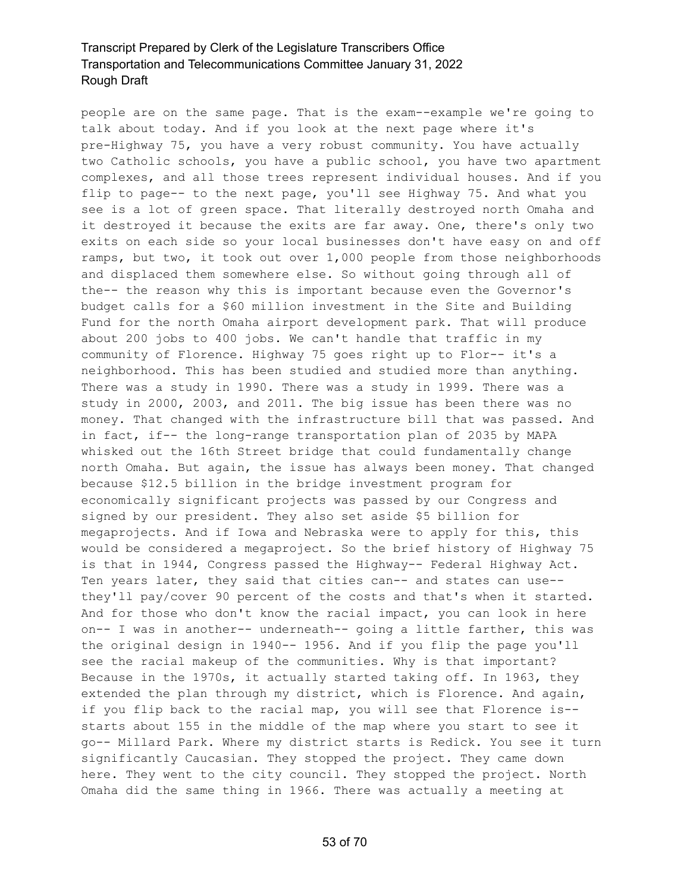people are on the same page. That is the exam--example we're going to talk about today. And if you look at the next page where it's pre-Highway 75, you have a very robust community. You have actually two Catholic schools, you have a public school, you have two apartment complexes, and all those trees represent individual houses. And if you flip to page-- to the next page, you'll see Highway 75. And what you see is a lot of green space. That literally destroyed north Omaha and it destroyed it because the exits are far away. One, there's only two exits on each side so your local businesses don't have easy on and off ramps, but two, it took out over 1,000 people from those neighborhoods and displaced them somewhere else. So without going through all of the-- the reason why this is important because even the Governor's budget calls for a $60 million investment in the Site and Building Fund for the north Omaha airport development park. That will produce about 200 jobs to 400 jobs. We can't handle that traffic in my community of Florence. Highway 75 goes right up to Flor-- it's a neighborhood. This has been studied and studied more than anything. There was a study in 1990. There was a study in 1999. There was a study in 2000, 2003, and 2011. The big issue has been there was no money. That changed with the infrastructure bill that was passed. And in fact, if-- the long-range transportation plan of 2035 by MAPA whisked out the 16th Street bridge that could fundamentally change north Omaha. But again, the issue has always been money. That changed because $12.5 billion in the bridge investment program for economically significant projects was passed by our Congress and signed by our president. They also set aside $5 billion for megaprojects. And if Iowa and Nebraska were to apply for this, this would be considered a megaproject. So the brief history of Highway 75 is that in 1944, Congress passed the Highway-- Federal Highway Act. Ten years later, they said that cities can-- and states can use-- they'll pay/cover 90 percent of the costs and that's when it started. And for those who don't know the racial impact, you can look in here on-- I was in another-- underneath-- going a little farther, this was the original design in 1940-- 1956. And if you flip the page you'll see the racial makeup of the communities. Why is that important? Because in the 1970s, it actually started taking off. In 1963, they extended the plan through my district, which is Florence. And again, if you flip back to the racial map, you will see that Florence is-- starts about 155 in the middle of the map where you start to see it go-- Millard Park. Where my district starts is Redick. You see it turn significantly Caucasian. They stopped the project. They came down here. They went to the city council. They stopped the project. North Omaha did the same thing in 1966. There was actually a meeting at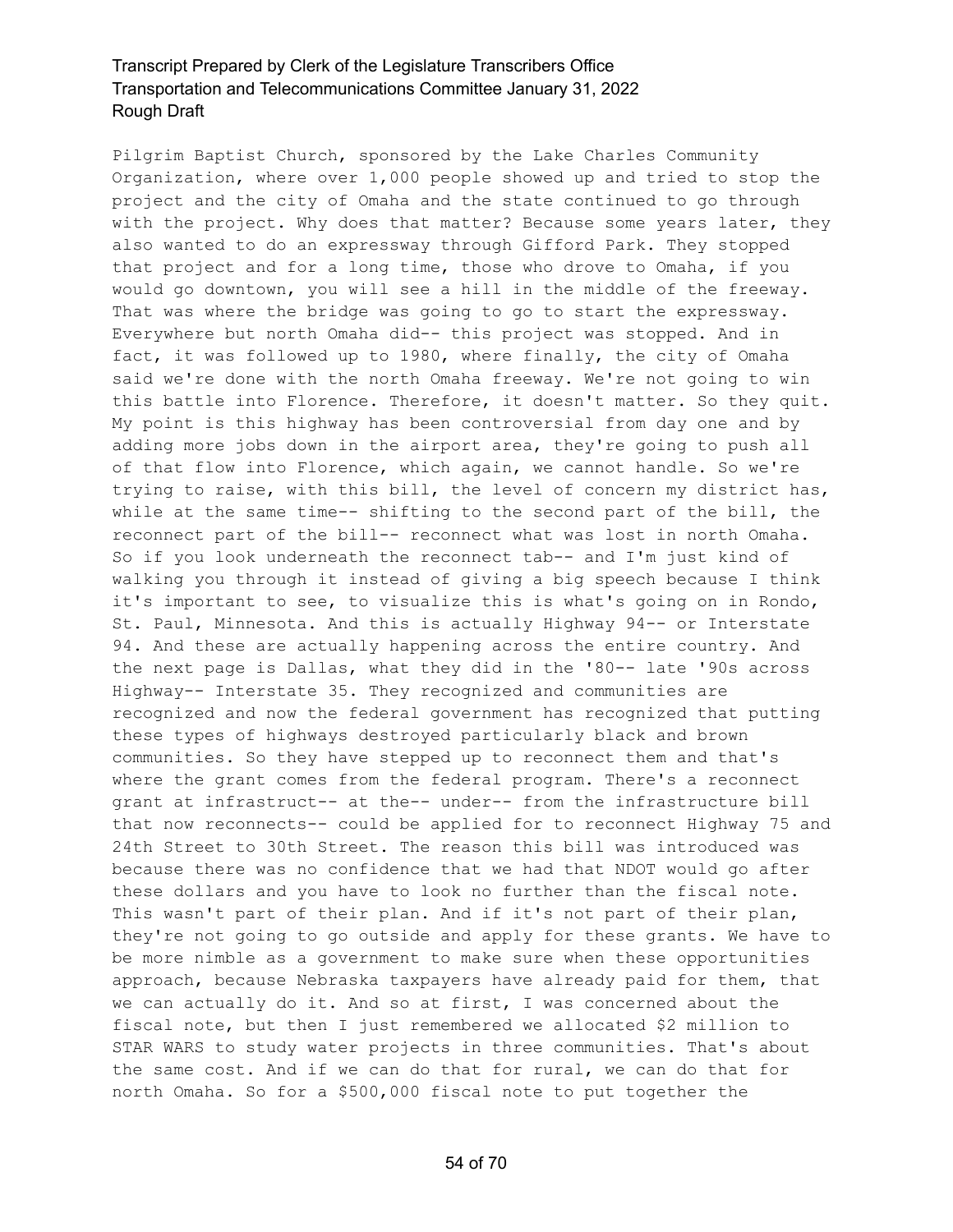Pilgrim Baptist Church, sponsored by the Lake Charles Community Organization, where over 1,000 people showed up and tried to stop the project and the city of Omaha and the state continued to go through with the project. Why does that matter? Because some years later, they also wanted to do an expressway through Gifford Park. They stopped that project and for a long time, those who drove to Omaha, if you would go downtown, you will see a hill in the middle of the freeway. That was where the bridge was going to go to start the expressway. Everywhere but north Omaha did-- this project was stopped. And in fact, it was followed up to 1980, where finally, the city of Omaha said we're done with the north Omaha freeway. We're not going to win this battle into Florence. Therefore, it doesn't matter. So they quit. My point is this highway has been controversial from day one and by adding more jobs down in the airport area, they're going to push all of that flow into Florence, which again, we cannot handle. So we're trying to raise, with this bill, the level of concern my district has, while at the same time-- shifting to the second part of the bill, the reconnect part of the bill-- reconnect what was lost in north Omaha. So if you look underneath the reconnect tab-- and I'm just kind of walking you through it instead of giving a big speech because I think it's important to see, to visualize this is what's going on in Rondo, St. Paul, Minnesota. And this is actually Highway 94-- or Interstate 94. And these are actually happening across the entire country. And the next page is Dallas, what they did in the '80-- late '90s across Highway-- Interstate 35. They recognized and communities are recognized and now the federal government has recognized that putting these types of highways destroyed particularly black and brown communities. So they have stepped up to reconnect them and that's where the grant comes from the federal program. There's a reconnect grant at infrastruct-- at the-- under-- from the infrastructure bill that now reconnects-- could be applied for to reconnect Highway 75 and 24th Street to 30th Street. The reason this bill was introduced was because there was no confidence that we had that NDOT would go after these dollars and you have to look no further than the fiscal note. This wasn't part of their plan. And if it's not part of their plan, they're not going to go outside and apply for these grants. We have to be more nimble as a government to make sure when these opportunities approach, because Nebraska taxpayers have already paid for them, that we can actually do it. And so at first, I was concerned about the fiscal note, but then I just remembered we allocated $2 million to STAR WARS to study water projects in three communities. That's about the same cost. And if we can do that for rural, we can do that for north Omaha. So for a $500,000 fiscal note to put together the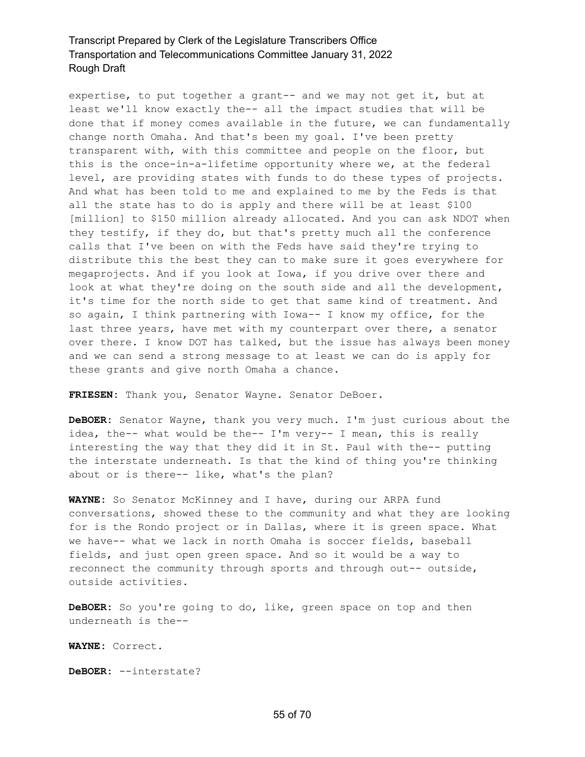expertise, to put together a grant-- and we may not get it, but at least we'll know exactly the-- all the impact studies that will be done that if money comes available in the future, we can fundamentally change north Omaha. And that's been my goal. I've been pretty transparent with, with this committee and people on the floor, but this is the once-in-a-lifetime opportunity where we, at the federal level, are providing states with funds to do these types of projects. And what has been told to me and explained to me by the Feds is that all the state has to do is apply and there will be at least $100 [million] to $150 million already allocated. And you can ask NDOT when they testify, if they do, but that's pretty much all the conference calls that I've been on with the Feds have said they're trying to distribute this the best they can to make sure it goes everywhere for megaprojects. And if you look at Iowa, if you drive over there and look at what they're doing on the south side and all the development, it's time for the north side to get that same kind of treatment. And so again, I think partnering with Iowa-- I know my office, for the last three years, have met with my counterpart over there, a senator over there. I know DOT has talked, but the issue has always been money and we can send a strong message to at least we can do is apply for these grants and give north Omaha a chance.

**FRIESEN:** Thank you, Senator Wayne. Senator DeBoer.

**DeBOER:** Senator Wayne, thank you very much. I'm just curious about the idea, the-- what would be the-- I'm very-- I mean, this is really interesting the way that they did it in St. Paul with the-- putting the interstate underneath. Is that the kind of thing you're thinking about or is there-- like, what's the plan?

**WAYNE:** So Senator McKinney and I have, during our ARPA fund conversations, showed these to the community and what they are looking for is the Rondo project or in Dallas, where it is green space. What we have-- what we lack in north Omaha is soccer fields, baseball fields, and just open green space. And so it would be a way to reconnect the community through sports and through out-- outside, outside activities.

**DeBOER:** So you're going to do, like, green space on top and then underneath is the--

**WAYNE:** Correct.

**DeBOER:** --interstate?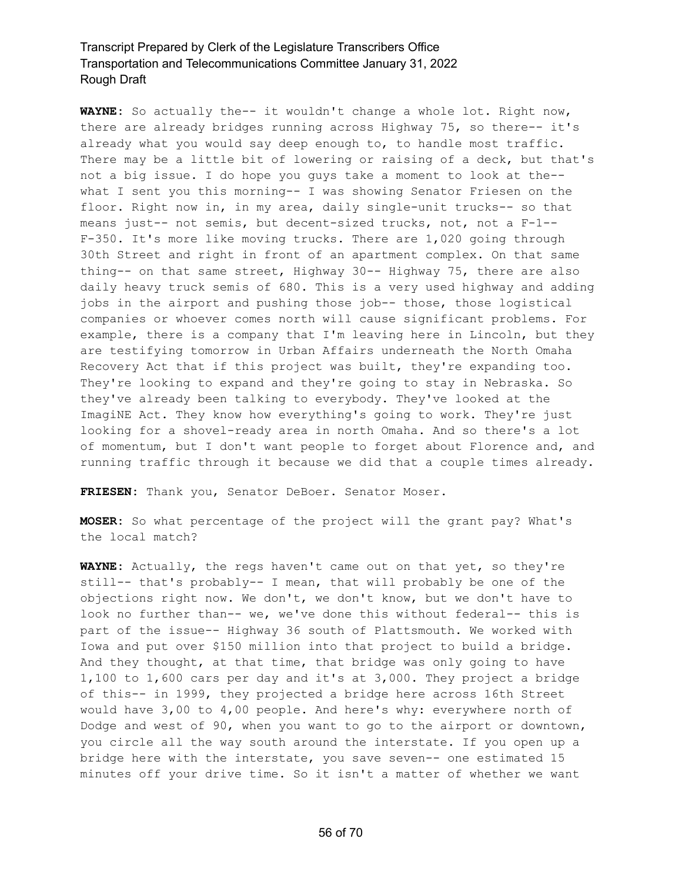**WAYNE:** So actually the-- it wouldn't change a whole lot. Right now, there are already bridges running across Highway 75, so there-- it's already what you would say deep enough to, to handle most traffic. There may be a little bit of lowering or raising of a deck, but that's not a big issue. I do hope you guys take a moment to look at the-- what I sent you this morning-- I was showing Senator Friesen on the floor. Right now in, in my area, daily single-unit trucks-- so that means just-- not semis, but decent-sized trucks, not, not a F-1-- F-350. It's more like moving trucks. There are 1,020 going through 30th Street and right in front of an apartment complex. On that same thing-- on that same street, Highway 30-- Highway 75, there are also daily heavy truck semis of 680. This is a very used highway and adding jobs in the airport and pushing those job-- those, those logistical companies or whoever comes north will cause significant problems. For example, there is a company that I'm leaving here in Lincoln, but they are testifying tomorrow in Urban Affairs underneath the North Omaha Recovery Act that if this project was built, they're expanding too. They're looking to expand and they're going to stay in Nebraska. So they've already been talking to everybody. They've looked at the ImagiNE Act. They know how everything's going to work. They're just looking for a shovel-ready area in north Omaha. And so there's a lot of momentum, but I don't want people to forget about Florence and, and running traffic through it because we did that a couple times already.

**FRIESEN:** Thank you, Senator DeBoer. Senator Moser.

**MOSER:** So what percentage of the project will the grant pay? What's the local match?

**WAYNE:** Actually, the regs haven't came out on that yet, so they're still-- that's probably-- I mean, that will probably be one of the objections right now. We don't, we don't know, but we don't have to look no further than-- we, we've done this without federal-- this is part of the issue-- Highway 36 south of Plattsmouth. We worked with Iowa and put over $150 million into that project to build a bridge. And they thought, at that time, that bridge was only going to have 1,100 to 1,600 cars per day and it's at 3,000. They project a bridge of this-- in 1999, they projected a bridge here across 16th Street would have 3,00 to 4,00 people. And here's why: everywhere north of Dodge and west of 90, when you want to go to the airport or downtown, you circle all the way south around the interstate. If you open up a bridge here with the interstate, you save seven-- one estimated 15 minutes off your drive time. So it isn't a matter of whether we want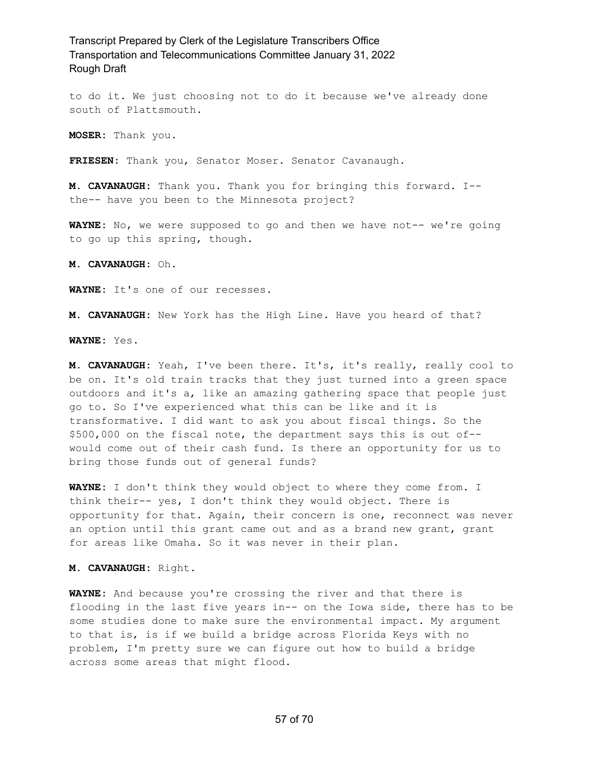to do it. We just choosing not to do it because we've already done south of Plattsmouth.

**MOSER:** Thank you.

**FRIESEN:** Thank you, Senator Moser. Senator Cavanaugh.

**M. CAVANAUGH:** Thank you. Thank you for bringing this forward. I-- the-- have you been to the Minnesota project?

**WAYNE:** No, we were supposed to go and then we have not-- we're going to go up this spring, though.

**M. CAVANAUGH:** Oh.

**WAYNE:** It's one of our recesses.

**M. CAVANAUGH:** New York has the High Line. Have you heard of that?

**WAYNE:** Yes.

**M. CAVANAUGH:** Yeah, I've been there. It's, it's really, really cool to be on. It's old train tracks that they just turned into a green space outdoors and it's a, like an amazing gathering space that people just go to. So I've experienced what this can be like and it is transformative. I did want to ask you about fiscal things. So the $500,000 on the fiscal note, the department says this is out of-- would come out of their cash fund. Is there an opportunity for us to bring those funds out of general funds?

**WAYNE:** I don't think they would object to where they come from. I think their-- yes, I don't think they would object. There is opportunity for that. Again, their concern is one, reconnect was never an option until this grant came out and as a brand new grant, grant for areas like Omaha. So it was never in their plan.

**M. CAVANAUGH:** Right.

**WAYNE:** And because you're crossing the river and that there is flooding in the last five years in-- on the Iowa side, there has to be some studies done to make sure the environmental impact. My argument to that is, is if we build a bridge across Florida Keys with no problem, I'm pretty sure we can figure out how to build a bridge across some areas that might flood.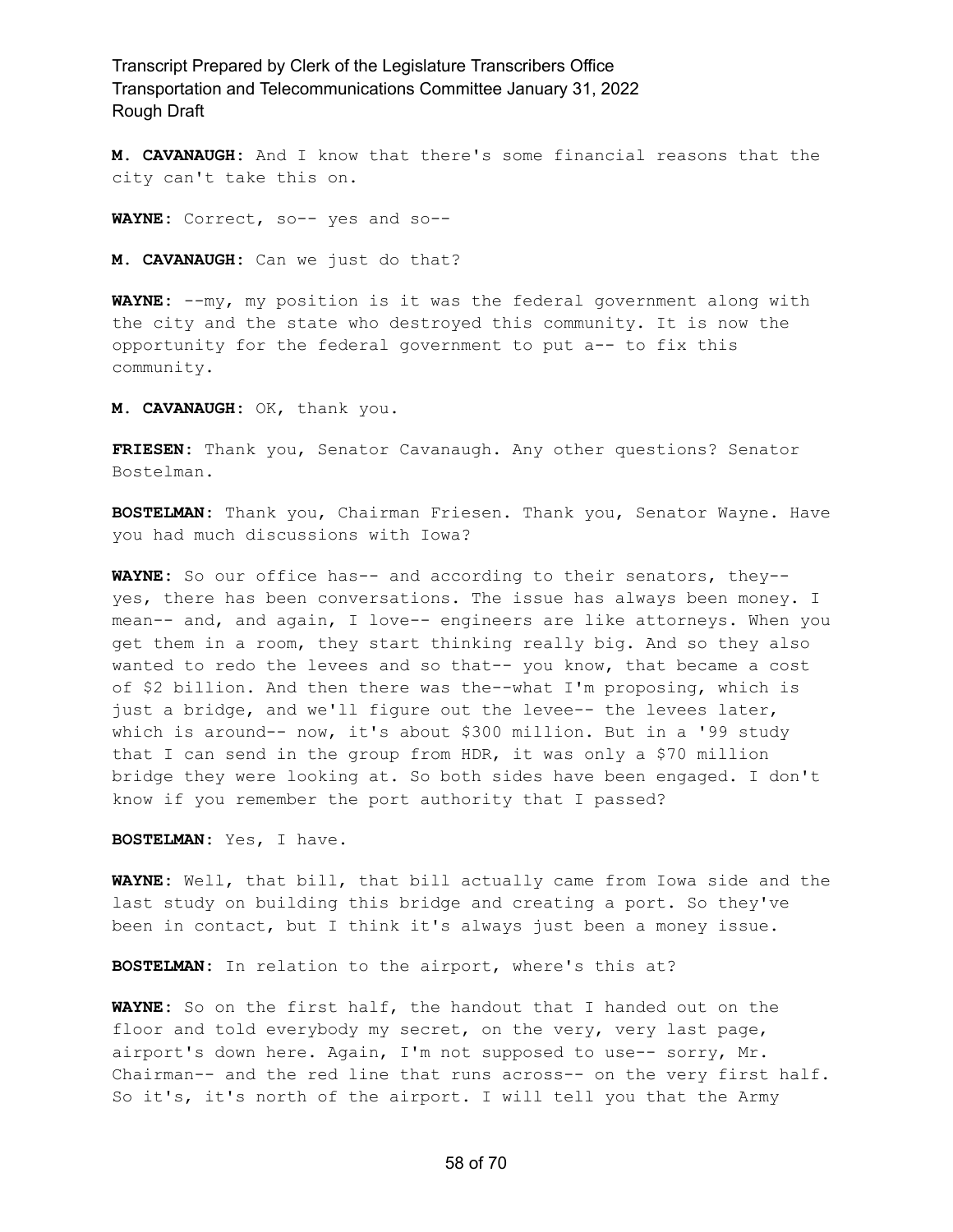**M. CAVANAUGH:** And I know that there's some financial reasons that the city can't take this on.

**WAYNE:** Correct, so-- yes and so--

**M. CAVANAUGH:** Can we just do that?

**WAYNE:** --my, my position is it was the federal government along with the city and the state who destroyed this community. It is now the opportunity for the federal government to put a-- to fix this community.

**M. CAVANAUGH:** OK, thank you.

**FRIESEN:** Thank you, Senator Cavanaugh. Any other questions? Senator Bostelman.

**BOSTELMAN:** Thank you, Chairman Friesen. Thank you, Senator Wayne. Have you had much discussions with Iowa?

**WAYNE:** So our office has-- and according to their senators, they-- yes, there has been conversations. The issue has always been money. I mean-- and, and again, I love-- engineers are like attorneys. When you get them in a room, they start thinking really big. And so they also wanted to redo the levees and so that-- you know, that became a cost of $2 billion. And then there was the--what I'm proposing, which is just a bridge, and we'll figure out the levee-- the levees later, which is around-- now, it's about $300 million. But in a '99 study that I can send in the group from HDR, it was only a $70 million bridge they were looking at. So both sides have been engaged. I don't know if you remember the port authority that I passed?

**BOSTELMAN:** Yes, I have.

**WAYNE:** Well, that bill, that bill actually came from Iowa side and the last study on building this bridge and creating a port. So they've been in contact, but I think it's always just been a money issue.

**BOSTELMAN:** In relation to the airport, where's this at?

**WAYNE:** So on the first half, the handout that I handed out on the floor and told everybody my secret, on the very, very last page, airport's down here. Again, I'm not supposed to use-- sorry, Mr. Chairman-- and the red line that runs across-- on the very first half. So it's, it's north of the airport. I will tell you that the Army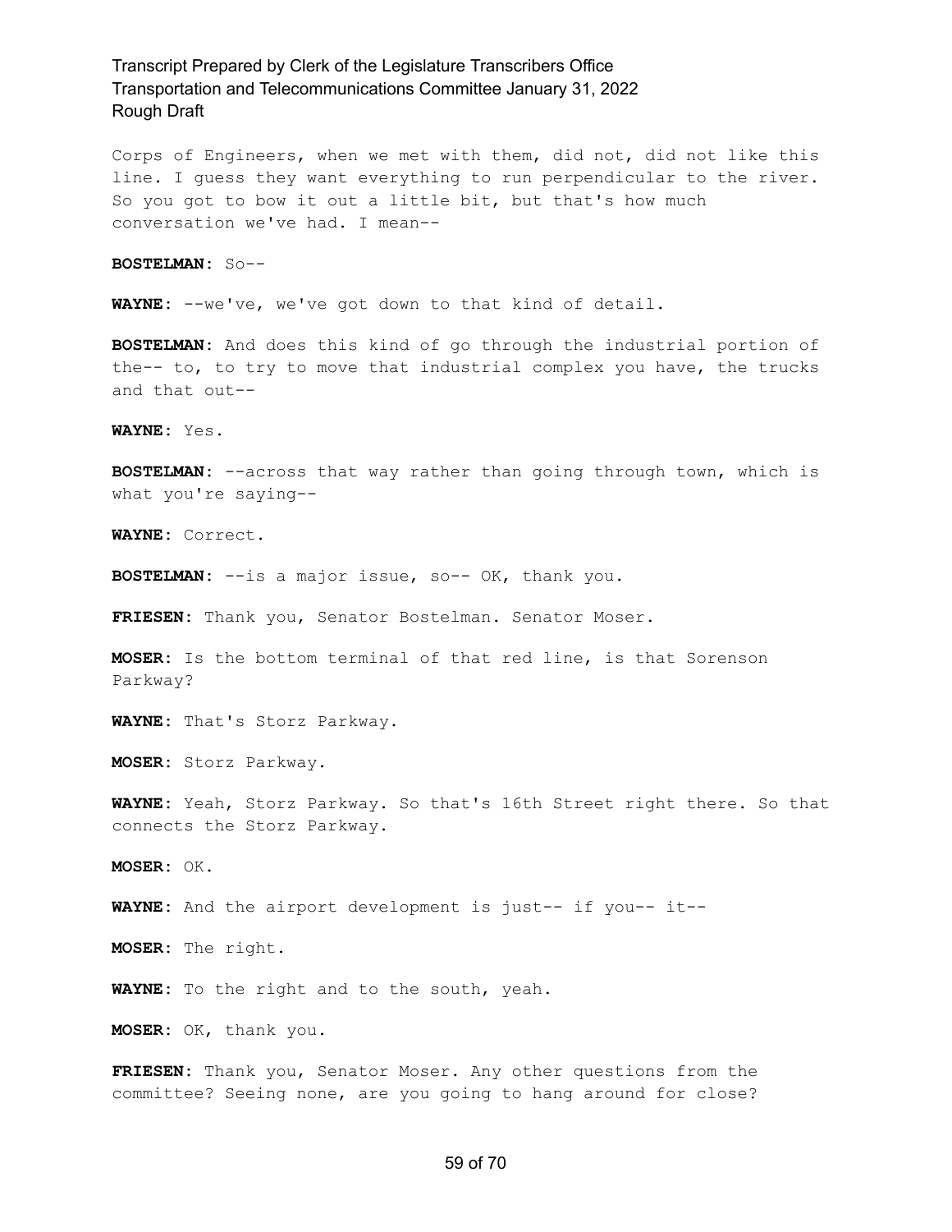Corps of Engineers, when we met with them, did not, did not like this line. I guess they want everything to run perpendicular to the river. So you got to bow it out a little bit, but that's how much conversation we've had. I mean--

**BOSTELMAN:** So--

**WAYNE:** --we've, we've got down to that kind of detail.

**BOSTELMAN:** And does this kind of go through the industrial portion of the-- to, to try to move that industrial complex you have, the trucks and that out--

**WAYNE:** Yes.

**BOSTELMAN:** --across that way rather than going through town, which is what you're saying--

**WAYNE:** Correct.

**BOSTELMAN:** --is a major issue, so-- OK, thank you.

**FRIESEN:** Thank you, Senator Bostelman. Senator Moser.

**MOSER:** Is the bottom terminal of that red line, is that Sorenson Parkway?

**WAYNE:** That's Storz Parkway.

**MOSER:** Storz Parkway.

**WAYNE:** Yeah, Storz Parkway. So that's 16th Street right there. So that connects the Storz Parkway.

**MOSER:** OK.

**WAYNE:** And the airport development is just-- if you-- it--

**MOSER:** The right.

**WAYNE:** To the right and to the south, yeah.

**MOSER:** OK, thank you.

**FRIESEN:** Thank you, Senator Moser. Any other questions from the committee? Seeing none, are you going to hang around for close?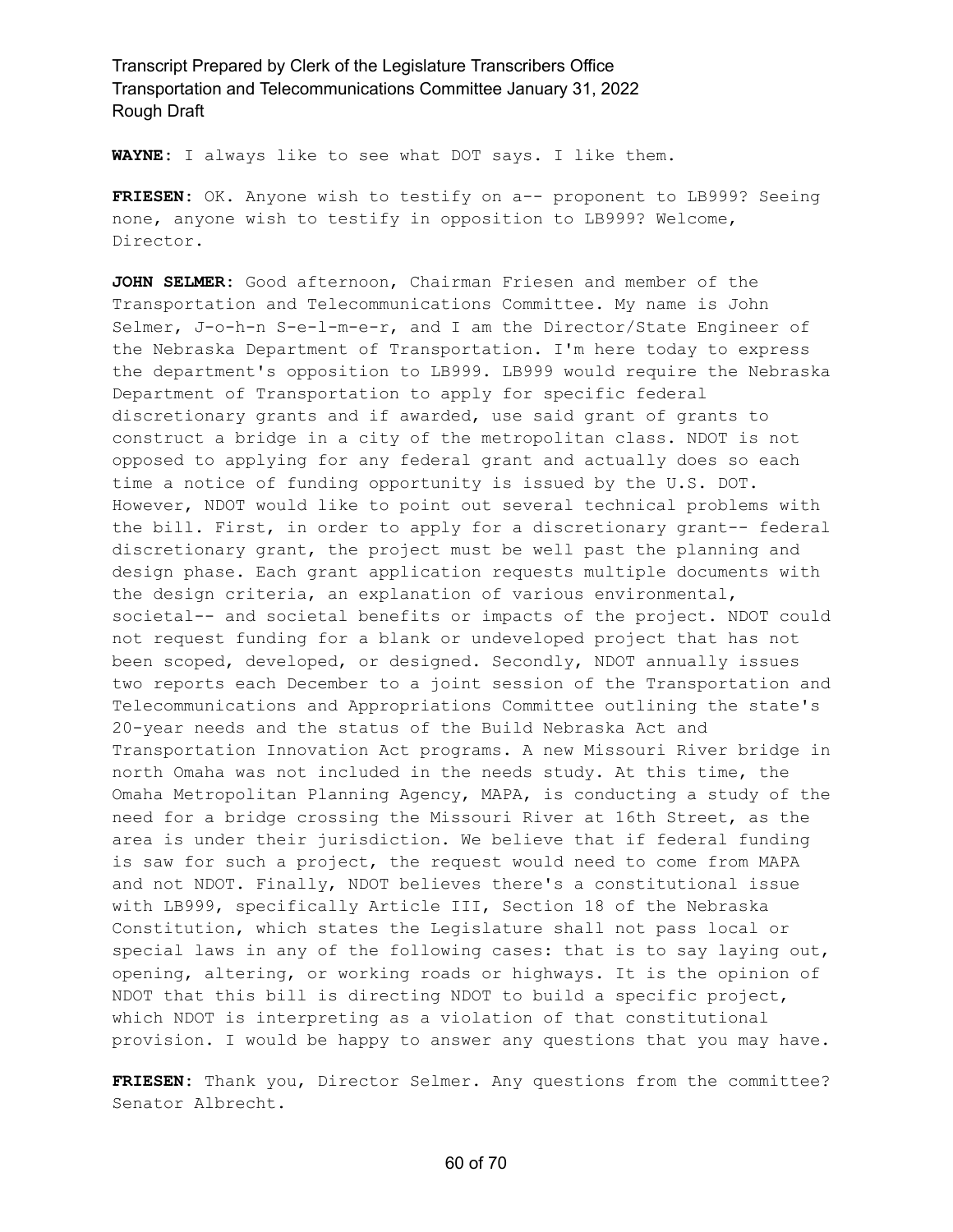**WAYNE:** I always like to see what DOT says. I like them.

**FRIESEN:** OK. Anyone wish to testify on a-- proponent to LB999? Seeing none, anyone wish to testify in opposition to LB999? Welcome, Director.

**JOHN SELMER:** Good afternoon, Chairman Friesen and member of the Transportation and Telecommunications Committee. My name is John Selmer, J-o-h-n S-e-l-m-e-r, and I am the Director/State Engineer of the Nebraska Department of Transportation. I'm here today to express the department's opposition to LB999. LB999 would require the Nebraska Department of Transportation to apply for specific federal discretionary grants and if awarded, use said grant of grants to construct a bridge in a city of the metropolitan class. NDOT is not opposed to applying for any federal grant and actually does so each time a notice of funding opportunity is issued by the U.S. DOT. However, NDOT would like to point out several technical problems with the bill. First, in order to apply for a discretionary grant-- federal discretionary grant, the project must be well past the planning and design phase. Each grant application requests multiple documents with the design criteria, an explanation of various environmental, societal-- and societal benefits or impacts of the project. NDOT could not request funding for a blank or undeveloped project that has not been scoped, developed, or designed. Secondly, NDOT annually issues two reports each December to a joint session of the Transportation and Telecommunications and Appropriations Committee outlining the state's 20-year needs and the status of the Build Nebraska Act and Transportation Innovation Act programs. A new Missouri River bridge in north Omaha was not included in the needs study. At this time, the Omaha Metropolitan Planning Agency, MAPA, is conducting a study of the need for a bridge crossing the Missouri River at 16th Street, as the area is under their jurisdiction. We believe that if federal funding is saw for such a project, the request would need to come from MAPA and not NDOT. Finally, NDOT believes there's a constitutional issue with LB999, specifically Article III, Section 18 of the Nebraska Constitution, which states the Legislature shall not pass local or special laws in any of the following cases: that is to say laying out, opening, altering, or working roads or highways. It is the opinion of NDOT that this bill is directing NDOT to build a specific project, which NDOT is interpreting as a violation of that constitutional provision. I would be happy to answer any questions that you may have.

**FRIESEN:** Thank you, Director Selmer. Any questions from the committee? Senator Albrecht.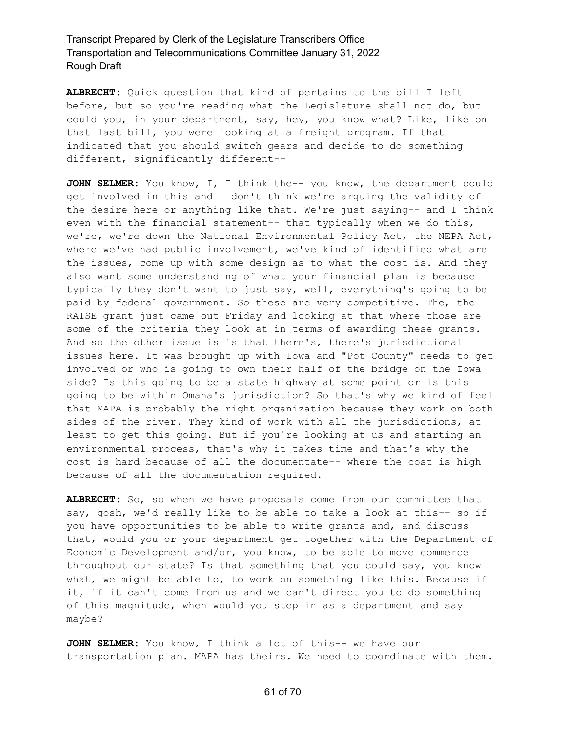**ALBRECHT:** Quick question that kind of pertains to the bill I left before, but so you're reading what the Legislature shall not do, but could you, in your department, say, hey, you know what? Like, like on that last bill, you were looking at a freight program. If that indicated that you should switch gears and decide to do something different, significantly different--

**JOHN SELMER:** You know, I, I think the-- you know, the department could get involved in this and I don't think we're arguing the validity of the desire here or anything like that. We're just saying-- and I think even with the financial statement-- that typically when we do this, we're, we're down the National Environmental Policy Act, the NEPA Act, where we've had public involvement, we've kind of identified what are the issues, come up with some design as to what the cost is. And they also want some understanding of what your financial plan is because typically they don't want to just say, well, everything's going to be paid by federal government. So these are very competitive. The, the RAISE grant just came out Friday and looking at that where those are some of the criteria they look at in terms of awarding these grants. And so the other issue is is that there's, there's jurisdictional issues here. It was brought up with Iowa and "Pot County" needs to get involved or who is going to own their half of the bridge on the Iowa side? Is this going to be a state highway at some point or is this going to be within Omaha's jurisdiction? So that's why we kind of feel that MAPA is probably the right organization because they work on both sides of the river. They kind of work with all the jurisdictions, at least to get this going. But if you're looking at us and starting an environmental process, that's why it takes time and that's why the cost is hard because of all the documentate-- where the cost is high because of all the documentation required.

**ALBRECHT:** So, so when we have proposals come from our committee that say, gosh, we'd really like to be able to take a look at this-- so if you have opportunities to be able to write grants and, and discuss that, would you or your department get together with the Department of Economic Development and/or, you know, to be able to move commerce throughout our state? Is that something that you could say, you know what, we might be able to, to work on something like this. Because if it, if it can't come from us and we can't direct you to do something of this magnitude, when would you step in as a department and say maybe?

**JOHN SELMER:** You know, I think a lot of this-- we have our transportation plan. MAPA has theirs. We need to coordinate with them.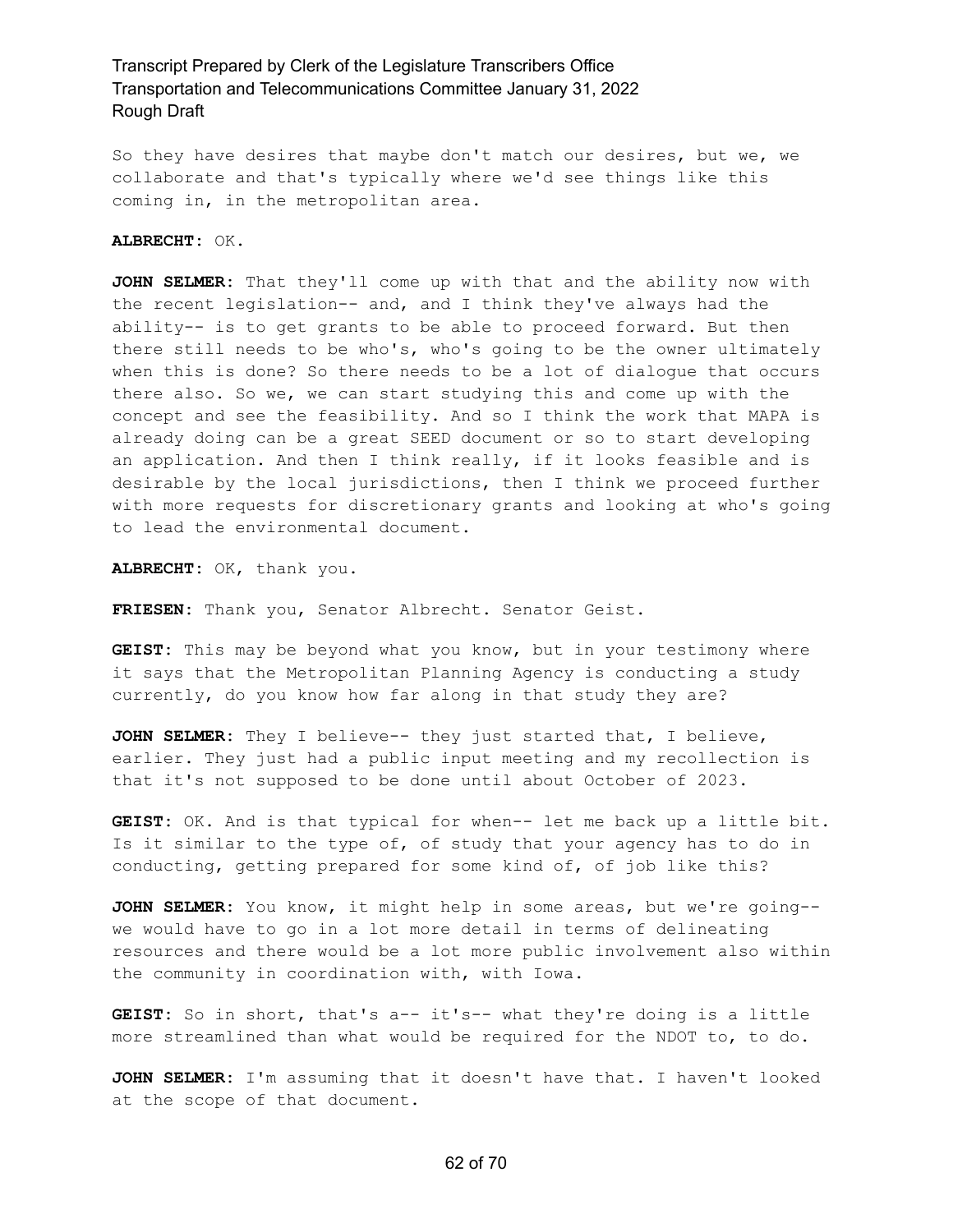So they have desires that maybe don't match our desires, but we, we collaborate and that's typically where we'd see things like this coming in, in the metropolitan area.

**ALBRECHT:** OK.

**JOHN SELMER:** That they'll come up with that and the ability now with the recent legislation-- and, and I think they've always had the ability-- is to get grants to be able to proceed forward. But then there still needs to be who's, who's going to be the owner ultimately when this is done? So there needs to be a lot of dialogue that occurs there also. So we, we can start studying this and come up with the concept and see the feasibility. And so I think the work that MAPA is already doing can be a great SEED document or so to start developing an application. And then I think really, if it looks feasible and is desirable by the local jurisdictions, then I think we proceed further with more requests for discretionary grants and looking at who's going to lead the environmental document.

**ALBRECHT:** OK, thank you.

**FRIESEN:** Thank you, Senator Albrecht. Senator Geist.

**GEIST:** This may be beyond what you know, but in your testimony where it says that the Metropolitan Planning Agency is conducting a study currently, do you know how far along in that study they are?

**JOHN SELMER:** They I believe-- they just started that, I believe, earlier. They just had a public input meeting and my recollection is that it's not supposed to be done until about October of 2023.

**GEIST:** OK. And is that typical for when-- let me back up a little bit. Is it similar to the type of, of study that your agency has to do in conducting, getting prepared for some kind of, of job like this?

**JOHN SELMER:** You know, it might help in some areas, but we're going-- we would have to go in a lot more detail in terms of delineating resources and there would be a lot more public involvement also within the community in coordination with, with Iowa.

**GEIST:** So in short, that's a-- it's-- what they're doing is a little more streamlined than what would be required for the NDOT to, to do.

**JOHN SELMER:** I'm assuming that it doesn't have that. I haven't looked at the scope of that document.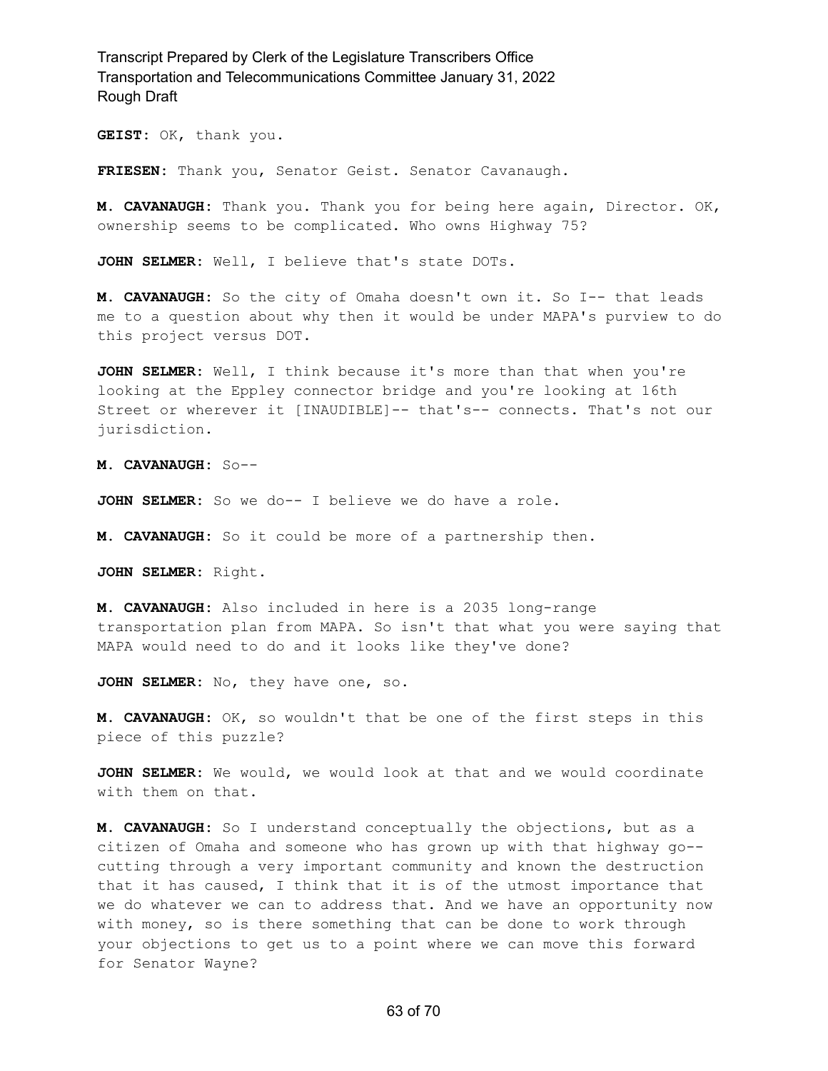**GEIST:** OK, thank you.

**FRIESEN:** Thank you, Senator Geist. Senator Cavanaugh.

**M. CAVANAUGH:** Thank you. Thank you for being here again, Director. OK, ownership seems to be complicated. Who owns Highway 75?

**JOHN SELMER:** Well, I believe that's state DOTs.

**M. CAVANAUGH:** So the city of Omaha doesn't own it. So I-- that leads me to a question about why then it would be under MAPA's purview to do this project versus DOT.

**JOHN SELMER:** Well, I think because it's more than that when you're looking at the Eppley connector bridge and you're looking at 16th Street or wherever it [INAUDIBLE]-- that's-- connects. That's not our jurisdiction.

**M. CAVANAUGH:** So--

**JOHN SELMER:** So we do-- I believe we do have a role.

**M. CAVANAUGH:** So it could be more of a partnership then.

**JOHN SELMER:** Right.

**M. CAVANAUGH:** Also included in here is a 2035 long-range transportation plan from MAPA. So isn't that what you were saying that MAPA would need to do and it looks like they've done?

**JOHN SELMER:** No, they have one, so.

**M. CAVANAUGH:** OK, so wouldn't that be one of the first steps in this piece of this puzzle?

**JOHN SELMER:** We would, we would look at that and we would coordinate with them on that.

**M. CAVANAUGH:** So I understand conceptually the objections, but as a citizen of Omaha and someone who has grown up with that highway go-- cutting through a very important community and known the destruction that it has caused, I think that it is of the utmost importance that we do whatever we can to address that. And we have an opportunity now with money, so is there something that can be done to work through your objections to get us to a point where we can move this forward for Senator Wayne?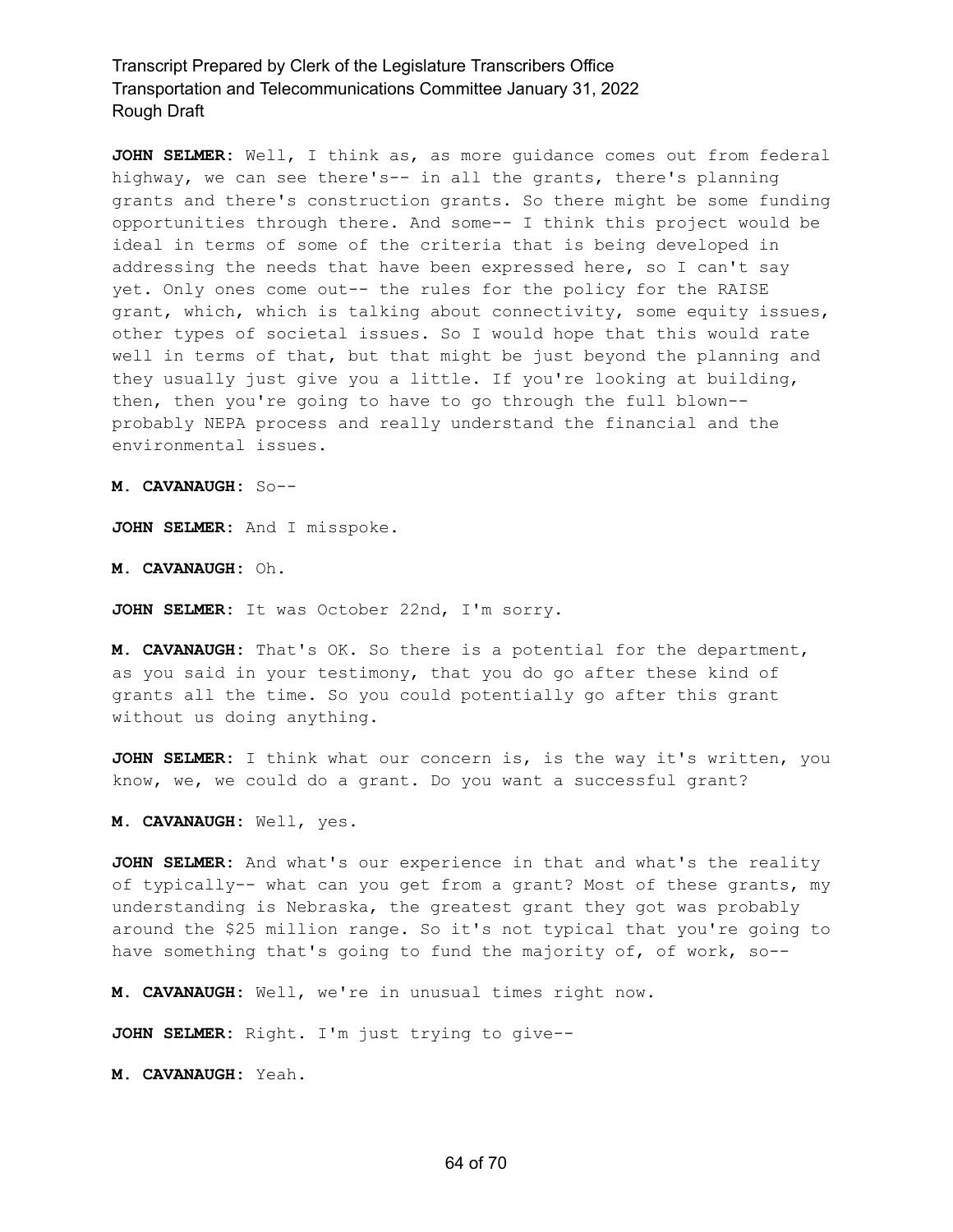**JOHN SELMER:** Well, I think as, as more guidance comes out from federal highway, we can see there's-- in all the grants, there's planning grants and there's construction grants. So there might be some funding opportunities through there. And some-- I think this project would be ideal in terms of some of the criteria that is being developed in addressing the needs that have been expressed here, so I can't say yet. Only ones come out-- the rules for the policy for the RAISE grant, which, which is talking about connectivity, some equity issues, other types of societal issues. So I would hope that this would rate well in terms of that, but that might be just beyond the planning and they usually just give you a little. If you're looking at building, then, then you're going to have to go through the full blown-- probably NEPA process and really understand the financial and the environmental issues.

**M. CAVANAUGH:** So--

**JOHN SELMER:** And I misspoke.

**M. CAVANAUGH:** Oh.

**JOHN SELMER:** It was October 22nd, I'm sorry.

**M. CAVANAUGH:** That's OK. So there is a potential for the department, as you said in your testimony, that you do go after these kind of grants all the time. So you could potentially go after this grant without us doing anything.

**JOHN SELMER:** I think what our concern is, is the way it's written, you know, we, we could do a grant. Do you want a successful grant?

**M. CAVANAUGH:** Well, yes.

**JOHN SELMER:** And what's our experience in that and what's the reality of typically-- what can you get from a grant? Most of these grants, my understanding is Nebraska, the greatest grant they got was probably around the $25 million range. So it's not typical that you're going to have something that's going to fund the majority of, of work, so--

**M. CAVANAUGH:** Well, we're in unusual times right now.

**JOHN SELMER:** Right. I'm just trying to give--

**M. CAVANAUGH:** Yeah.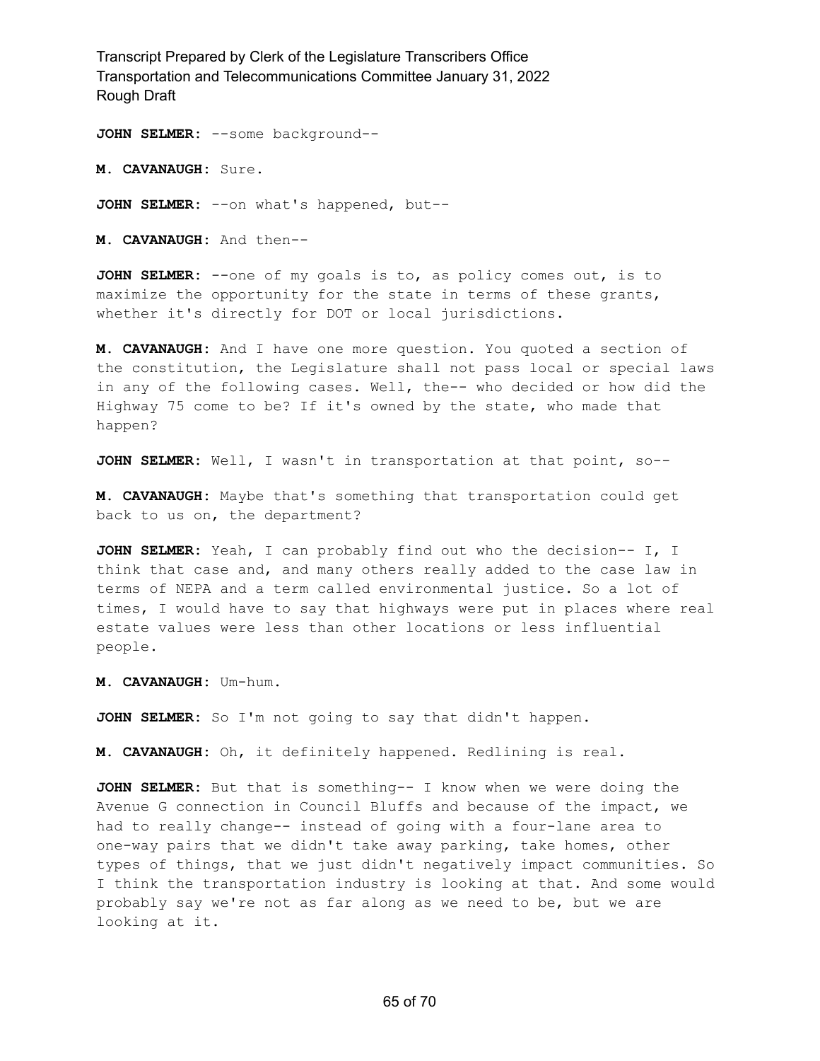**JOHN SELMER:** --some background--

**M. CAVANAUGH:** Sure.

**JOHN SELMER:** --on what's happened, but--

**M. CAVANAUGH:** And then--

**JOHN SELMER:** --one of my goals is to, as policy comes out, is to maximize the opportunity for the state in terms of these grants, whether it's directly for DOT or local jurisdictions.

**M. CAVANAUGH:** And I have one more question. You quoted a section of the constitution, the Legislature shall not pass local or special laws in any of the following cases. Well, the-- who decided or how did the Highway 75 come to be? If it's owned by the state, who made that happen?

**JOHN SELMER:** Well, I wasn't in transportation at that point, so--

**M. CAVANAUGH:** Maybe that's something that transportation could get back to us on, the department?

**JOHN SELMER:** Yeah, I can probably find out who the decision-- I, I think that case and, and many others really added to the case law in terms of NEPA and a term called environmental justice. So a lot of times, I would have to say that highways were put in places where real estate values were less than other locations or less influential people.

**M. CAVANAUGH:** Um-hum.

**JOHN SELMER:** So I'm not going to say that didn't happen.

**M. CAVANAUGH:** Oh, it definitely happened. Redlining is real.

**JOHN SELMER:** But that is something-- I know when we were doing the Avenue G connection in Council Bluffs and because of the impact, we had to really change-- instead of going with a four-lane area to one-way pairs that we didn't take away parking, take homes, other types of things, that we just didn't negatively impact communities. So I think the transportation industry is looking at that. And some would probably say we're not as far along as we need to be, but we are looking at it.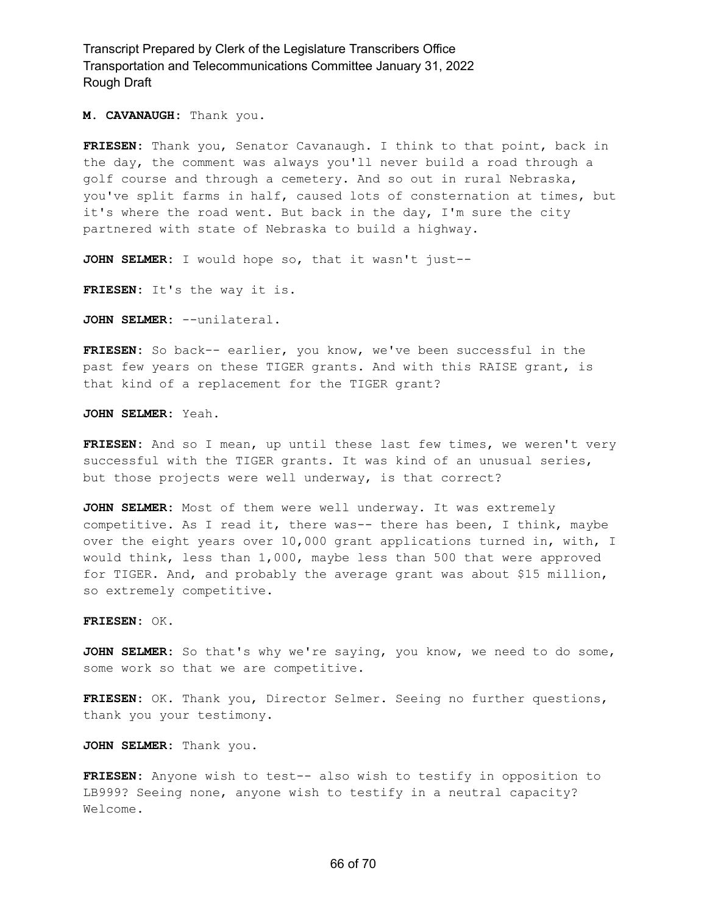**M. CAVANAUGH:** Thank you.

**FRIESEN:** Thank you, Senator Cavanaugh. I think to that point, back in the day, the comment was always you'll never build a road through a golf course and through a cemetery. And so out in rural Nebraska, you've split farms in half, caused lots of consternation at times, but it's where the road went. But back in the day, I'm sure the city partnered with state of Nebraska to build a highway.

**JOHN SELMER:** I would hope so, that it wasn't just--

**FRIESEN:** It's the way it is.

**JOHN SELMER:** --unilateral.

**FRIESEN:** So back-- earlier, you know, we've been successful in the past few years on these TIGER grants. And with this RAISE grant, is that kind of a replacement for the TIGER grant?

**JOHN SELMER:** Yeah.

**FRIESEN:** And so I mean, up until these last few times, we weren't very successful with the TIGER grants. It was kind of an unusual series, but those projects were well underway, is that correct?

**JOHN SELMER:** Most of them were well underway. It was extremely competitive. As I read it, there was-- there has been, I think, maybe over the eight years over 10,000 grant applications turned in, with, I would think, less than 1,000, maybe less than 500 that were approved for TIGER. And, and probably the average grant was about $15 million, so extremely competitive.

**FRIESEN:** OK.

**JOHN SELMER:** So that's why we're saying, you know, we need to do some, some work so that we are competitive.

**FRIESEN:** OK. Thank you, Director Selmer. Seeing no further questions, thank you your testimony.

**JOHN SELMER:** Thank you.

**FRIESEN:** Anyone wish to test-- also wish to testify in opposition to LB999? Seeing none, anyone wish to testify in a neutral capacity? Welcome.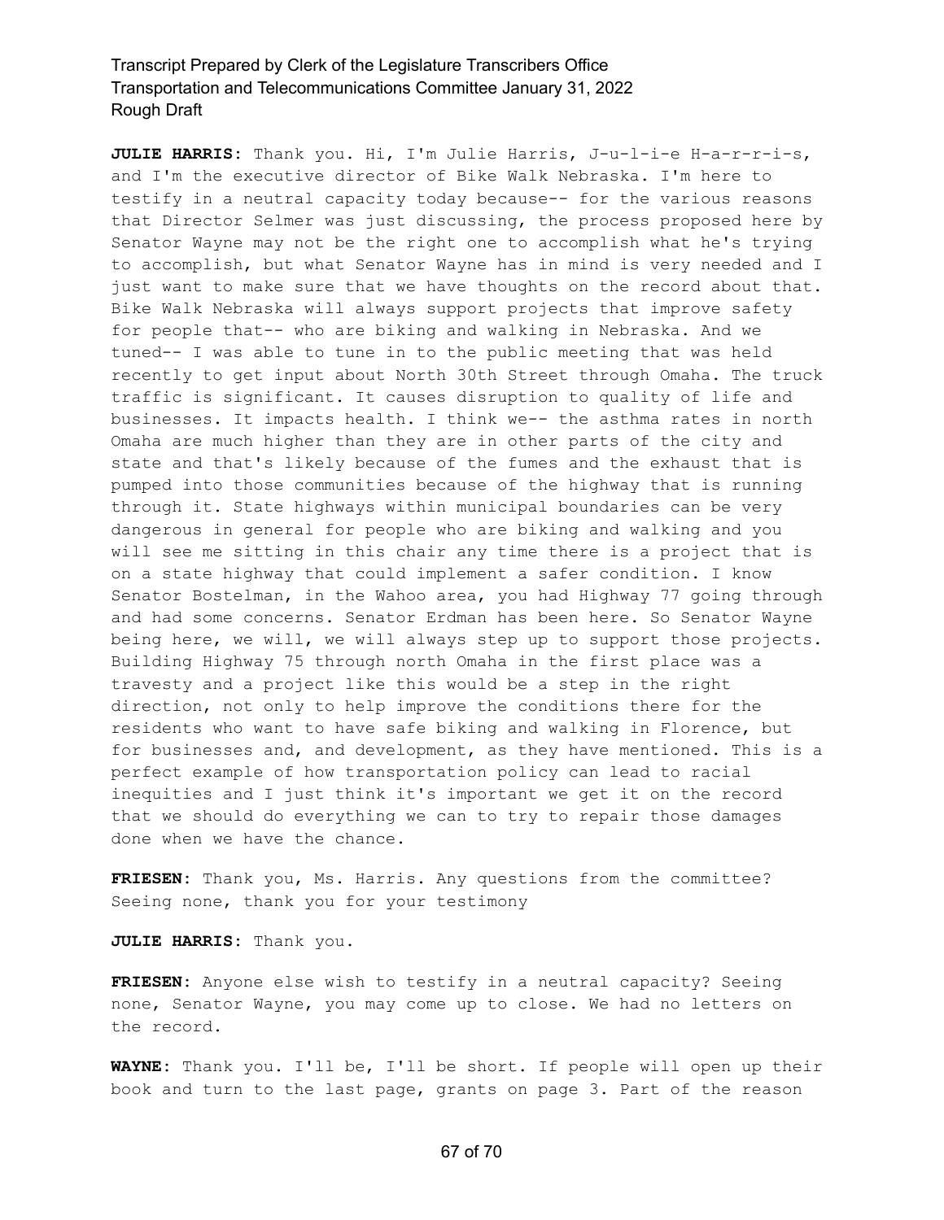**JULIE HARRIS:** Thank you. Hi, I'm Julie Harris, J-u-l-i-e H-a-r-r-i-s, and I'm the executive director of Bike Walk Nebraska. I'm here to testify in a neutral capacity today because-- for the various reasons that Director Selmer was just discussing, the process proposed here by Senator Wayne may not be the right one to accomplish what he's trying to accomplish, but what Senator Wayne has in mind is very needed and I just want to make sure that we have thoughts on the record about that. Bike Walk Nebraska will always support projects that improve safety for people that-- who are biking and walking in Nebraska. And we tuned-- I was able to tune in to the public meeting that was held recently to get input about North 30th Street through Omaha. The truck traffic is significant. It causes disruption to quality of life and businesses. It impacts health. I think we-- the asthma rates in north Omaha are much higher than they are in other parts of the city and state and that's likely because of the fumes and the exhaust that is pumped into those communities because of the highway that is running through it. State highways within municipal boundaries can be very dangerous in general for people who are biking and walking and you will see me sitting in this chair any time there is a project that is on a state highway that could implement a safer condition. I know Senator Bostelman, in the Wahoo area, you had Highway 77 going through and had some concerns. Senator Erdman has been here. So Senator Wayne being here, we will, we will always step up to support those projects. Building Highway 75 through north Omaha in the first place was a travesty and a project like this would be a step in the right direction, not only to help improve the conditions there for the residents who want to have safe biking and walking in Florence, but for businesses and, and development, as they have mentioned. This is a perfect example of how transportation policy can lead to racial inequities and I just think it's important we get it on the record that we should do everything we can to try to repair those damages done when we have the chance.

**FRIESEN:** Thank you, Ms. Harris. Any questions from the committee? Seeing none, thank you for your testimony

**JULIE HARRIS:** Thank you.

**FRIESEN:** Anyone else wish to testify in a neutral capacity? Seeing none, Senator Wayne, you may come up to close. We had no letters on the record.

**WAYNE:** Thank you. I'll be, I'll be short. If people will open up their book and turn to the last page, grants on page 3. Part of the reason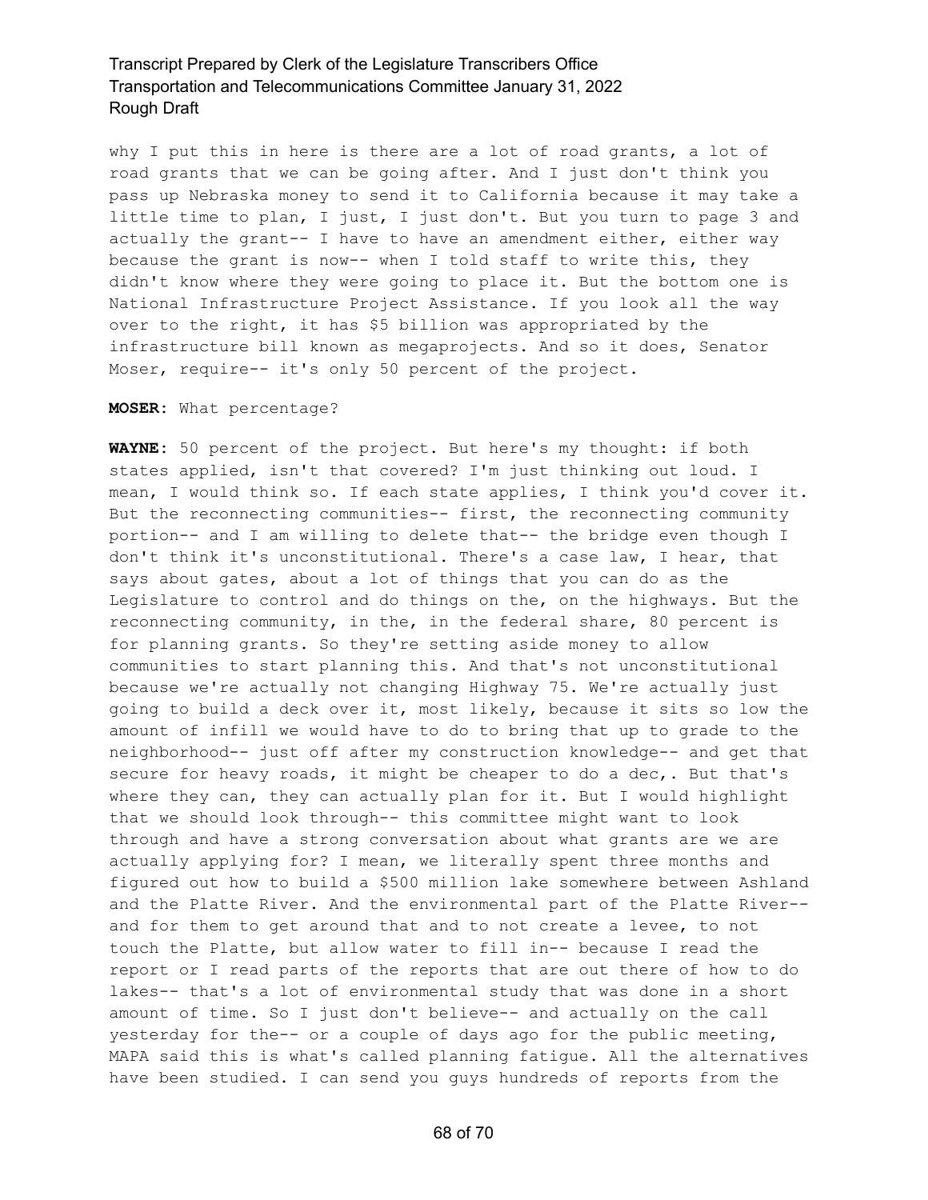why I put this in here is there are a lot of road grants, a lot of road grants that we can be going after. And I just don't think you pass up Nebraska money to send it to California because it may take a little time to plan, I just, I just don't. But you turn to page 3 and actually the grant-- I have to have an amendment either, either way because the grant is now-- when I told staff to write this, they didn't know where they were going to place it. But the bottom one is National Infrastructure Project Assistance. If you look all the way over to the right, it has $5 billion was appropriated by the infrastructure bill known as megaprojects. And so it does, Senator Moser, require-- it's only 50 percent of the project.

**MOSER:** What percentage?

**WAYNE:** 50 percent of the project. But here's my thought: if both states applied, isn't that covered? I'm just thinking out loud. I mean, I would think so. If each state applies, I think you'd cover it. But the reconnecting communities-- first, the reconnecting community portion-- and I am willing to delete that-- the bridge even though I don't think it's unconstitutional. There's a case law, I hear, that says about gates, about a lot of things that you can do as the Legislature to control and do things on the, on the highways. But the reconnecting community, in the, in the federal share, 80 percent is for planning grants. So they're setting aside money to allow communities to start planning this. And that's not unconstitutional because we're actually not changing Highway 75. We're actually just going to build a deck over it, most likely, because it sits so low the amount of infill we would have to do to bring that up to grade to the neighborhood-- just off after my construction knowledge-- and get that secure for heavy roads, it might be cheaper to do a dec,. But that's where they can, they can actually plan for it. But I would highlight that we should look through-- this committee might want to look through and have a strong conversation about what grants are we are actually applying for? I mean, we literally spent three months and figured out how to build a $500 million lake somewhere between Ashland and the Platte River. And the environmental part of the Platte River-- and for them to get around that and to not create a levee, to not touch the Platte, but allow water to fill in-- because I read the report or I read parts of the reports that are out there of how to do lakes-- that's a lot of environmental study that was done in a short amount of time. So I just don't believe-- and actually on the call yesterday for the-- or a couple of days ago for the public meeting, MAPA said this is what's called planning fatigue. All the alternatives have been studied. I can send you guys hundreds of reports from the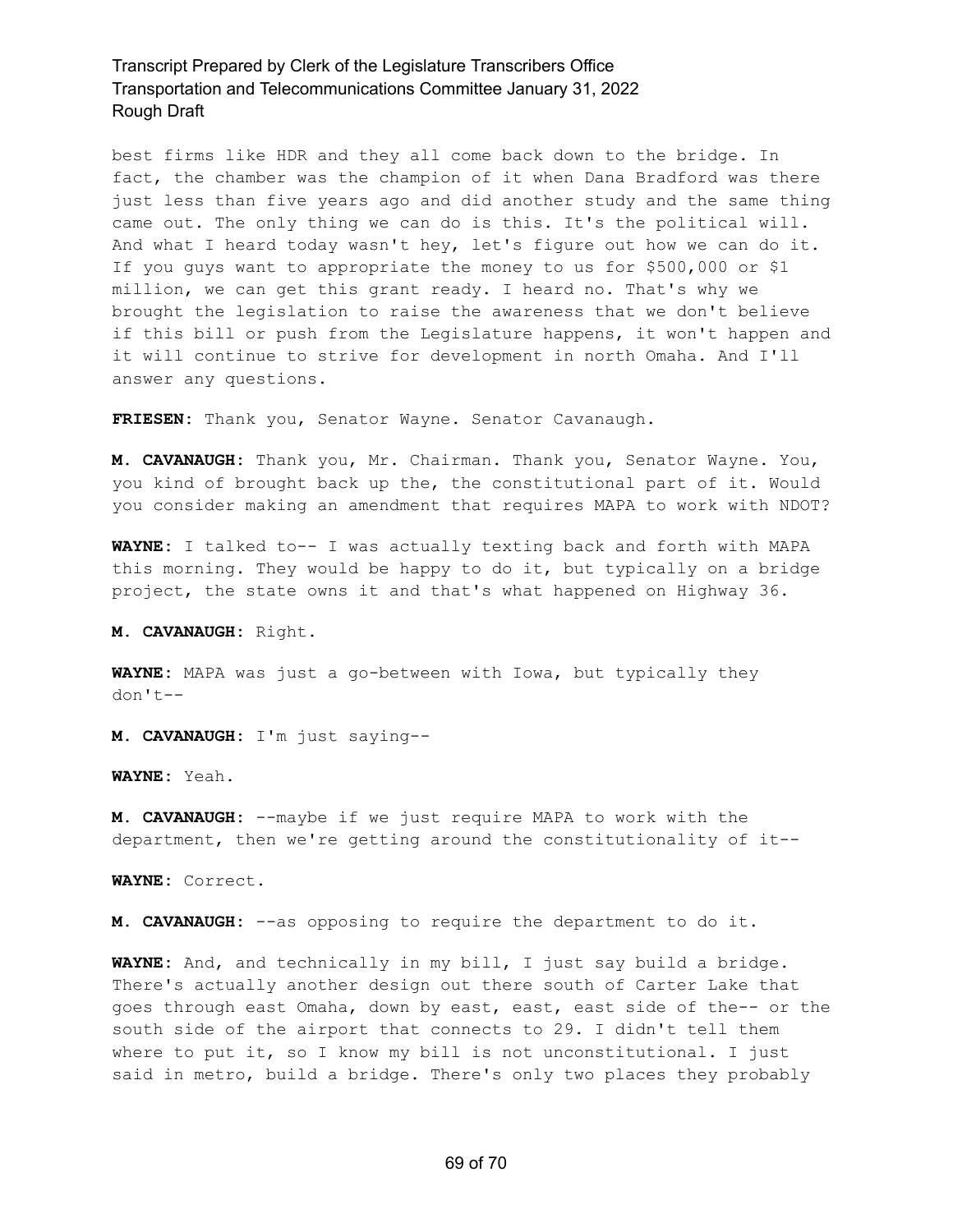best firms like HDR and they all come back down to the bridge. In fact, the chamber was the champion of it when Dana Bradford was there just less than five years ago and did another study and the same thing came out. The only thing we can do is this. It's the political will. And what I heard today wasn't hey, let's figure out how we can do it. If you guys want to appropriate the money to us for $500,000 or $1 million, we can get this grant ready. I heard no. That's why we brought the legislation to raise the awareness that we don't believe if this bill or push from the Legislature happens, it won't happen and it will continue to strive for development in north Omaha. And I'll answer any questions.

**FRIESEN:** Thank you, Senator Wayne. Senator Cavanaugh.

**M. CAVANAUGH:** Thank you, Mr. Chairman. Thank you, Senator Wayne. You, you kind of brought back up the, the constitutional part of it. Would you consider making an amendment that requires MAPA to work with NDOT?

**WAYNE:** I talked to-- I was actually texting back and forth with MAPA this morning. They would be happy to do it, but typically on a bridge project, the state owns it and that's what happened on Highway 36.

**M. CAVANAUGH:** Right.

**WAYNE:** MAPA was just a go-between with Iowa, but typically they don't--

**M. CAVANAUGH:** I'm just saying--

**WAYNE:** Yeah.

**M. CAVANAUGH:** --maybe if we just require MAPA to work with the department, then we're getting around the constitutionality of it--

**WAYNE:** Correct.

**M. CAVANAUGH:** --as opposing to require the department to do it.

**WAYNE:** And, and technically in my bill, I just say build a bridge. There's actually another design out there south of Carter Lake that goes through east Omaha, down by east, east, east side of the-- or the south side of the airport that connects to 29. I didn't tell them where to put it, so I know my bill is not unconstitutional. I just said in metro, build a bridge. There's only two places they probably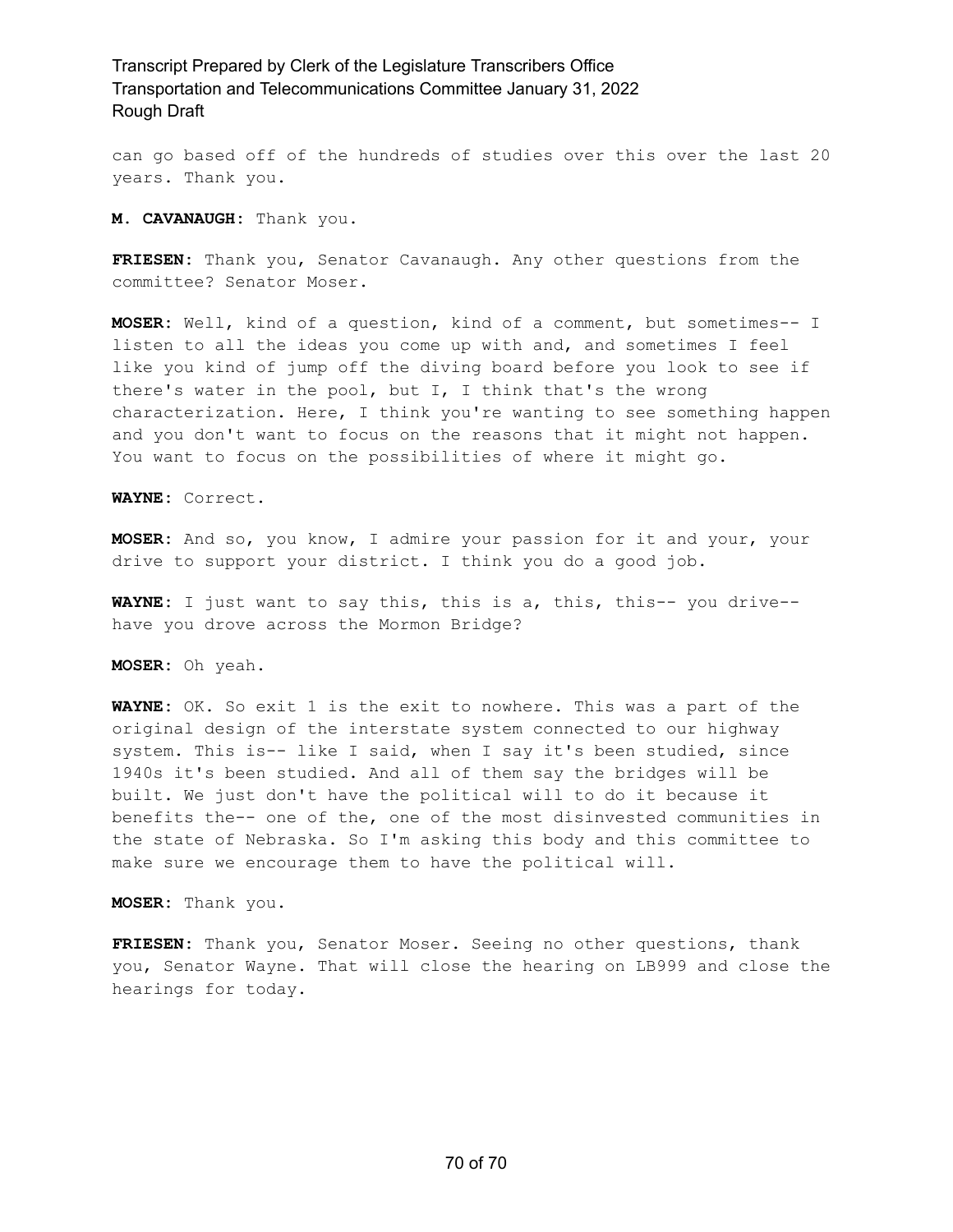can go based off of the hundreds of studies over this over the last 20 years. Thank you.

**M. CAVANAUGH:** Thank you.

**FRIESEN:** Thank you, Senator Cavanaugh. Any other questions from the committee? Senator Moser.

**MOSER:** Well, kind of a question, kind of a comment, but sometimes-- I listen to all the ideas you come up with and, and sometimes I feel like you kind of jump off the diving board before you look to see if there's water in the pool, but I, I think that's the wrong characterization. Here, I think you're wanting to see something happen and you don't want to focus on the reasons that it might not happen. You want to focus on the possibilities of where it might go.

**WAYNE:** Correct.

**MOSER:** And so, you know, I admire your passion for it and your, your drive to support your district. I think you do a good job.

**WAYNE:** I just want to say this, this is a, this, this-- you drive-- have you drove across the Mormon Bridge?

**MOSER:** Oh yeah.

**WAYNE:** OK. So exit 1 is the exit to nowhere. This was a part of the original design of the interstate system connected to our highway system. This is-- like I said, when I say it's been studied, since 1940s it's been studied. And all of them say the bridges will be built. We just don't have the political will to do it because it benefits the-- one of the, one of the most disinvested communities in the state of Nebraska. So I'm asking this body and this committee to make sure we encourage them to have the political will.

**MOSER:** Thank you.

**FRIESEN:** Thank you, Senator Moser. Seeing no other questions, thank you, Senator Wayne. That will close the hearing on LB999 and close the hearings for today.